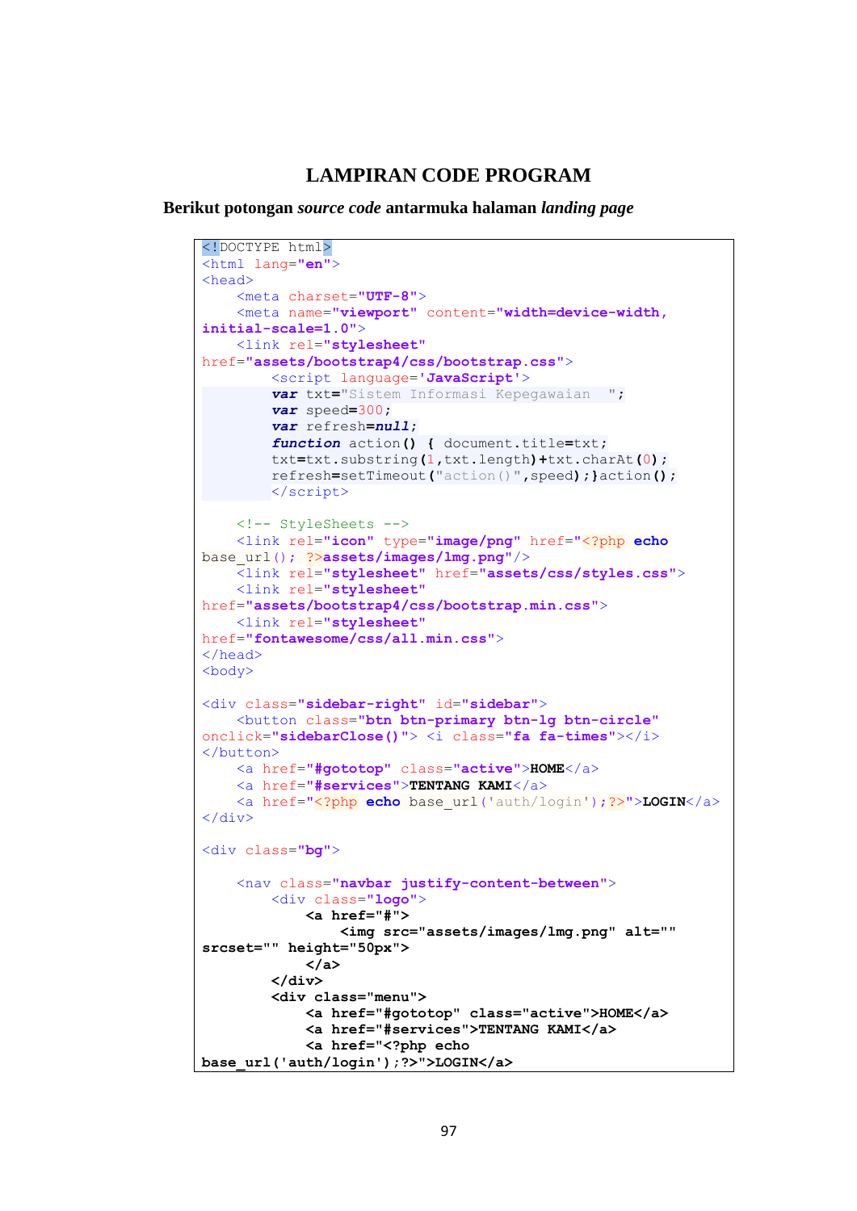# LAMPIRAN CODE PROGRAM

**Berikut potongan *source code* antarmuka halaman *landing page***

```
<!DOCTYPE html>
<html lang="en">
<head>
    <meta charset="UTF-8">
    <meta name="viewport" content="width=device-width,
initial-scale=1.0">
    <link rel="stylesheet"
href="assets/bootstrap4/css/bootstrap.css">
        <script language='JavaScript'>
        var txt="Sistem Informasi Kepegawaian  ";
        var speed=300;
        var refresh=null;
        function action() { document.title=txt;
        txt=txt.substring(1,txt.length)+txt.charAt(0);
        refresh=setTimeout("action()",speed);}action();
        </script>

    <!-- StyleSheets -->
    <link rel="icon" type="image/png" href="<?php echo
base_url(); ?>assets/images/lmg.png"/>
    <link rel="stylesheet" href="assets/css/styles.css">
    <link rel="stylesheet"
href="assets/bootstrap4/css/bootstrap.min.css">
    <link rel="stylesheet"
href="fontawesome/css/all.min.css">
</head>
<body>

<div class="sidebar-right" id="sidebar">
    <button class="btn btn-primary btn-lg btn-circle"
onclick="sidebarClose()"> <i class="fa fa-times"></i>
</button>
    <a href="#gototop" class="active">HOME</a>
    <a href="#services">TENTANG KAMI</a>
    <a href="<?php echo base_url('auth/login');?>">LOGIN</a>
</div>

<div class="bg">

    <nav class="navbar justify-content-between">
        <div class="logo">
            <a href="#">
                <img src="assets/images/lmg.png" alt=""
srcset="" height="50px">
            </a>
        </div>
        <div class="menu">
            <a href="#gototop" class="active">HOME</a>
            <a href="#services">TENTANG KAMI</a>
            <a href="<?php echo
base_url('auth/login');?>">LOGIN</a>
```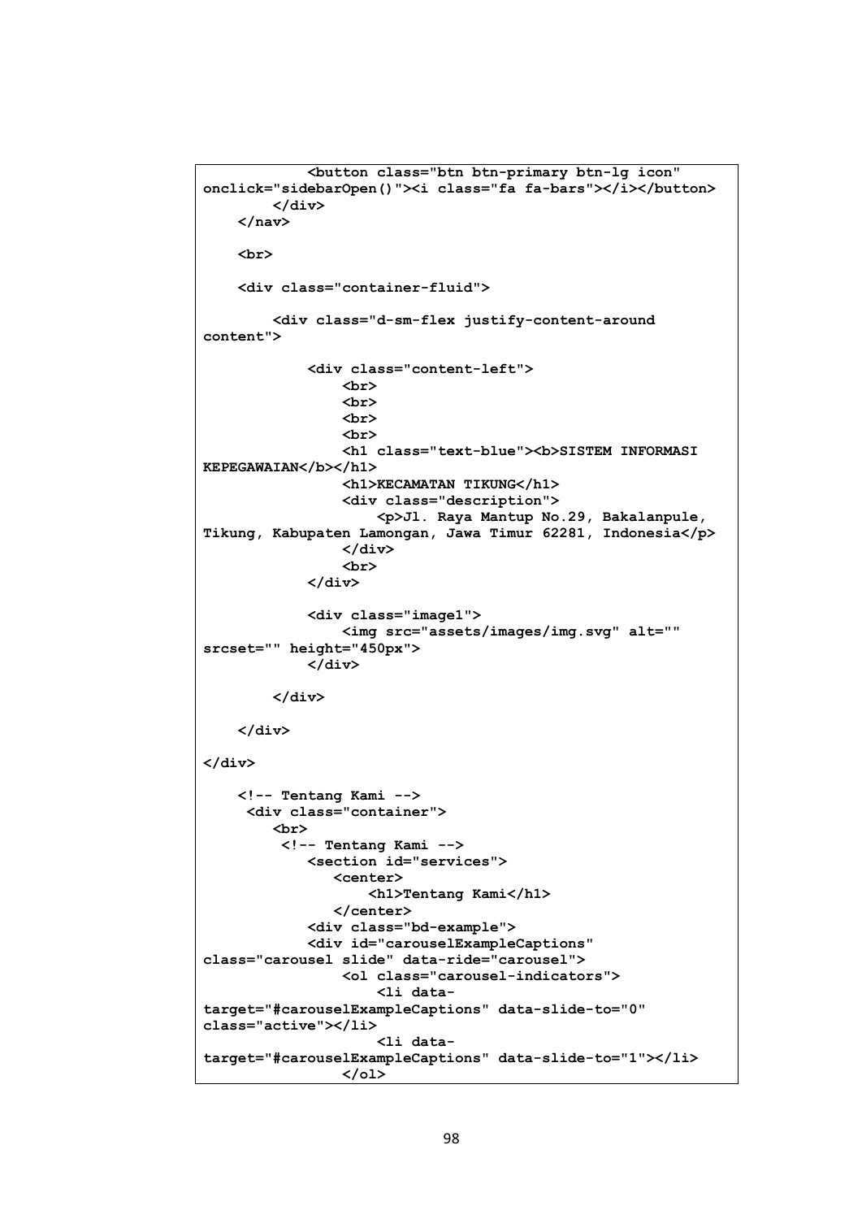```
            <button class="btn btn-primary btn-lg icon"
onclick="sidebarOpen()"><i class="fa fa-bars"></i></button>
        </div>
    </nav>

    <br>

    <div class="container-fluid">

        <div class="d-sm-flex justify-content-around
content">

            <div class="content-left">
                <br>
                <br>
                <br>
                <br>
                <h1 class="text-blue"><b>SISTEM INFORMASI
KEPEGAWAIAN</b></h1>
                <h1>KECAMATAN TIKUNG</h1>
                <div class="description">
                    <p>Jl. Raya Mantup No.29, Bakalanpule,
Tikung, Kabupaten Lamongan, Jawa Timur 62281, Indonesia</p>
                </div>
                <br>
            </div>

            <div class="image1">
                <img src="assets/images/img.svg" alt=""
srcset="" height="450px">
            </div>

        </div>

    </div>

</div>

    <!-- Tentang Kami -->
     <div class="container">
        <br>
         <!-- Tentang Kami -->
            <section id="services">
               <center>
                   <h1>Tentang Kami</h1>
               </center>
            <div class="bd-example">
            <div id="carouselExampleCaptions"
class="carousel slide" data-ride="carousel">
                <ol class="carousel-indicators">
                    <li data-
target="#carouselExampleCaptions" data-slide-to="0"
class="active"></li>
                    <li data-
target="#carouselExampleCaptions" data-slide-to="1"></li>
                </ol>
```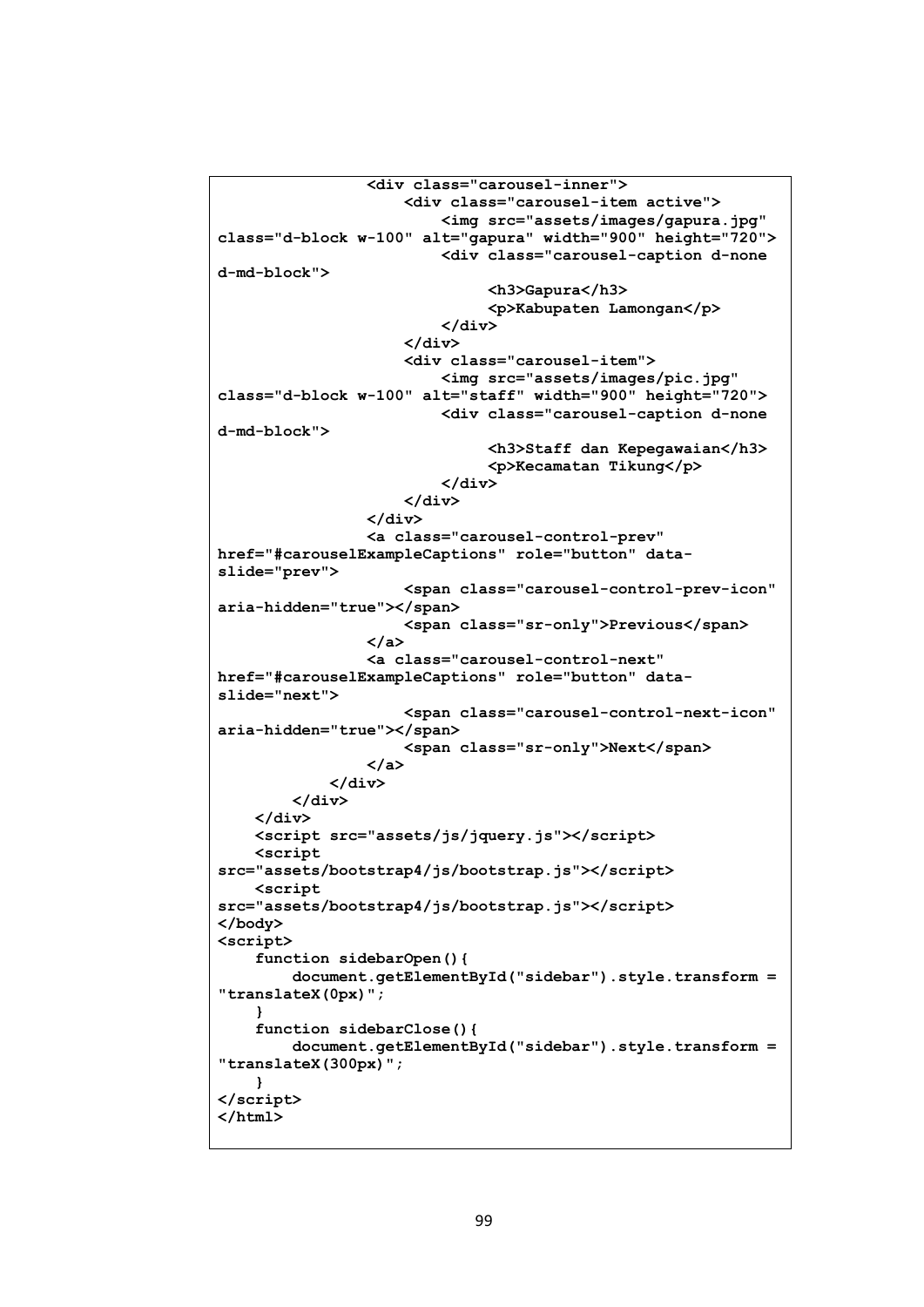```
                <div class="carousel-inner">
                    <div class="carousel-item active">
                        <img src="assets/images/gapura.jpg"
class="d-block w-100" alt="gapura" width="900" height="720">
                        <div class="carousel-caption d-none
d-md-block">
                             <h3>Gapura</h3>
                             <p>Kabupaten Lamongan</p>
                        </div>
                    </div>
                    <div class="carousel-item">
                        <img src="assets/images/pic.jpg"
class="d-block w-100" alt="staff" width="900" height="720">
                        <div class="carousel-caption d-none
d-md-block">
                             <h3>Staff dan Kepegawaian</h3>
                             <p>Kecamatan Tikung</p>
                        </div>
                    </div>
                </div>
                <a class="carousel-control-prev"
href="#carouselExampleCaptions" role="button" data-
slide="prev">
                    <span class="carousel-control-prev-icon"
aria-hidden="true"></span>
                    <span class="sr-only">Previous</span>
                </a>
                <a class="carousel-control-next"
href="#carouselExampleCaptions" role="button" data-
slide="next">
                    <span class="carousel-control-next-icon"
aria-hidden="true"></span>
                    <span class="sr-only">Next</span>
                </a>
            </div>
        </div>
    </div>
    <script src="assets/js/jquery.js"></script>
    <script
src="assets/bootstrap4/js/bootstrap.js"></script>
    <script
src="assets/bootstrap4/js/bootstrap.js"></script>
</body>
<script>
    function sidebarOpen(){
        document.getElementById("sidebar").style.transform =
"translateX(0px)";
    }
    function sidebarClose(){
        document.getElementById("sidebar").style.transform =
"translateX(300px)";
    }
</script>
</html>
```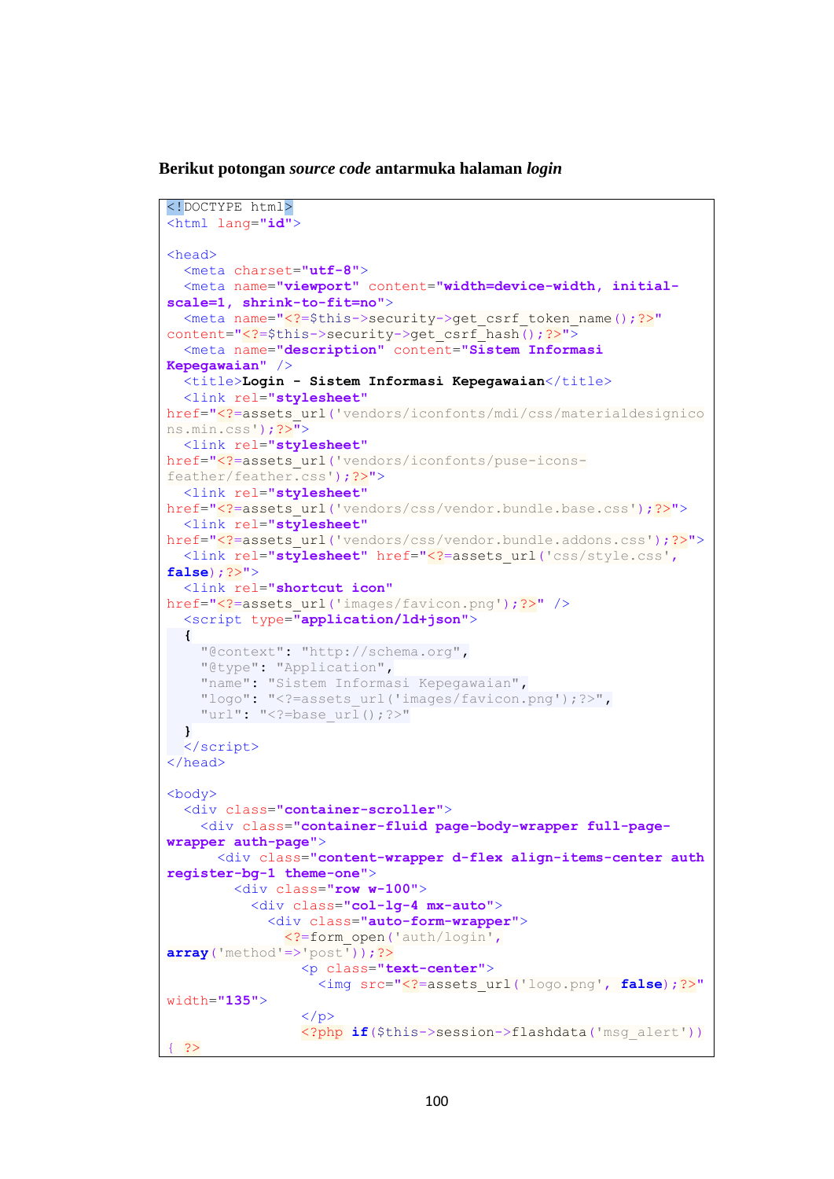**Berikut potongan *source code* antarmuka halaman *login***

```
<!DOCTYPE html>
<html lang="id">

<head>
  <meta charset="utf-8">
  <meta name="viewport" content="width=device-width, initial-scale=1, shrink-to-fit=no">
  <meta name="<?=$this->security->get_csrf_token_name();?>" content="<?=$this->security->get_csrf_hash();?>">
  <meta name="description" content="Sistem Informasi Kepegawaian" />
  <title>Login - Sistem Informasi Kepegawaian</title>
  <link rel="stylesheet" href="<?=assets_url('vendors/iconfonts/mdi/css/materialdesignicons.min.css');?>">
  <link rel="stylesheet" href="<?=assets_url('vendors/iconfonts/puse-icons-feather/feather.css');?>">
  <link rel="stylesheet" href="<?=assets_url('vendors/css/vendor.bundle.base.css');?>">
  <link rel="stylesheet" href="<?=assets_url('vendors/css/vendor.bundle.addons.css');?>">
  <link rel="stylesheet" href="<?=assets_url('css/style.css', false);?>">
  <link rel="shortcut icon" href="<?=assets_url('images/favicon.png');?>" />
  <script type="application/ld+json">
  {
    "@context": "http://schema.org",
    "@type": "Application",
    "name": "Sistem Informasi Kepegawaian",
    "logo": "<?=assets_url('images/favicon.png');?>",
    "url": "<?=base_url();?>"
  }
  </script>
</head>

<body>
  <div class="container-scroller">
    <div class="container-fluid page-body-wrapper full-page-wrapper auth-page">
      <div class="content-wrapper d-flex align-items-center auth register-bg-1 theme-one">
        <div class="row w-100">
          <div class="col-lg-4 mx-auto">
            <div class="auto-form-wrapper">
              <?=form_open('auth/login', array('method'=>'post'));?>
                <p class="text-center">
                  <img src="<?=assets_url('logo.png', false);?>" width="135">
                </p>
                <?php if($this->session->flashdata('msg_alert')) { ?>
```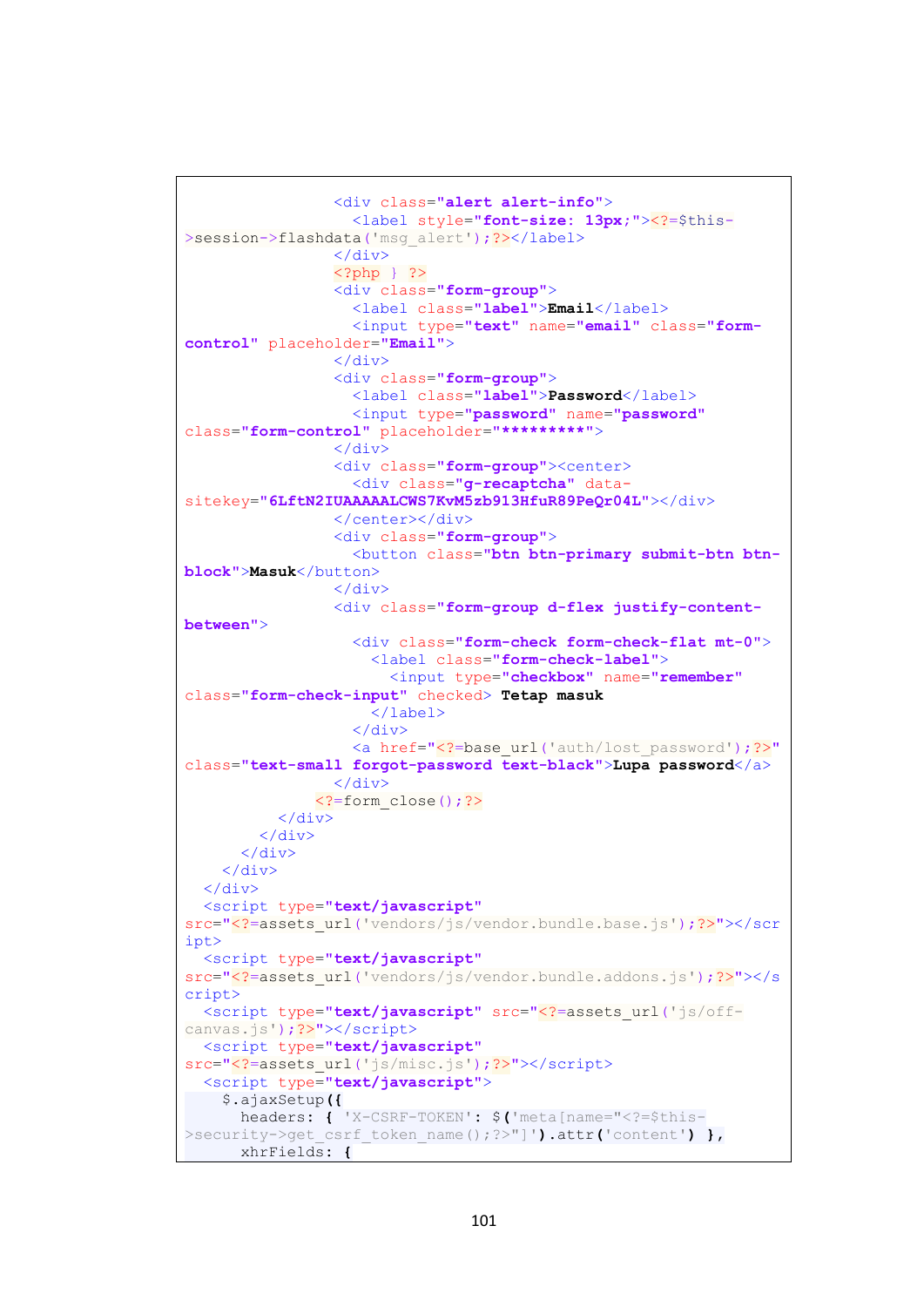```
                <div class="alert alert-info">
                  <label style="font-size: 13px;"><?=$this->session->flashdata('msg_alert');?></label>
                </div>
                <?php } ?>
                <div class="form-group">
                  <label class="label">Email</label>
                  <input type="text" name="email" class="form-control" placeholder="Email">
                </div>
                <div class="form-group">
                  <label class="label">Password</label>
                  <input type="password" name="password" class="form-control" placeholder="*********">
                </div>
                <div class="form-group"><center>
                  <div class="g-recaptcha" data-sitekey="6LftN2IUAAAAALCWS7KvM5zb913HfuR89PeQr04L"></div>
                </center></div>
                <div class="form-group">
                  <button class="btn btn-primary submit-btn btn-block">Masuk</button>
                </div>
                <div class="form-group d-flex justify-content-between">
                  <div class="form-check form-check-flat mt-0">
                    <label class="form-check-label">
                      <input type="checkbox" name="remember" class="form-check-input" checked> Tetap masuk
                    </label>
                  </div>
                  <a href="<?=base_url('auth/lost_password');?>" class="text-small forgot-password text-black">Lupa password</a>
                </div>
              <?=form_close();?>
            </div>
          </div>
        </div>
      </div>
    </div>
  <script type="text/javascript" src="<?=assets_url('vendors/js/vendor.bundle.base.js');?>"></script>
  <script type="text/javascript" src="<?=assets_url('vendors/js/vendor.bundle.addons.js');?>"></script>
  <script type="text/javascript" src="<?=assets_url('js/off-canvas.js');?>"></script>
  <script type="text/javascript" src="<?=assets_url('js/misc.js');?>"></script>
  <script type="text/javascript">
    $.ajaxSetup({
      headers: { 'X-CSRF-TOKEN': $('meta[name="<?=$this->security->get_csrf_token_name();?>"]').attr('content') },
      xhrFields: {
```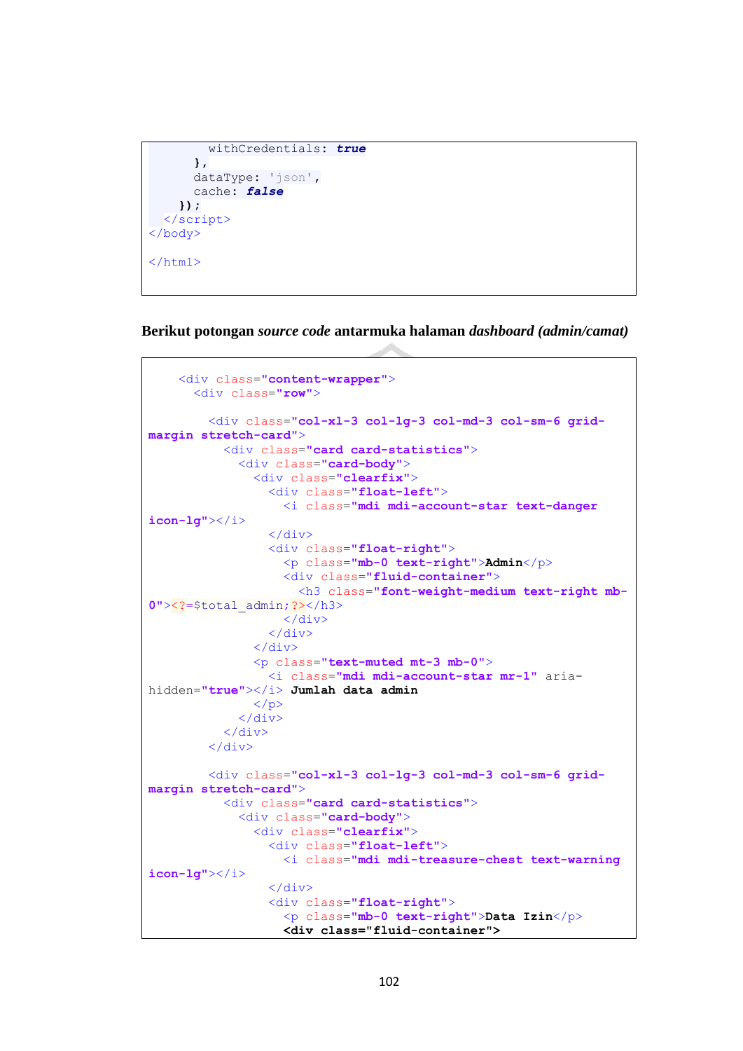```
        withCredentials: true
      },
      dataType: 'json',
      cache: false
    });
  </script>
</body>

</html>
```

**Berikut potongan *source code* antarmuka halaman *dashboard (admin/camat)***

```
    <div class="content-wrapper">
      <div class="row">

        <div class="col-xl-3 col-lg-3 col-md-3 col-sm-6 grid-
margin stretch-card">
          <div class="card card-statistics">
            <div class="card-body">
              <div class="clearfix">
                <div class="float-left">
                  <i class="mdi mdi-account-star text-danger
icon-lg"></i>
                </div>
                <div class="float-right">
                  <p class="mb-0 text-right">Admin</p>
                  <div class="fluid-container">
                    <h3 class="font-weight-medium text-right mb-
0"><?=$total_admin;?></h3>
                  </div>
                </div>
              </div>
              <p class="text-muted mt-3 mb-0">
                <i class="mdi mdi-account-star mr-1" aria-
hidden="true"></i> Jumlah data admin
              </p>
            </div>
          </div>
        </div>

        <div class="col-xl-3 col-lg-3 col-md-3 col-sm-6 grid-
margin stretch-card">
          <div class="card card-statistics">
            <div class="card-body">
              <div class="clearfix">
                <div class="float-left">
                  <i class="mdi mdi-treasure-chest text-warning
icon-lg"></i>
                </div>
                <div class="float-right">
                  <p class="mb-0 text-right">Data Izin</p>
                  <div class="fluid-container">
```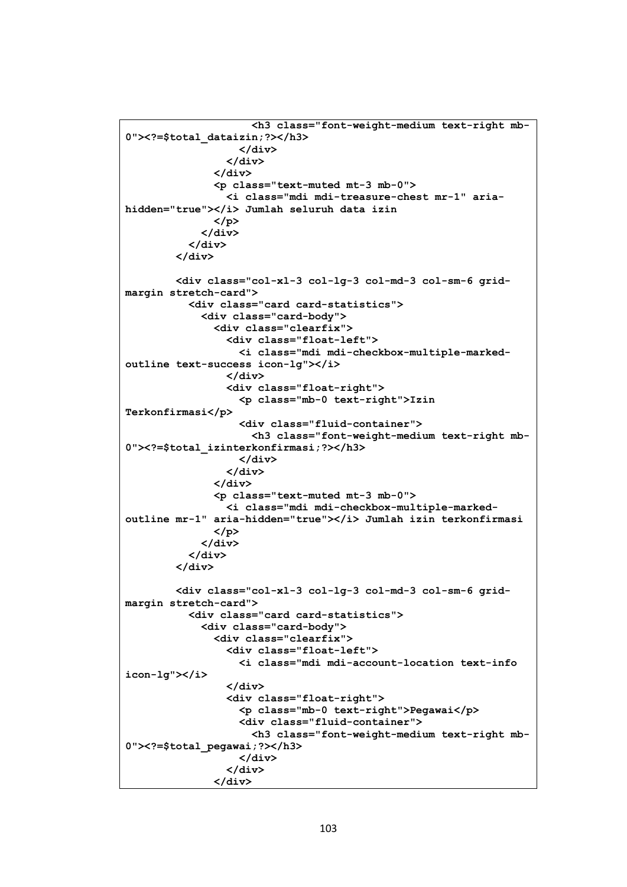```
                  <h3 class="font-weight-medium text-right mb-
0"><?=$total_dataizin;?></h3>
                </div>
              </div>
            </div>
            <p class="text-muted mt-3 mb-0">
              <i class="mdi mdi-treasure-chest mr-1" aria-
hidden="true"></i> Jumlah seluruh data izin
            </p>
          </div>
        </div>
      </div>

      <div class="col-xl-3 col-lg-3 col-md-3 col-sm-6 grid-
margin stretch-card">
        <div class="card card-statistics">
          <div class="card-body">
            <div class="clearfix">
              <div class="float-left">
                <i class="mdi mdi-checkbox-multiple-marked-
outline text-success icon-lg"></i>
              </div>
              <div class="float-right">
                <p class="mb-0 text-right">Izin
Terkonfirmasi</p>
                <div class="fluid-container">
                  <h3 class="font-weight-medium text-right mb-
0"><?=$total_izinterkonfirmasi;?></h3>
                </div>
              </div>
            </div>
            <p class="text-muted mt-3 mb-0">
              <i class="mdi mdi-checkbox-multiple-marked-
outline mr-1" aria-hidden="true"></i> Jumlah izin terkonfirmasi
            </p>
          </div>
        </div>
      </div>

      <div class="col-xl-3 col-lg-3 col-md-3 col-sm-6 grid-
margin stretch-card">
        <div class="card card-statistics">
          <div class="card-body">
            <div class="clearfix">
              <div class="float-left">
                <i class="mdi mdi-account-location text-info
icon-lg"></i>
              </div>
              <div class="float-right">
                <p class="mb-0 text-right">Pegawai</p>
                <div class="fluid-container">
                  <h3 class="font-weight-medium text-right mb-
0"><?=$total_pegawai;?></h3>
                </div>
              </div>
            </div>
```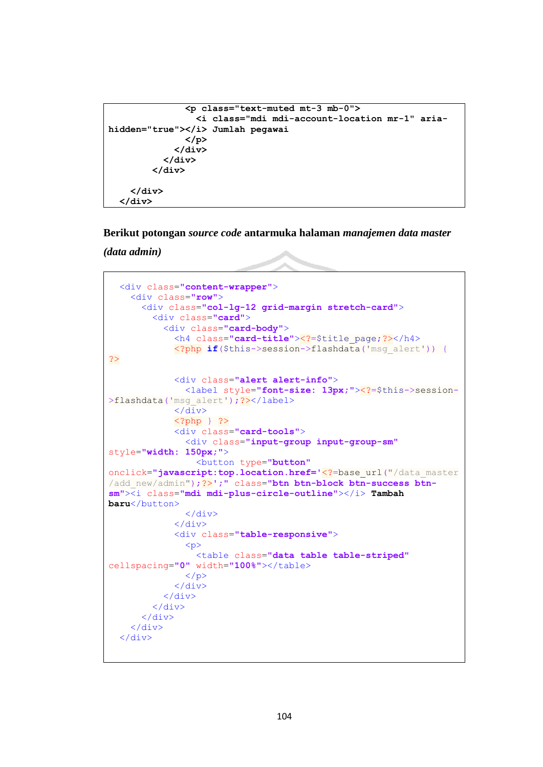```
              <p class="text-muted mt-3 mb-0">
                <i class="mdi mdi-account-location mr-1" aria-
hidden="true"></i> Jumlah pegawai
              </p>
            </div>
          </div>
        </div>

    </div>
  </div>
```

Berikut potongan *source code* antarmuka halaman *manajemen data master (data admin)*

```
  <div class="content-wrapper">
    <div class="row">
      <div class="col-lg-12 grid-margin stretch-card">
        <div class="card">
          <div class="card-body">
            <h4 class="card-title"><?=$title_page;?></h4>
            <?php if($this->session->flashdata('msg_alert')) {
?>

            <div class="alert alert-info">
              <label style="font-size: 13px;"><?=$this->session-
>flashdata('msg_alert');?></label>
            </div>
            <?php } ?>
            <div class="card-tools">
              <div class="input-group input-group-sm"
style="width: 150px;">
                <button type="button"
onclick="javascript:top.location.href='<?=base_url("/data_master
/add_new/admin");?>';" class="btn btn-block btn-success btn-
sm"><i class="mdi mdi-plus-circle-outline"></i> Tambah
baru</button>
              </div>
            </div>
            <div class="table-responsive">
              <p>
                <table class="data table table-striped"
cellspacing="0" width="100%"></table>
              </p>
            </div>
          </div>
        </div>
      </div>
    </div>
  </div>
```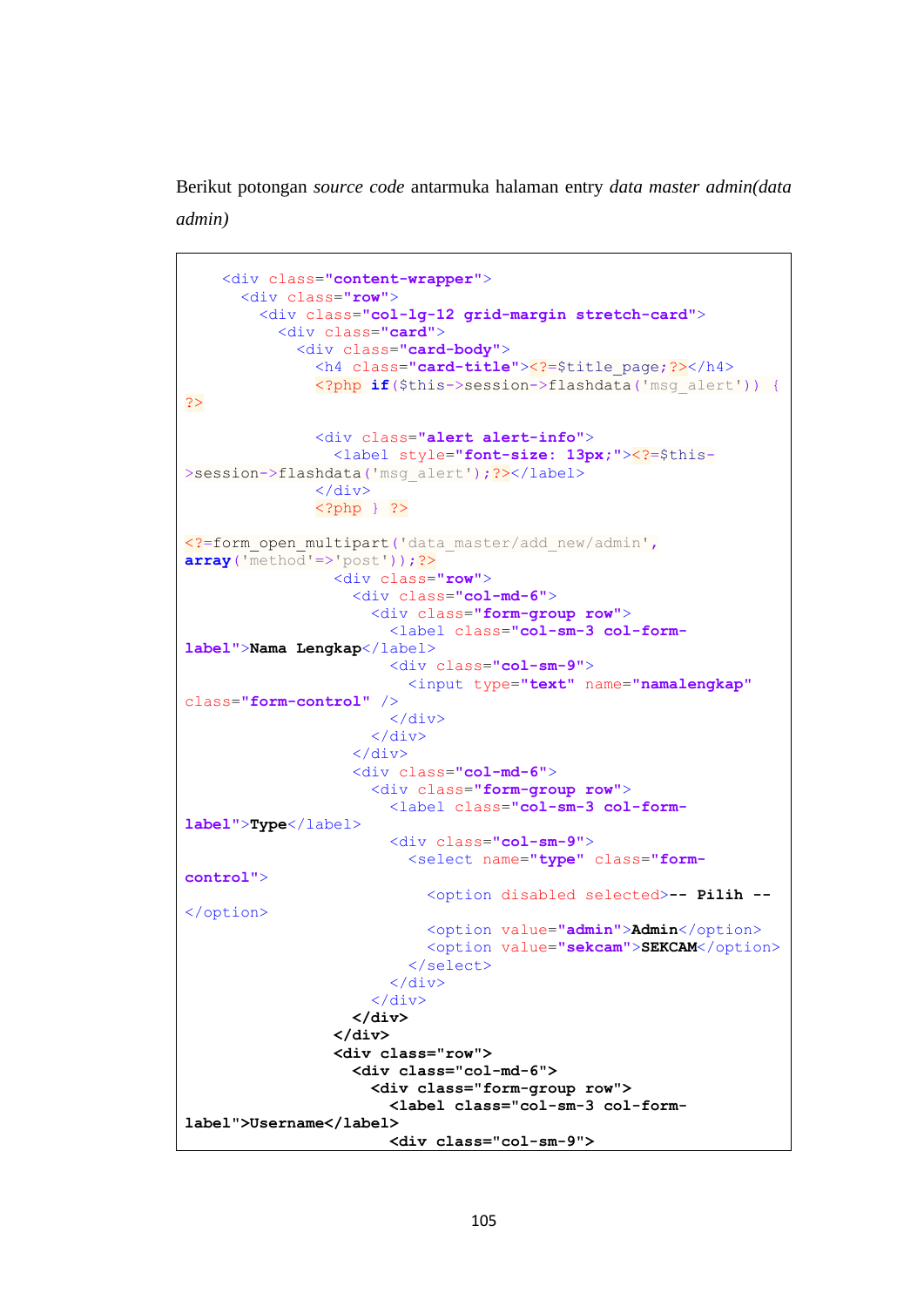Berikut potongan *source code* antarmuka halaman entry *data master admin(data admin)*

```
    <div class="content-wrapper">
      <div class="row">
        <div class="col-lg-12 grid-margin stretch-card">
          <div class="card">
            <div class="card-body">
              <h4 class="card-title"><?=$title_page;?></h4>
              <?php if($this->session->flashdata('msg_alert')) {
?>

              <div class="alert alert-info">
                <label style="font-size: 13px;"><?=$this-
>session->flashdata('msg_alert');?></label>
              </div>
              <?php } ?>

<?=form_open_multipart('data_master/add_new/admin',
array('method'=>'post'));?>
                <div class="row">
                  <div class="col-md-6">
                    <div class="form-group row">
                      <label class="col-sm-3 col-form-
label">Nama Lengkap</label>
                      <div class="col-sm-9">
                        <input type="text" name="namalengkap"
class="form-control" />
                      </div>
                    </div>
                  </div>
                  <div class="col-md-6">
                    <div class="form-group row">
                      <label class="col-sm-3 col-form-
label">Type</label>
                      <div class="col-sm-9">
                        <select name="type" class="form-
control">
                          <option disabled selected>-- Pilih --
</option>
                          <option value="admin">Admin</option>
                          <option value="sekcam">SEKCAM</option>
                        </select>
                      </div>
                    </div>
                  </div>
                </div>
                <div class="row">
                  <div class="col-md-6">
                    <div class="form-group row">
                      <label class="col-sm-3 col-form-
label">Username</label>
                      <div class="col-sm-9">
```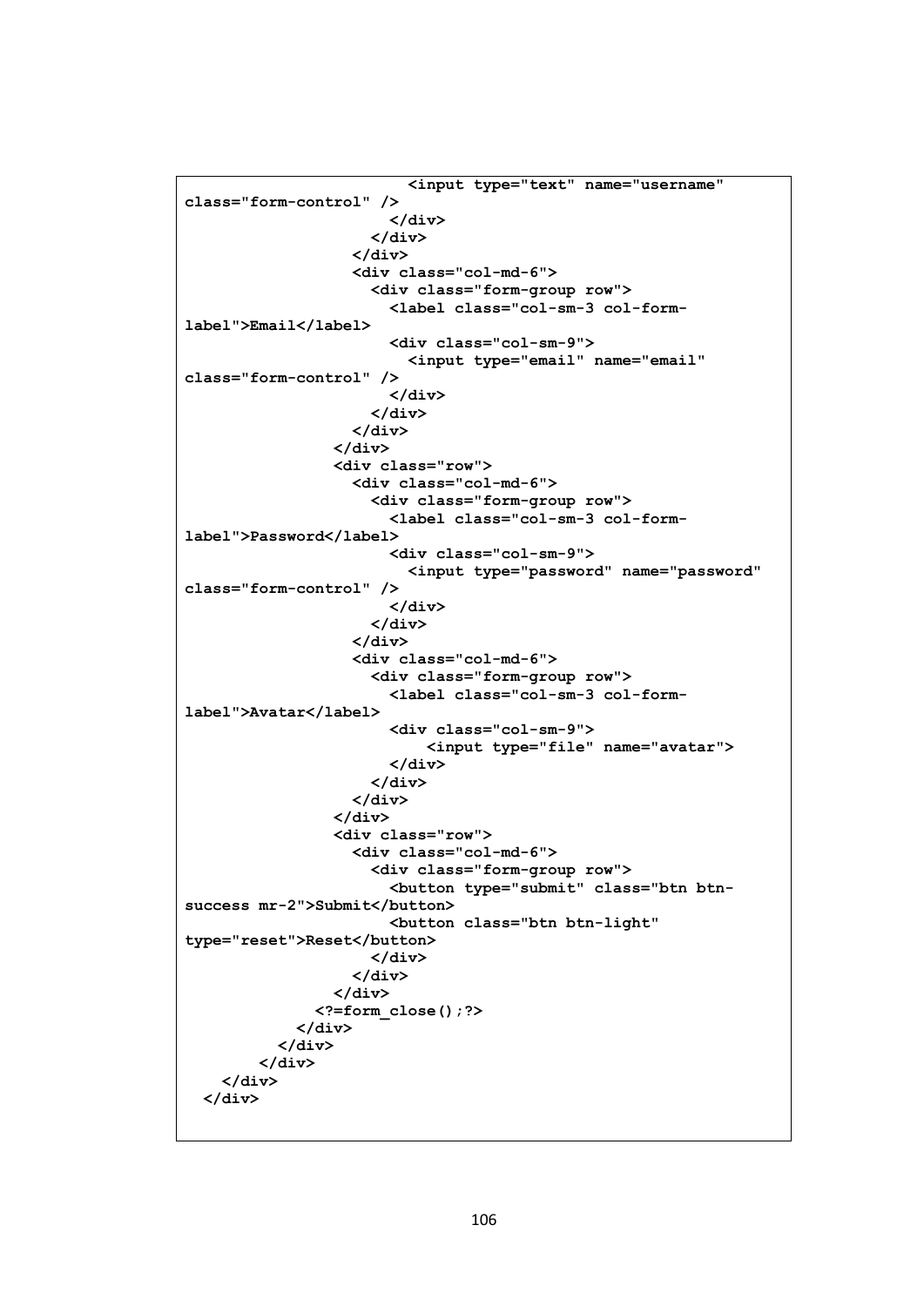```
                        <input type="text" name="username"
class="form-control" />
                      </div>
                    </div>
                  </div>
                  <div class="col-md-6">
                    <div class="form-group row">
                      <label class="col-sm-3 col-form-
label">Email</label>
                      <div class="col-sm-9">
                        <input type="email" name="email"
class="form-control" />
                      </div>
                    </div>
                  </div>
                </div>
                <div class="row">
                  <div class="col-md-6">
                    <div class="form-group row">
                      <label class="col-sm-3 col-form-
label">Password</label>
                      <div class="col-sm-9">
                        <input type="password" name="password"
class="form-control" />
                      </div>
                    </div>
                  </div>
                  <div class="col-md-6">
                    <div class="form-group row">
                      <label class="col-sm-3 col-form-
label">Avatar</label>
                      <div class="col-sm-9">
                          <input type="file" name="avatar">
                      </div>
                    </div>
                  </div>
                </div>
                <div class="row">
                  <div class="col-md-6">
                    <div class="form-group row">
                      <button type="submit" class="btn btn-
success mr-2">Submit</button>
                      <button class="btn btn-light"
type="reset">Reset</button>
                    </div>
                  </div>
                </div>
              <?=form_close();?>
            </div>
          </div>
        </div>
    </div>
  </div>
```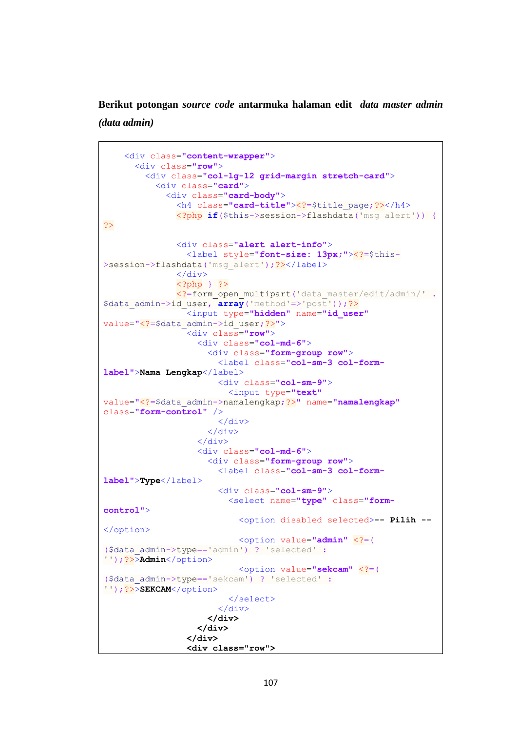**Berikut potongan *source code* antarmuka halaman edit *data master admin (data admin)***

```
    <div class="content-wrapper">
      <div class="row">
        <div class="col-lg-12 grid-margin stretch-card">
          <div class="card">
            <div class="card-body">
              <h4 class="card-title"><?=$title_page;?></h4>
              <?php if($this->session->flashdata('msg_alert')) {
?>

              <div class="alert alert-info">
                <label style="font-size: 13px;"><?=$this-
>session->flashdata('msg_alert');?></label>
              </div>
              <?php } ?>
              <?=form_open_multipart('data_master/edit/admin/' .
$data_admin->id_user, array('method'=>'post'));?>
                <input type="hidden" name="id_user"
value="<?=$data_admin->id_user;?>">
                <div class="row">
                  <div class="col-md-6">
                    <div class="form-group row">
                      <label class="col-sm-3 col-form-
label">Nama Lengkap</label>
                      <div class="col-sm-9">
                        <input type="text"
value="<?=$data_admin->namalengkap;?>" name="namalengkap"
class="form-control" />
                      </div>
                    </div>
                  </div>
                  <div class="col-md-6">
                    <div class="form-group row">
                      <label class="col-sm-3 col-form-
label">Type</label>
                      <div class="col-sm-9">
                        <select name="type" class="form-
control">
                          <option disabled selected>-- Pilih --
</option>
                          <option value="admin" <?=(
($data_admin->type=='admin') ? 'selected' :
'');?>>Admin</option>
                          <option value="sekcam" <?=(
($data_admin->type=='sekcam') ? 'selected' :
'');?>>SEKCAM</option>
                        </select>
                      </div>
                    </div>
                  </div>
                </div>
                <div class="row">
```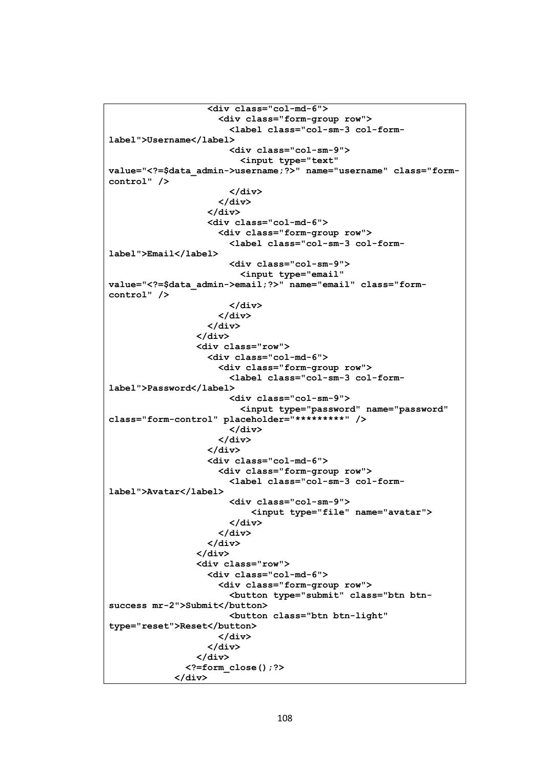```
                  <div class="col-md-6">
                    <div class="form-group row">
                      <label class="col-sm-3 col-form-
label">Username</label>
                      <div class="col-sm-9">
                        <input type="text"
value="<?=$data_admin->username;?>" name="username" class="form-
control" />
                      </div>
                    </div>
                  </div>
                  <div class="col-md-6">
                    <div class="form-group row">
                      <label class="col-sm-3 col-form-
label">Email</label>
                      <div class="col-sm-9">
                        <input type="email"
value="<?=$data_admin->email;?>" name="email" class="form-
control" />
                      </div>
                    </div>
                  </div>
                </div>
                <div class="row">
                  <div class="col-md-6">
                    <div class="form-group row">
                      <label class="col-sm-3 col-form-
label">Password</label>
                      <div class="col-sm-9">
                        <input type="password" name="password"
class="form-control" placeholder="*********" />
                      </div>
                    </div>
                  </div>
                  <div class="col-md-6">
                    <div class="form-group row">
                      <label class="col-sm-3 col-form-
label">Avatar</label>
                      <div class="col-sm-9">
                          <input type="file" name="avatar">
                      </div>
                    </div>
                  </div>
                </div>
                <div class="row">
                  <div class="col-md-6">
                    <div class="form-group row">
                      <button type="submit" class="btn btn-
success mr-2">Submit</button>
                      <button class="btn btn-light"
type="reset">Reset</button>
                    </div>
                  </div>
                </div>
              <?=form_close();?>
            </div>
```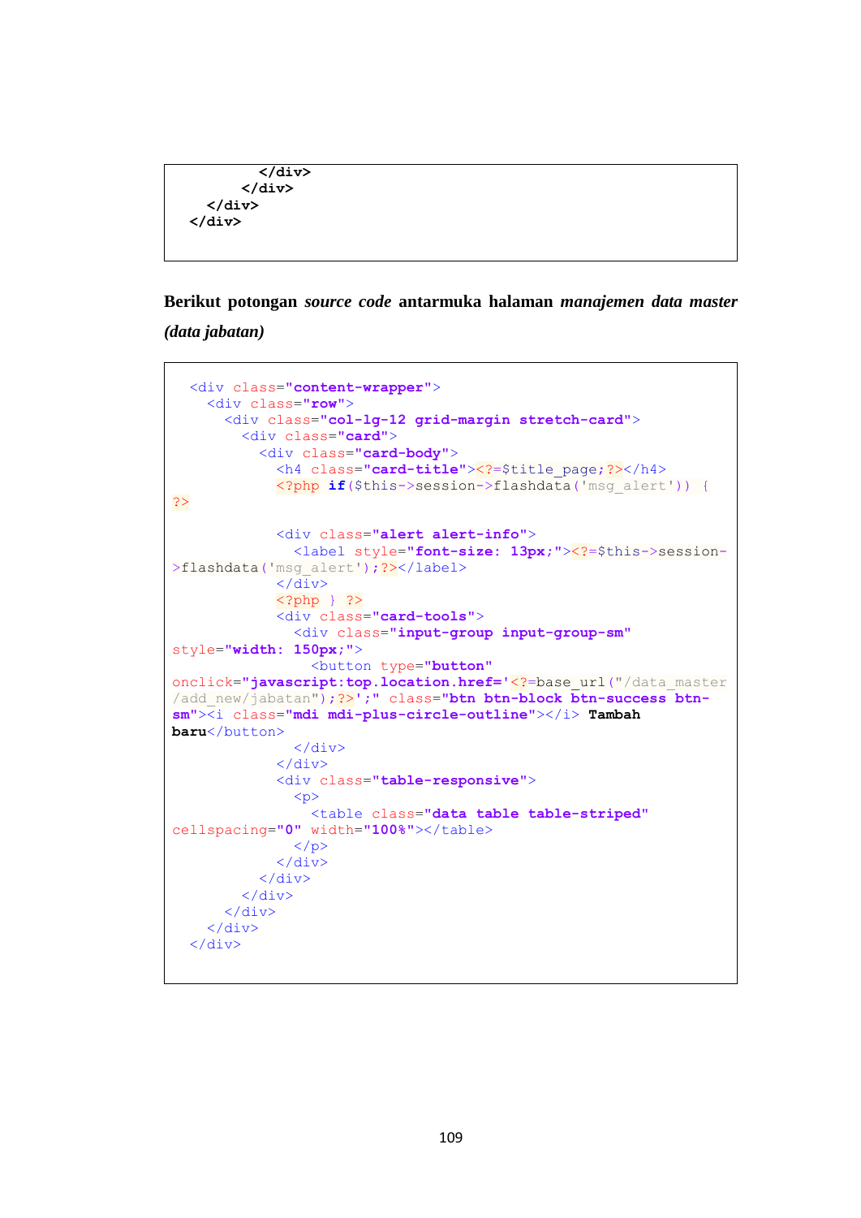```
          </div>
        </div>
    </div>
  </div>
```

Berikut potongan *source code* antarmuka halaman *manajemen data master (data jabatan)*

```
  <div class="content-wrapper">
    <div class="row">
      <div class="col-lg-12 grid-margin stretch-card">
        <div class="card">
          <div class="card-body">
            <h4 class="card-title"><?=$title_page;?></h4>
            <?php if($this->session->flashdata('msg_alert')) {
?>

            <div class="alert alert-info">
              <label style="font-size: 13px;"><?=$this->session->flashdata('msg_alert');?></label>
            </div>
            <?php } ?>
            <div class="card-tools">
              <div class="input-group input-group-sm"
style="width: 150px;">
                <button type="button"
onclick="javascript:top.location.href='<?=base_url("/data_master/add_new/jabatan");?>';" class="btn btn-block btn-success btn-sm"><i class="mdi mdi-plus-circle-outline"></i> Tambah
baru</button>
              </div>
            </div>
            <div class="table-responsive">
              <p>
                <table class="data table table-striped"
cellspacing="0" width="100%"></table>
              </p>
            </div>
          </div>
        </div>
      </div>
    </div>
  </div>
```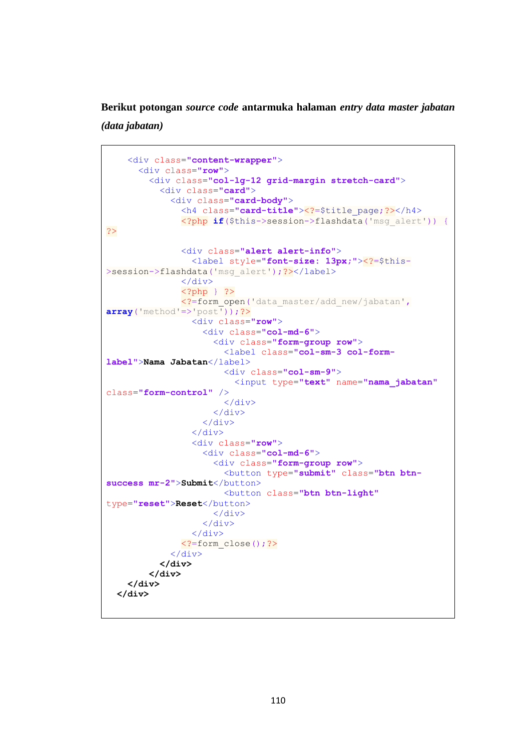**Berikut potongan *source code* antarmuka halaman *entry data master jabatan (data jabatan)***

```
    <div class="content-wrapper">
      <div class="row">
        <div class="col-lg-12 grid-margin stretch-card">
          <div class="card">
            <div class="card-body">
              <h4 class="card-title"><?=$title_page;?></h4>
              <?php if($this->session->flashdata('msg_alert')) {
?>

              <div class="alert alert-info">
                <label style="font-size: 13px;"><?=$this-
>session->flashdata('msg_alert');?></label>
              </div>
              <?php } ?>
              <?=form_open('data_master/add_new/jabatan',
array('method'=>'post'));?>
                <div class="row">
                  <div class="col-md-6">
                    <div class="form-group row">
                      <label class="col-sm-3 col-form-
label">Nama Jabatan</label>
                      <div class="col-sm-9">
                        <input type="text" name="nama_jabatan"
class="form-control" />
                      </div>
                    </div>
                  </div>
                </div>
                <div class="row">
                  <div class="col-md-6">
                    <div class="form-group row">
                      <button type="submit" class="btn btn-
success mr-2">Submit</button>
                      <button class="btn btn-light"
type="reset">Reset</button>
                    </div>
                  </div>
                </div>
              <?=form_close();?>
            </div>
          </div>
        </div>
    </div>
  </div>
```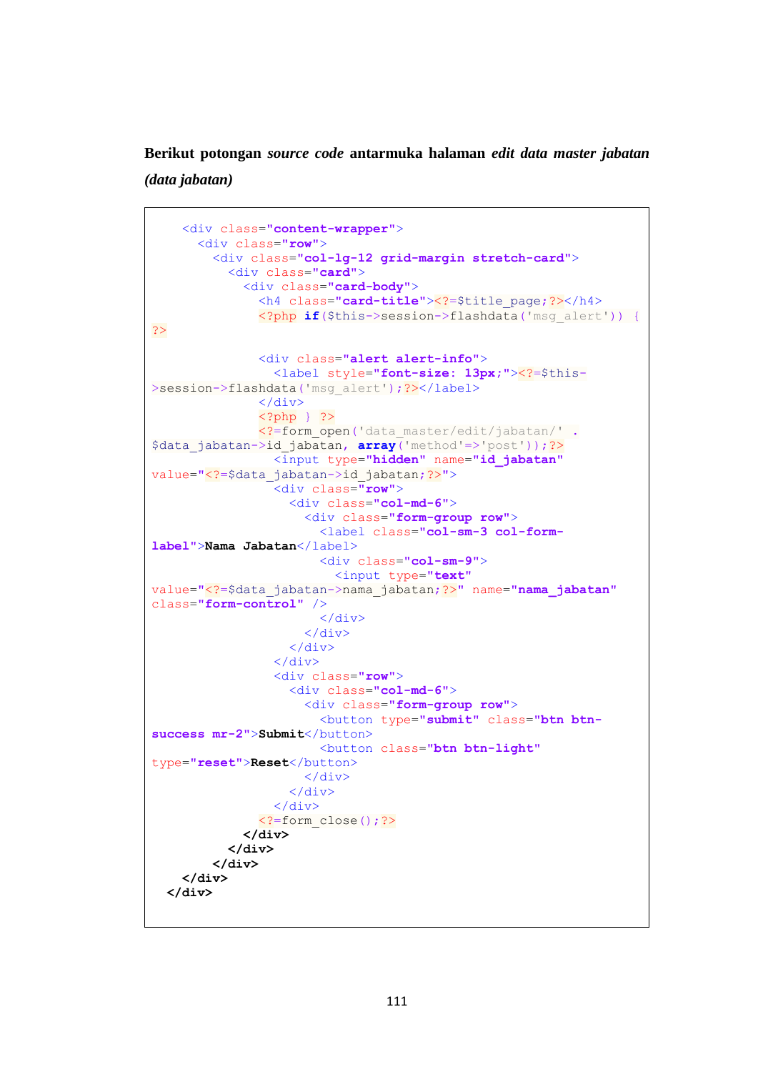**Berikut potongan *source code* antarmuka halaman *edit data master jabatan (data jabatan)***

```
    <div class="content-wrapper">
      <div class="row">
        <div class="col-lg-12 grid-margin stretch-card">
          <div class="card">
            <div class="card-body">
              <h4 class="card-title"><?=$title_page;?></h4>
              <?php if($this->session->flashdata('msg_alert')) {
?>

              <div class="alert alert-info">
                <label style="font-size: 13px;"><?=$this-
>session->flashdata('msg_alert');?></label>
              </div>
              <?php } ?>
              <?=form_open('data_master/edit/jabatan/' .
$data_jabatan->id_jabatan, array('method'=>'post'));?>
                <input type="hidden" name="id_jabatan"
value="<?=$data_jabatan->id_jabatan;?>">
                <div class="row">
                  <div class="col-md-6">
                    <div class="form-group row">
                      <label class="col-sm-3 col-form-
label">Nama Jabatan</label>
                      <div class="col-sm-9">
                        <input type="text"
value="<?=$data_jabatan->nama_jabatan;?>" name="nama_jabatan"
class="form-control" />
                      </div>
                    </div>
                  </div>
                </div>
                <div class="row">
                  <div class="col-md-6">
                    <div class="form-group row">
                      <button type="submit" class="btn btn-
success mr-2">Submit</button>
                      <button class="btn btn-light"
type="reset">Reset</button>
                    </div>
                  </div>
                </div>
              <?=form_close();?>
            </div>
          </div>
        </div>
    </div>
  </div>
```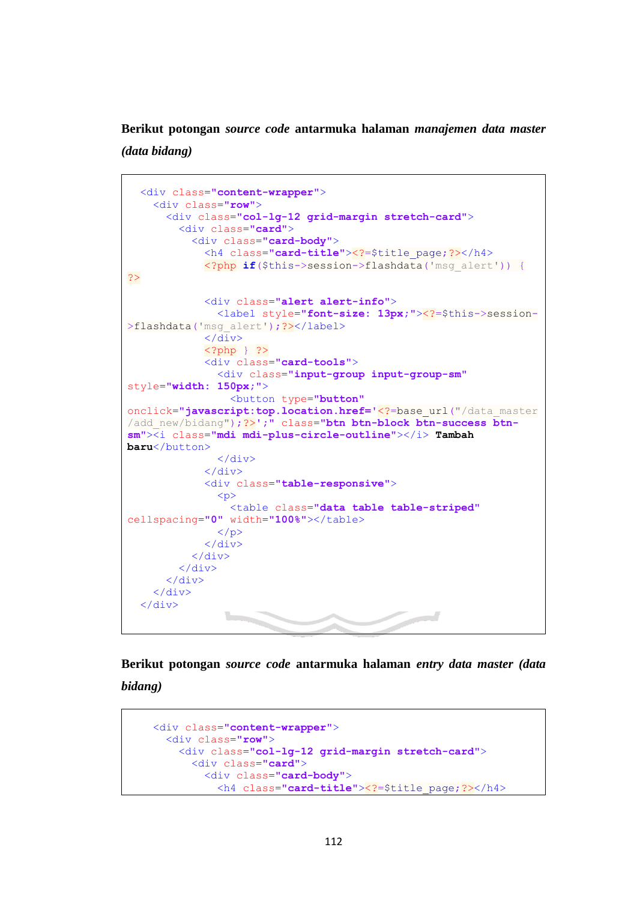**Berikut potongan *source code* antarmuka halaman *manajemen data master (data bidang)***

```
  <div class="content-wrapper">
    <div class="row">
      <div class="col-lg-12 grid-margin stretch-card">
        <div class="card">
          <div class="card-body">
            <h4 class="card-title"><?=$title_page;?></h4>
            <?php if($this->session->flashdata('msg_alert')) {
?>

            <div class="alert alert-info">
              <label style="font-size: 13px;"><?=$this->session-
>flashdata('msg_alert');?></label>
            </div>
            <?php } ?>
            <div class="card-tools">
              <div class="input-group input-group-sm"
style="width: 150px;">
                <button type="button"
onclick="javascript:top.location.href='<?=base_url("/data_master
/add_new/bidang");?>';" class="btn btn-block btn-success btn-
sm"><i class="mdi mdi-plus-circle-outline"></i> Tambah
baru</button>
              </div>
            </div>
            <div class="table-responsive">
              <p>
                <table class="data table table-striped"
cellspacing="0" width="100%"></table>
              </p>
            </div>
          </div>
        </div>
      </div>
    </div>
  </div>
```

**Berikut potongan *source code* antarmuka halaman *entry data master (data bidang)***

```
    <div class="content-wrapper">
      <div class="row">
        <div class="col-lg-12 grid-margin stretch-card">
          <div class="card">
            <div class="card-body">
              <h4 class="card-title"><?=$title_page;?></h4>
```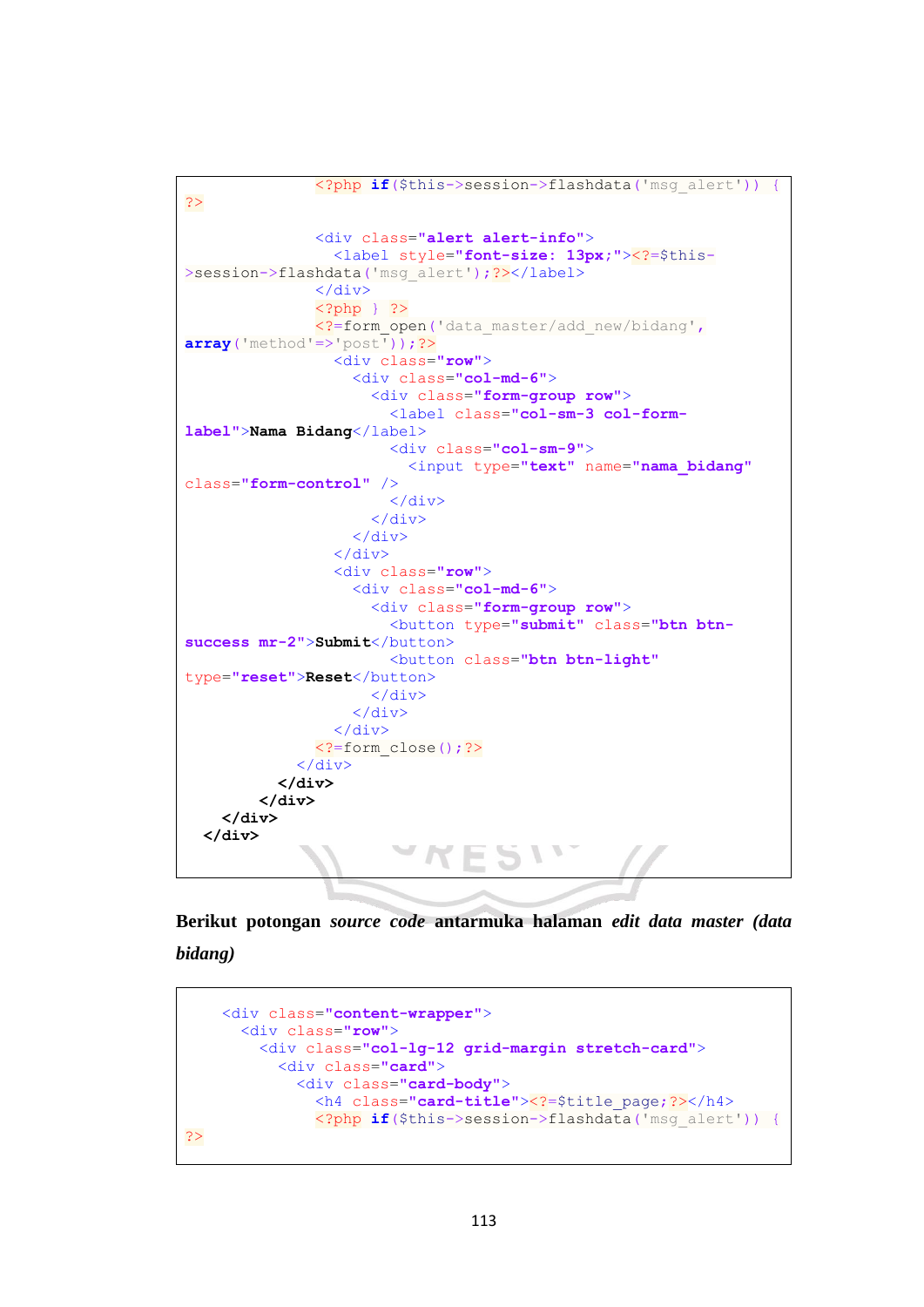```
            <?php if($this->session->flashdata('msg_alert')) {
?>

            <div class="alert alert-info">
              <label style="font-size: 13px;"><?=$this-
>session->flashdata('msg_alert');?></label>
            </div>
            <?php } ?>
            <?=form_open('data_master/add_new/bidang',
array('method'=>'post'));?>
              <div class="row">
                <div class="col-md-6">
                  <div class="form-group row">
                    <label class="col-sm-3 col-form-
label">Nama Bidang</label>
                    <div class="col-sm-9">
                      <input type="text" name="nama_bidang"
class="form-control" />
                    </div>
                  </div>
                </div>
              </div>
              <div class="row">
                <div class="col-md-6">
                  <div class="form-group row">
                    <button type="submit" class="btn btn-
success mr-2">Submit</button>
                    <button class="btn btn-light"
type="reset">Reset</button>
                  </div>
                </div>
              </div>
            <?=form_close();?>
          </div>
        </div>
      </div>
    </div>
  </div>
```

**Berikut potongan *source code* antarmuka halaman *edit data master (data bidang)***

```
    <div class="content-wrapper">
      <div class="row">
        <div class="col-lg-12 grid-margin stretch-card">
          <div class="card">
            <div class="card-body">
              <h4 class="card-title"><?=$title_page;?></h4>
              <?php if($this->session->flashdata('msg_alert')) {
?>
```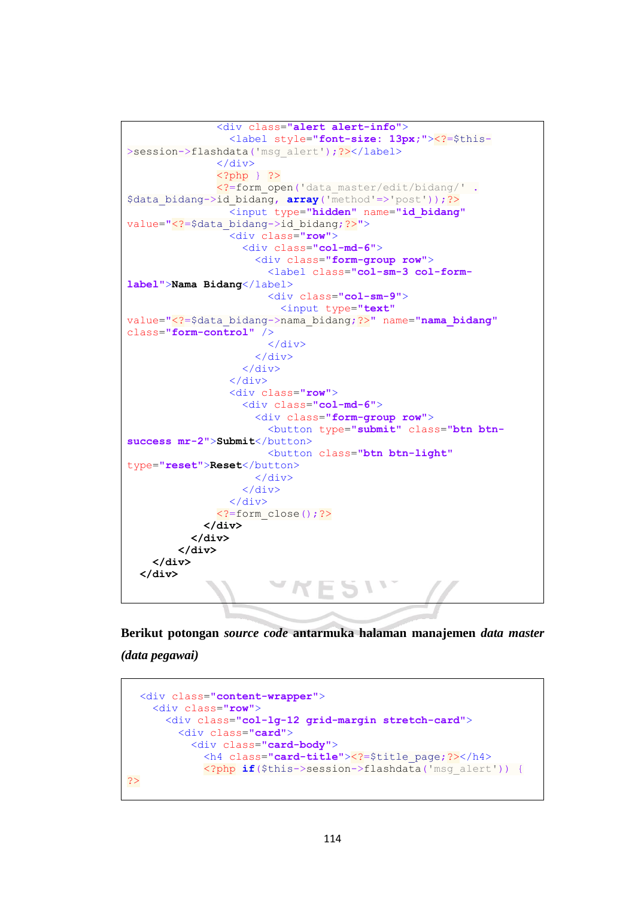```
                <div class="alert alert-info">
                  <label style="font-size: 13px;"><?=$this->session->flashdata('msg_alert');?></label>
                </div>
                <?php } ?>
                <?=form_open('data_master/edit/bidang/' . $data_bidang->id_bidang, array('method'=>'post'));?>
                  <input type="hidden" name="id_bidang" value="<?=$data_bidang->id_bidang;?>">
                  <div class="row">
                    <div class="col-md-6">
                      <div class="form-group row">
                        <label class="col-sm-3 col-form-label">Nama Bidang</label>
                        <div class="col-sm-9">
                          <input type="text" value="<?=$data_bidang->nama_bidang;?>" name="nama_bidang" class="form-control" />
                        </div>
                      </div>
                    </div>
                  </div>
                  <div class="row">
                    <div class="col-md-6">
                      <div class="form-group row">
                        <button type="submit" class="btn btn-success mr-2">Submit</button>
                        <button class="btn btn-light" type="reset">Reset</button>
                      </div>
                    </div>
                  </div>
                <?=form_close();?>
              </div>
            </div>
          </div>
      </div>
    </div>
```

**Berikut potongan *source code* antarmuka halaman manajemen *data master (data pegawai)***

```
  <div class="content-wrapper">
    <div class="row">
      <div class="col-lg-12 grid-margin stretch-card">
        <div class="card">
          <div class="card-body">
            <h4 class="card-title"><?=$title_page;?></h4>
            <?php if($this->session->flashdata('msg_alert')) { ?>
```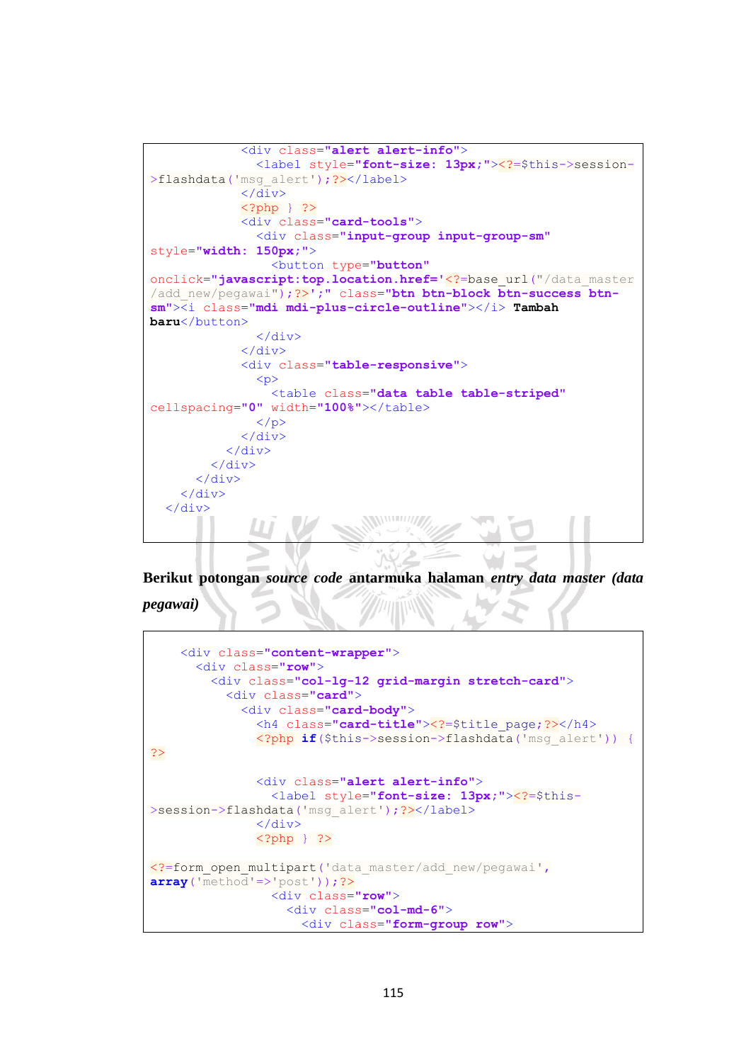```
            <div class="alert alert-info">
              <label style="font-size: 13px;"><?=$this->session-
>flashdata('msg_alert');?></label>
            </div>
            <?php } ?>
            <div class="card-tools">
              <div class="input-group input-group-sm"
style="width: 150px;">
                <button type="button"
onclick="javascript:top.location.href='<?=base_url("/data_master
/add_new/pegawai");?>';" class="btn btn-block btn-success btn-
sm"><i class="mdi mdi-plus-circle-outline"></i> Tambah
baru</button>
              </div>
            </div>
            <div class="table-responsive">
              <p>
                <table class="data table table-striped"
cellspacing="0" width="100%"></table>
              </p>
            </div>
          </div>
        </div>
      </div>
    </div>
  </div>
```

**Berikut potongan *source code* antarmuka halaman *entry data master (data pegawai)***

```
    <div class="content-wrapper">
      <div class="row">
        <div class="col-lg-12 grid-margin stretch-card">
          <div class="card">
            <div class="card-body">
              <h4 class="card-title"><?=$title_page;?></h4>
              <?php if($this->session->flashdata('msg_alert')) {
?>

              <div class="alert alert-info">
                <label style="font-size: 13px;"><?=$this-
>session->flashdata('msg_alert');?></label>
              </div>
              <?php } ?>

<?=form_open_multipart('data_master/add_new/pegawai',
array('method'=>'post'));?>
                <div class="row">
                  <div class="col-md-6">
                    <div class="form-group row">
```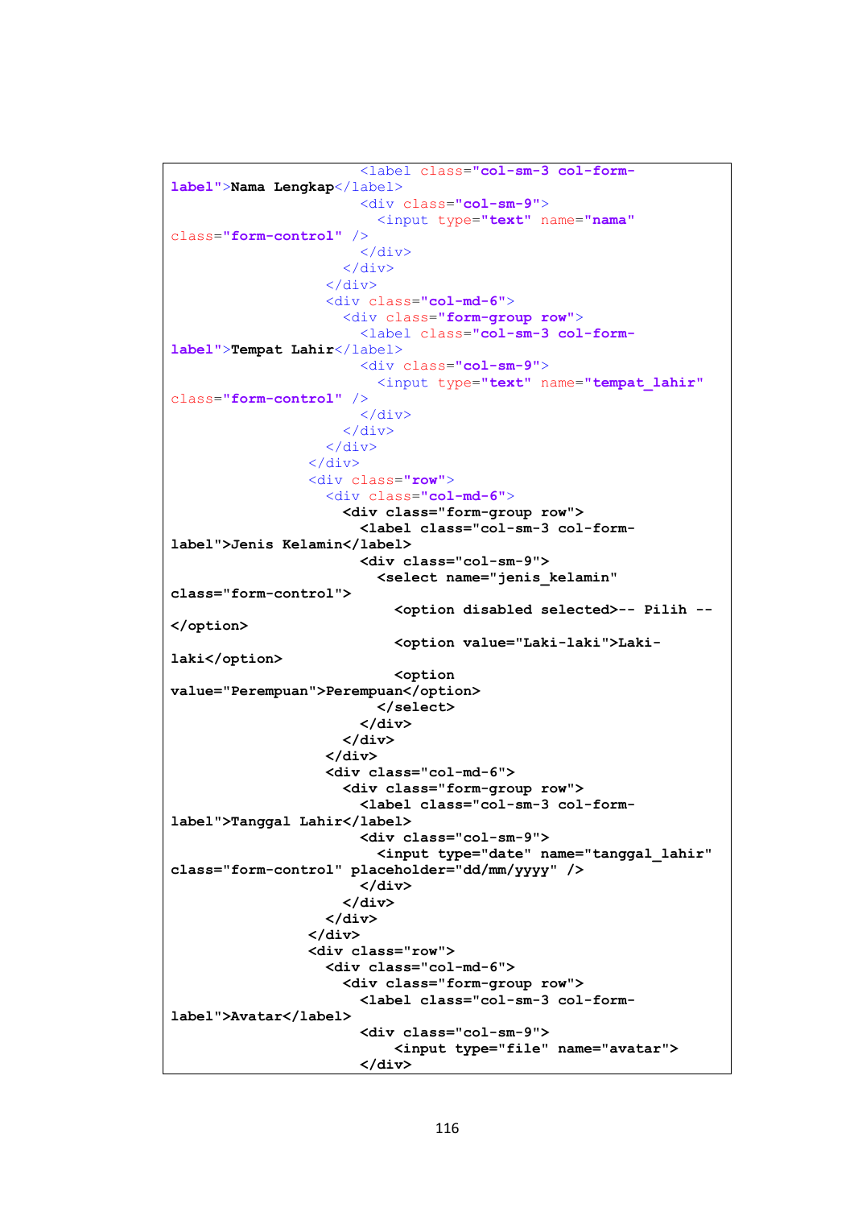```
                      <label class="col-sm-3 col-form-
label">Nama Lengkap</label>
                      <div class="col-sm-9">
                        <input type="text" name="nama"
class="form-control" />
                      </div>
                    </div>
                  </div>
                  <div class="col-md-6">
                    <div class="form-group row">
                      <label class="col-sm-3 col-form-
label">Tempat Lahir</label>
                      <div class="col-sm-9">
                        <input type="text" name="tempat_lahir"
class="form-control" />
                      </div>
                    </div>
                  </div>
                </div>
                <div class="row">
                  <div class="col-md-6">
                    <div class="form-group row">
                      <label class="col-sm-3 col-form-
label">Jenis Kelamin</label>
                      <div class="col-sm-9">
                        <select name="jenis_kelamin"
class="form-control">
                          <option disabled selected>-- Pilih --
</option>
                          <option value="Laki-laki">Laki-
laki</option>
                          <option
value="Perempuan">Perempuan</option>
                        </select>
                      </div>
                    </div>
                  </div>
                  <div class="col-md-6">
                    <div class="form-group row">
                      <label class="col-sm-3 col-form-
label">Tanggal Lahir</label>
                      <div class="col-sm-9">
                        <input type="date" name="tanggal_lahir"
class="form-control" placeholder="dd/mm/yyyy" />
                      </div>
                    </div>
                  </div>
                </div>
                <div class="row">
                  <div class="col-md-6">
                    <div class="form-group row">
                      <label class="col-sm-3 col-form-
label">Avatar</label>
                      <div class="col-sm-9">
                          <input type="file" name="avatar">
                      </div>
```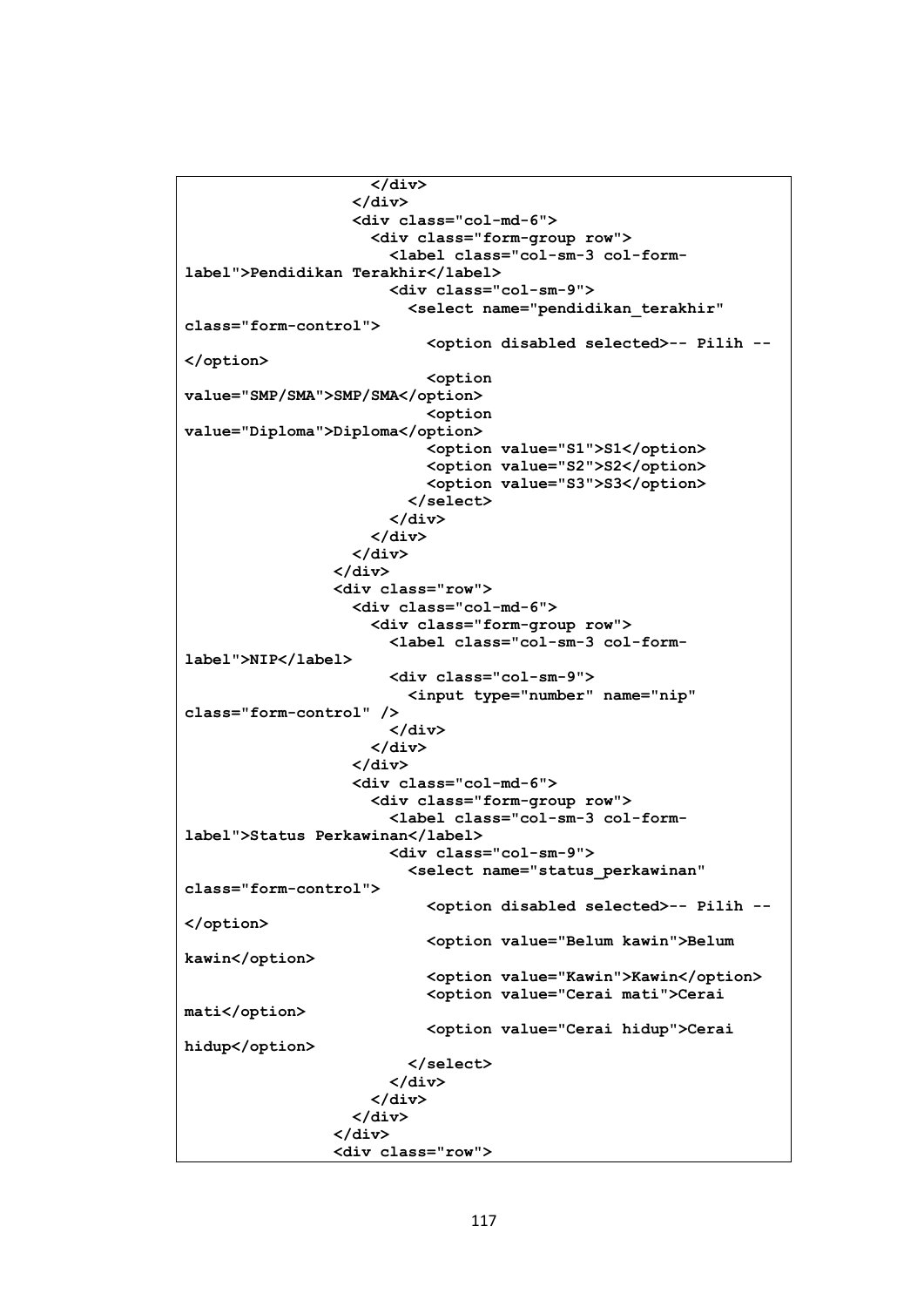```
                    </div>
                  </div>
                  <div class="col-md-6">
                    <div class="form-group row">
                      <label class="col-sm-3 col-form-
label">Pendidikan Terakhir</label>
                      <div class="col-sm-9">
                        <select name="pendidikan_terakhir"
class="form-control">
                          <option disabled selected>-- Pilih --
</option>
                          <option
value="SMP/SMA">SMP/SMA</option>
                          <option
value="Diploma">Diploma</option>
                          <option value="S1">S1</option>
                          <option value="S2">S2</option>
                          <option value="S3">S3</option>
                        </select>
                      </div>
                    </div>
                  </div>
                </div>
                <div class="row">
                  <div class="col-md-6">
                    <div class="form-group row">
                      <label class="col-sm-3 col-form-
label">NIP</label>
                      <div class="col-sm-9">
                        <input type="number" name="nip"
class="form-control" />
                      </div>
                    </div>
                  </div>
                  <div class="col-md-6">
                    <div class="form-group row">
                      <label class="col-sm-3 col-form-
label">Status Perkawinan</label>
                      <div class="col-sm-9">
                        <select name="status_perkawinan"
class="form-control">
                          <option disabled selected>-- Pilih --
</option>
                          <option value="Belum kawin">Belum
kawin</option>
                          <option value="Kawin">Kawin</option>
                          <option value="Cerai mati">Cerai
mati</option>
                          <option value="Cerai hidup">Cerai
hidup</option>
                        </select>
                      </div>
                    </div>
                  </div>
                </div>
                <div class="row">
```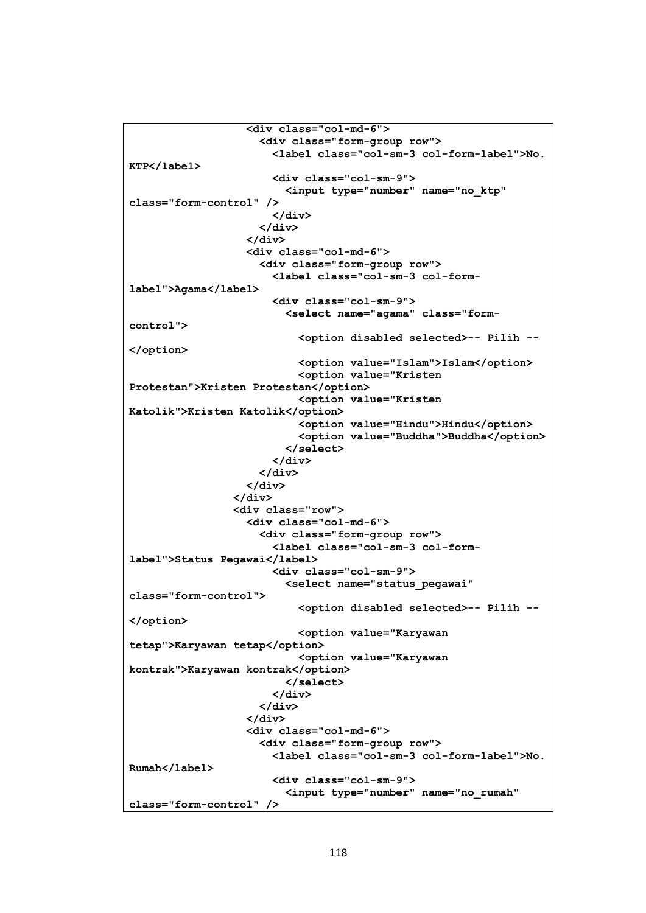```
                  <div class="col-md-6">
                    <div class="form-group row">
                      <label class="col-sm-3 col-form-label">No.
KTP</label>
                      <div class="col-sm-9">
                        <input type="number" name="no_ktp"
class="form-control" />
                      </div>
                    </div>
                  </div>
                  <div class="col-md-6">
                    <div class="form-group row">
                      <label class="col-sm-3 col-form-
label">Agama</label>
                      <div class="col-sm-9">
                        <select name="agama" class="form-
control">
                          <option disabled selected>-- Pilih --
</option>
                          <option value="Islam">Islam</option>
                          <option value="Kristen
Protestan">Kristen Protestan</option>
                          <option value="Kristen
Katolik">Kristen Katolik</option>
                          <option value="Hindu">Hindu</option>
                          <option value="Buddha">Buddha</option>
                        </select>
                      </div>
                    </div>
                  </div>
                </div>
                <div class="row">
                  <div class="col-md-6">
                    <div class="form-group row">
                      <label class="col-sm-3 col-form-
label">Status Pegawai</label>
                      <div class="col-sm-9">
                        <select name="status_pegawai"
class="form-control">
                          <option disabled selected>-- Pilih --
</option>
                          <option value="Karyawan
tetap">Karyawan tetap</option>
                          <option value="Karyawan
kontrak">Karyawan kontrak</option>
                        </select>
                      </div>
                    </div>
                  </div>
                  <div class="col-md-6">
                    <div class="form-group row">
                      <label class="col-sm-3 col-form-label">No.
Rumah</label>
                      <div class="col-sm-9">
                        <input type="number" name="no_rumah"
class="form-control" />
```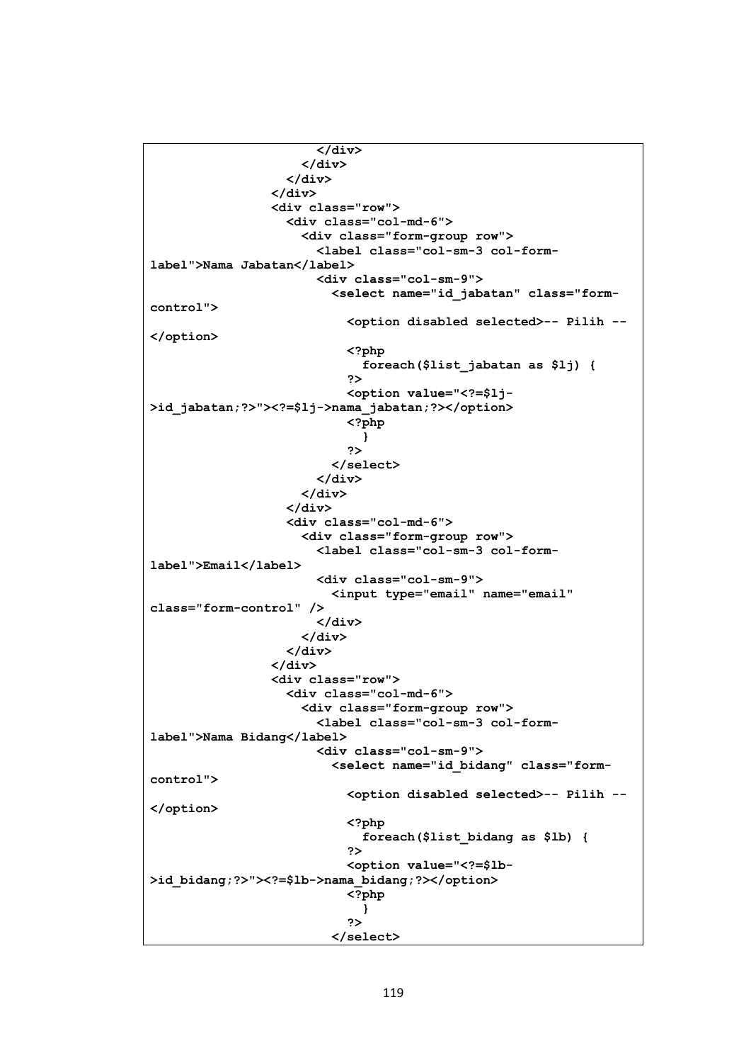```
                      </div>
                    </div>
                  </div>
                </div>
                <div class="row">
                  <div class="col-md-6">
                    <div class="form-group row">
                      <label class="col-sm-3 col-form-
label">Nama Jabatan</label>
                      <div class="col-sm-9">
                        <select name="id_jabatan" class="form-
control">
                          <option disabled selected>-- Pilih --
</option>
                          <?php
                            foreach($list_jabatan as $lj) {
                          ?>
                          <option value="<?=$lj-
>id_jabatan;?>"><?=$lj->nama_jabatan;?></option>
                          <?php
                            }
                          ?>
                        </select>
                      </div>
                    </div>
                  </div>
                  <div class="col-md-6">
                    <div class="form-group row">
                      <label class="col-sm-3 col-form-
label">Email</label>
                      <div class="col-sm-9">
                        <input type="email" name="email"
class="form-control" />
                      </div>
                    </div>
                  </div>
                </div>
                <div class="row">
                  <div class="col-md-6">
                    <div class="form-group row">
                      <label class="col-sm-3 col-form-
label">Nama Bidang</label>
                      <div class="col-sm-9">
                        <select name="id_bidang" class="form-
control">
                          <option disabled selected>-- Pilih --
</option>
                          <?php
                            foreach($list_bidang as $lb) {
                          ?>
                          <option value="<?=$lb-
>id_bidang;?>"><?=$lb->nama_bidang;?></option>
                          <?php
                            }
                          ?>
                        </select>
```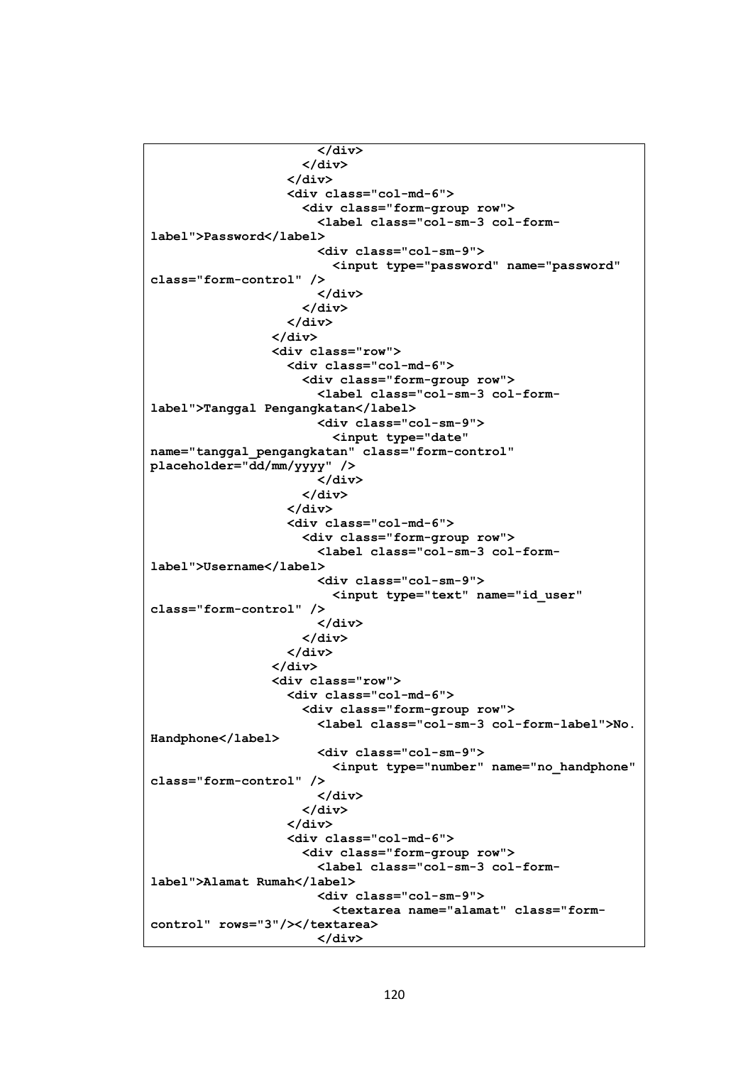```
                      </div>
                    </div>
                  </div>
                  <div class="col-md-6">
                    <div class="form-group row">
                      <label class="col-sm-3 col-form-
label">Password</label>
                      <div class="col-sm-9">
                        <input type="password" name="password"
class="form-control" />
                      </div>
                    </div>
                  </div>
                </div>
                <div class="row">
                  <div class="col-md-6">
                    <div class="form-group row">
                      <label class="col-sm-3 col-form-
label">Tanggal Pengangkatan</label>
                      <div class="col-sm-9">
                        <input type="date"
name="tanggal_pengangkatan" class="form-control"
placeholder="dd/mm/yyyy" />
                      </div>
                    </div>
                  </div>
                  <div class="col-md-6">
                    <div class="form-group row">
                      <label class="col-sm-3 col-form-
label">Username</label>
                      <div class="col-sm-9">
                        <input type="text" name="id_user"
class="form-control" />
                      </div>
                    </div>
                  </div>
                </div>
                <div class="row">
                  <div class="col-md-6">
                    <div class="form-group row">
                      <label class="col-sm-3 col-form-label">No.
Handphone</label>
                      <div class="col-sm-9">
                        <input type="number" name="no_handphone"
class="form-control" />
                      </div>
                    </div>
                  </div>
                  <div class="col-md-6">
                    <div class="form-group row">
                      <label class="col-sm-3 col-form-
label">Alamat Rumah</label>
                      <div class="col-sm-9">
                        <textarea name="alamat" class="form-
control" rows="3"/></textarea>
                      </div>
```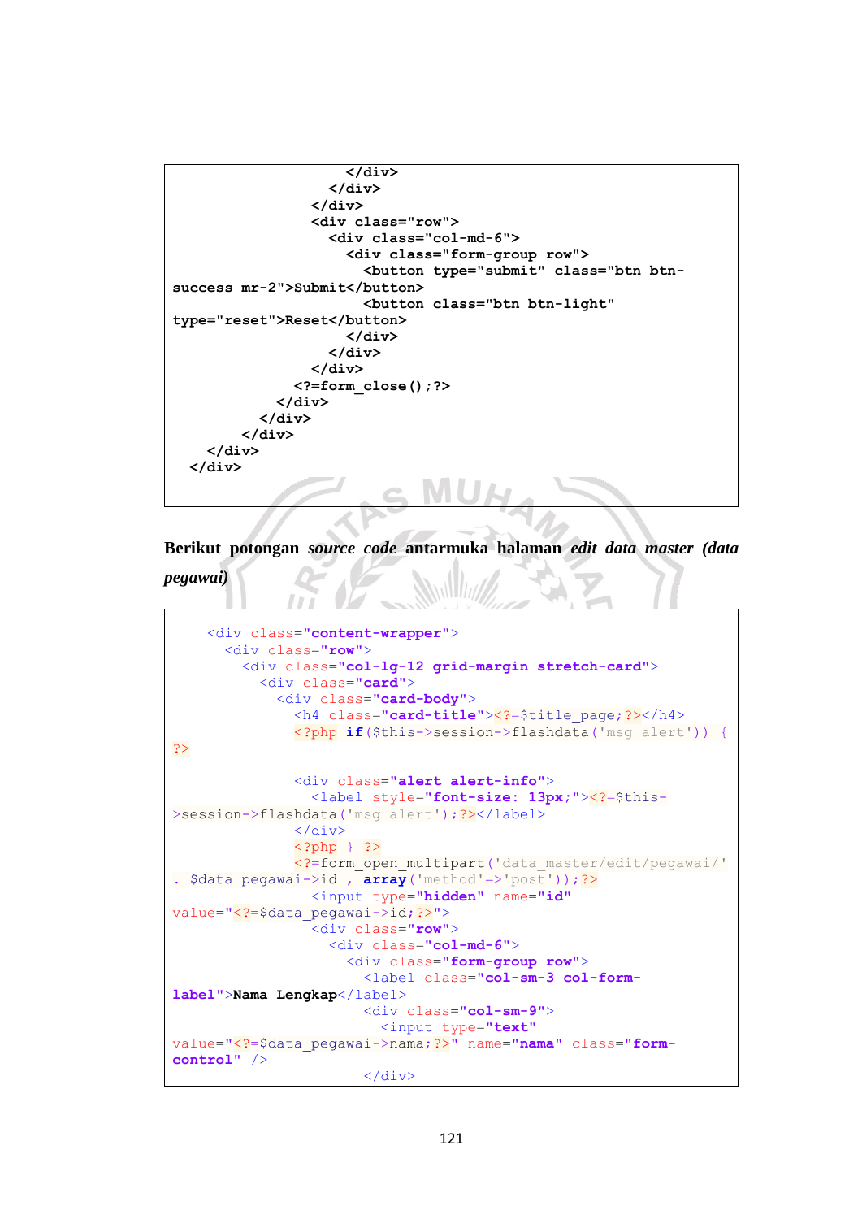```
                    </div>
                  </div>
                </div>
                <div class="row">
                  <div class="col-md-6">
                    <div class="form-group row">
                      <button type="submit" class="btn btn-
success mr-2">Submit</button>
                      <button class="btn btn-light"
type="reset">Reset</button>
                    </div>
                  </div>
                </div>
              <?=form_close();?>
            </div>
          </div>
        </div>
    </div>
  </div>
```

Berikut potongan *source code* antarmuka halaman *edit data master (data pegawai)*

```
    <div class="content-wrapper">
      <div class="row">
        <div class="col-lg-12 grid-margin stretch-card">
          <div class="card">
            <div class="card-body">
              <h4 class="card-title"><?=$title_page;?></h4>
              <?php if($this->session->flashdata('msg_alert')) {
?>

              <div class="alert alert-info">
                <label style="font-size: 13px;"><?=$this-
>session->flashdata('msg_alert');?></label>
              </div>
              <?php } ?>
              <?=form_open_multipart('data_master/edit/pegawai/'
. $data_pegawai->id , array('method'=>'post'));?>
                <input type="hidden" name="id"
value="<?=$data_pegawai->id;?>">
                <div class="row">
                  <div class="col-md-6">
                    <div class="form-group row">
                      <label class="col-sm-3 col-form-
label">Nama Lengkap</label>
                      <div class="col-sm-9">
                        <input type="text"
value="<?=$data_pegawai->nama;?>" name="nama" class="form-
control" />
                      </div>
```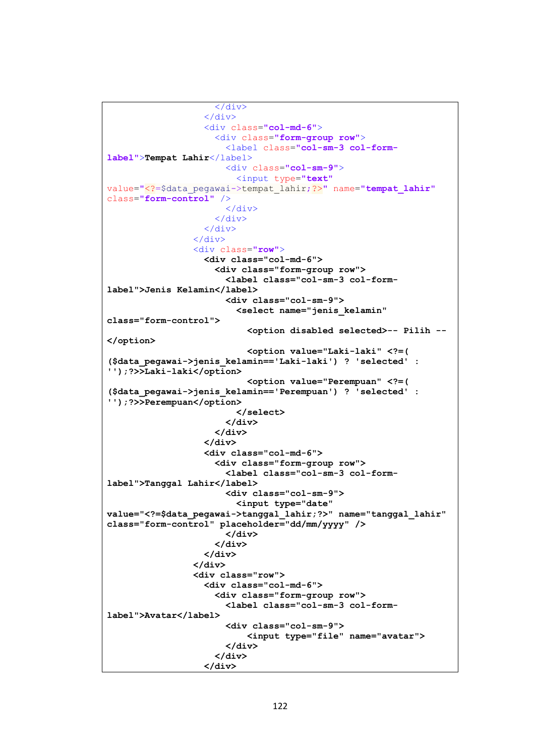```
                    </div>
                  </div>
                  <div class="col-md-6">
                    <div class="form-group row">
                      <label class="col-sm-3 col-form-
label">Tempat Lahir</label>
                      <div class="col-sm-9">
                        <input type="text"
value="<?=$data_pegawai->tempat_lahir;?>" name="tempat_lahir"
class="form-control" />
                      </div>
                    </div>
                  </div>
                </div>
                <div class="row">
                  <div class="col-md-6">
                    <div class="form-group row">
                      <label class="col-sm-3 col-form-
label">Jenis Kelamin</label>
                      <div class="col-sm-9">
                        <select name="jenis_kelamin"
class="form-control">
                          <option disabled selected>-- Pilih --
</option>
                          <option value="Laki-laki" <?=(
($data_pegawai->jenis_kelamin=='Laki-laki') ? 'selected' :
'');?>>Laki-laki</option>
                          <option value="Perempuan" <?=(
($data_pegawai->jenis_kelamin=='Perempuan') ? 'selected' :
'');?>>Perempuan</option>
                        </select>
                      </div>
                    </div>
                  </div>
                  <div class="col-md-6">
                    <div class="form-group row">
                      <label class="col-sm-3 col-form-
label">Tanggal Lahir</label>
                      <div class="col-sm-9">
                        <input type="date"
value="<?=$data_pegawai->tanggal_lahir;?>" name="tanggal_lahir"
class="form-control" placeholder="dd/mm/yyyy" />
                      </div>
                    </div>
                  </div>
                </div>
                <div class="row">
                  <div class="col-md-6">
                    <div class="form-group row">
                      <label class="col-sm-3 col-form-
label">Avatar</label>
                      <div class="col-sm-9">
                          <input type="file" name="avatar">
                      </div>
                    </div>
                  </div>
```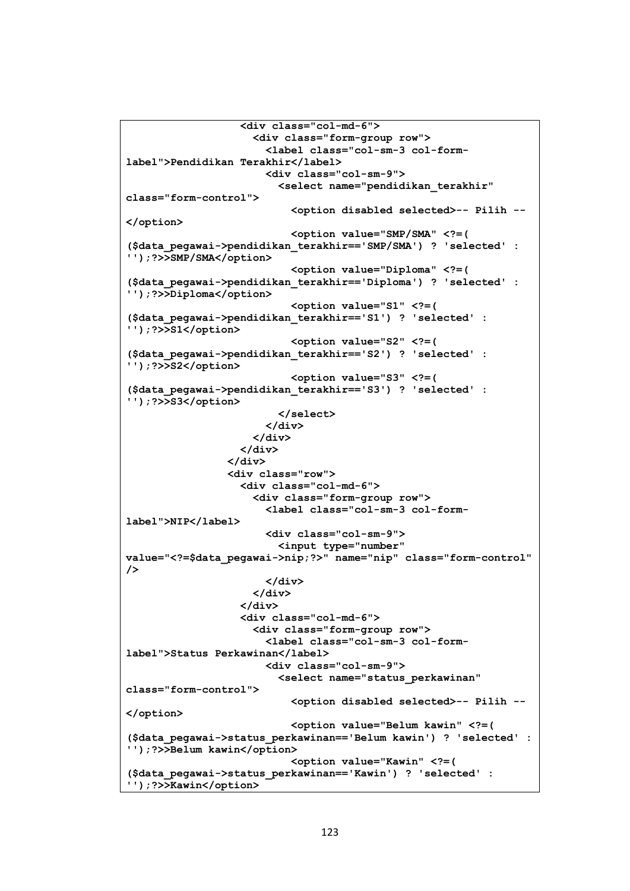```
                <div class="col-md-6">
                  <div class="form-group row">
                    <label class="col-sm-3 col-form-
label">Pendidikan Terakhir</label>
                    <div class="col-sm-9">
                      <select name="pendidikan_terakhir"
class="form-control">
                        <option disabled selected>-- Pilih --
</option>
                        <option value="SMP/SMA" <?=(
($data_pegawai->pendidikan_terakhir=='SMP/SMA') ? 'selected' :
'');?>>SMP/SMA</option>
                        <option value="Diploma" <?=(
($data_pegawai->pendidikan_terakhir=='Diploma') ? 'selected' :
'');?>>Diploma</option>
                        <option value="S1" <?=(
($data_pegawai->pendidikan_terakhir=='S1') ? 'selected' :
'');?>>S1</option>
                        <option value="S2" <?=(
($data_pegawai->pendidikan_terakhir=='S2') ? 'selected' :
'');?>>S2</option>
                        <option value="S3" <?=(
($data_pegawai->pendidikan_terakhir=='S3') ? 'selected' :
'');?>>S3</option>
                      </select>
                    </div>
                  </div>
                </div>
              </div>
              <div class="row">
                <div class="col-md-6">
                  <div class="form-group row">
                    <label class="col-sm-3 col-form-
label">NIP</label>
                    <div class="col-sm-9">
                      <input type="number"
value="<?=$data_pegawai->nip;?>" name="nip" class="form-control"
/>
                    </div>
                  </div>
                </div>
                <div class="col-md-6">
                  <div class="form-group row">
                    <label class="col-sm-3 col-form-
label">Status Perkawinan</label>
                    <div class="col-sm-9">
                      <select name="status_perkawinan"
class="form-control">
                        <option disabled selected>-- Pilih --
</option>
                        <option value="Belum kawin" <?=(
($data_pegawai->status_perkawinan=='Belum kawin') ? 'selected' :
'');?>>Belum kawin</option>
                        <option value="Kawin" <?=(
($data_pegawai->status_perkawinan=='Kawin') ? 'selected' :
'');?>>Kawin</option>
```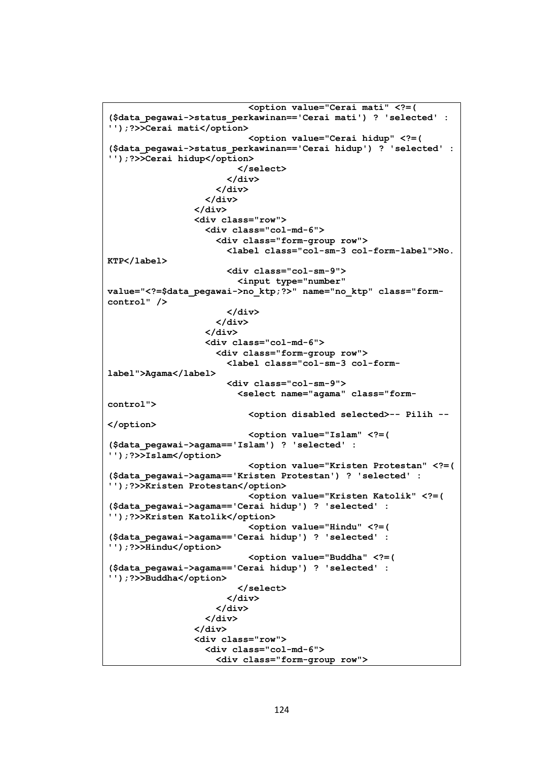```
                        <option value="Cerai mati" <?=(
($data_pegawai->status_perkawinan=='Cerai mati') ? 'selected' :
'');?>>Cerai mati</option>
                        <option value="Cerai hidup" <?=(
($data_pegawai->status_perkawinan=='Cerai hidup') ? 'selected' :
'');?>>Cerai hidup</option>
                      </select>
                    </div>
                  </div>
                </div>
              </div>
              <div class="row">
                <div class="col-md-6">
                  <div class="form-group row">
                    <label class="col-sm-3 col-form-label">No.
KTP</label>
                    <div class="col-sm-9">
                      <input type="number"
value="<?=$data_pegawai->no_ktp;?>" name="no_ktp" class="form-
control" />
                    </div>
                  </div>
                </div>
                <div class="col-md-6">
                  <div class="form-group row">
                    <label class="col-sm-3 col-form-
label">Agama</label>
                    <div class="col-sm-9">
                      <select name="agama" class="form-
control">
                        <option disabled selected>-- Pilih --
</option>
                        <option value="Islam" <?=(
($data_pegawai->agama=='Islam') ? 'selected' :
'');?>>Islam</option>
                        <option value="Kristen Protestan" <?=(
($data_pegawai->agama=='Kristen Protestan') ? 'selected' :
'');?>>Kristen Protestan</option>
                        <option value="Kristen Katolik" <?=(
($data_pegawai->agama=='Cerai hidup') ? 'selected' :
'');?>>Kristen Katolik</option>
                        <option value="Hindu" <?=(
($data_pegawai->agama=='Cerai hidup') ? 'selected' :
'');?>>Hindu</option>
                        <option value="Buddha" <?=(
($data_pegawai->agama=='Cerai hidup') ? 'selected' :
'');?>>Buddha</option>
                      </select>
                    </div>
                  </div>
                </div>
              </div>
              <div class="row">
                <div class="col-md-6">
                  <div class="form-group row">
```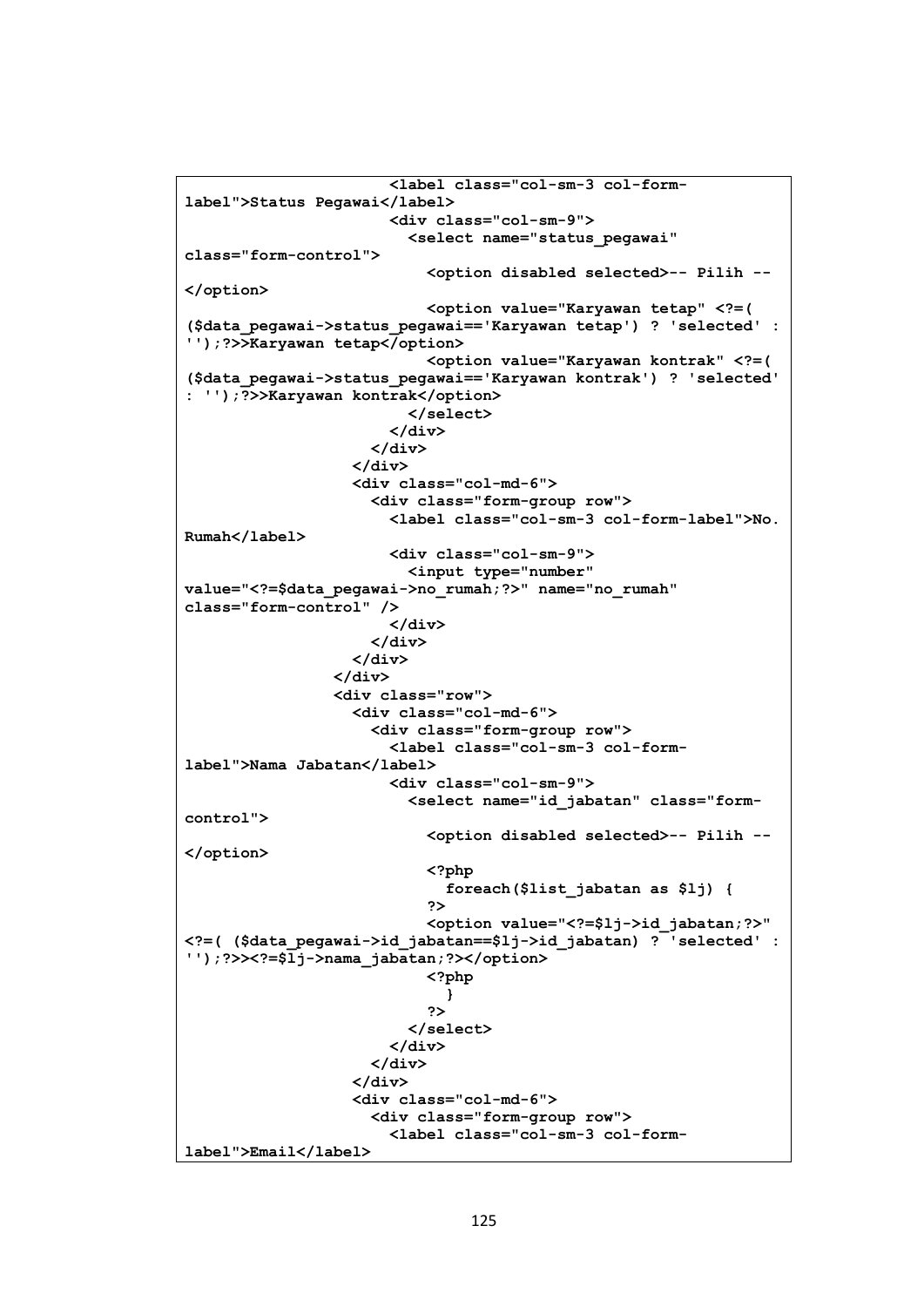```
                      <label class="col-sm-3 col-form-
label">Status Pegawai</label>
                      <div class="col-sm-9">
                        <select name="status_pegawai"
class="form-control">
                          <option disabled selected>-- Pilih --
</option>
                          <option value="Karyawan tetap" <?=(
($data_pegawai->status_pegawai=='Karyawan tetap') ? 'selected' :
'');?>>Karyawan tetap</option>
                          <option value="Karyawan kontrak" <?=(
($data_pegawai->status_pegawai=='Karyawan kontrak') ? 'selected'
: '');?>>Karyawan kontrak</option>
                        </select>
                      </div>
                    </div>
                  </div>
                  <div class="col-md-6">
                    <div class="form-group row">
                      <label class="col-sm-3 col-form-label">No.
Rumah</label>
                      <div class="col-sm-9">
                        <input type="number"
value="<?=$data_pegawai->no_rumah;?>" name="no_rumah"
class="form-control" />
                      </div>
                    </div>
                  </div>
                </div>
                <div class="row">
                  <div class="col-md-6">
                    <div class="form-group row">
                      <label class="col-sm-3 col-form-
label">Nama Jabatan</label>
                      <div class="col-sm-9">
                        <select name="id_jabatan" class="form-
control">
                          <option disabled selected>-- Pilih --
</option>
                          <?php
                            foreach($list_jabatan as $lj) {
                          ?>
                          <option value="<?=$lj->id_jabatan;?>"
<?=( ($data_pegawai->id_jabatan==$lj->id_jabatan) ? 'selected' :
'');?>><?=$lj->nama_jabatan;?></option>
                          <?php
                            }
                          ?>
                        </select>
                      </div>
                    </div>
                  </div>
                  <div class="col-md-6">
                    <div class="form-group row">
                      <label class="col-sm-3 col-form-
label">Email</label>
```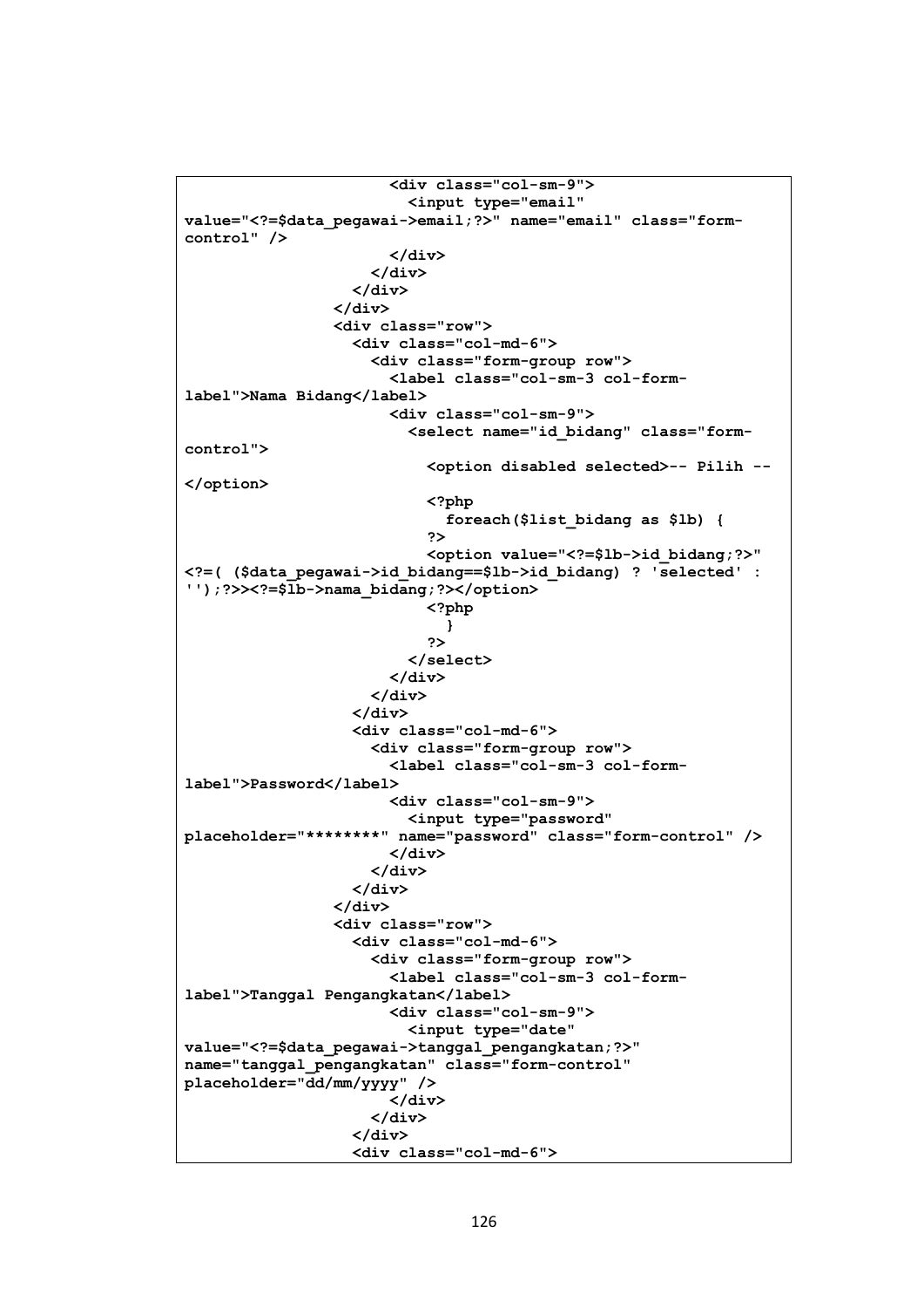```
                    <div class="col-sm-9">
                      <input type="email"
value="<?=$data_pegawai->email;?>" name="email" class="form-
control" />
                    </div>
                  </div>
                </div>
              </div>
              <div class="row">
                <div class="col-md-6">
                  <div class="form-group row">
                    <label class="col-sm-3 col-form-
label">Nama Bidang</label>
                    <div class="col-sm-9">
                      <select name="id_bidang" class="form-
control">
                        <option disabled selected>-- Pilih --
</option>
                        <?php
                          foreach($list_bidang as $lb) {
                        ?>
                        <option value="<?=$lb->id_bidang;?>"
<?=( ($data_pegawai->id_bidang==$lb->id_bidang) ? 'selected' :
'');?>><?=$lb->nama_bidang;?></option>
                        <?php
                          }
                        ?>
                      </select>
                    </div>
                  </div>
                </div>
                <div class="col-md-6">
                  <div class="form-group row">
                    <label class="col-sm-3 col-form-
label">Password</label>
                    <div class="col-sm-9">
                      <input type="password"
placeholder="********" name="password" class="form-control" />
                    </div>
                  </div>
                </div>
              </div>
              <div class="row">
                <div class="col-md-6">
                  <div class="form-group row">
                    <label class="col-sm-3 col-form-
label">Tanggal Pengangkatan</label>
                    <div class="col-sm-9">
                      <input type="date"
value="<?=$data_pegawai->tanggal_pengangkatan;?>"
name="tanggal_pengangkatan" class="form-control"
placeholder="dd/mm/yyyy" />
                    </div>
                  </div>
                </div>
                <div class="col-md-6">
```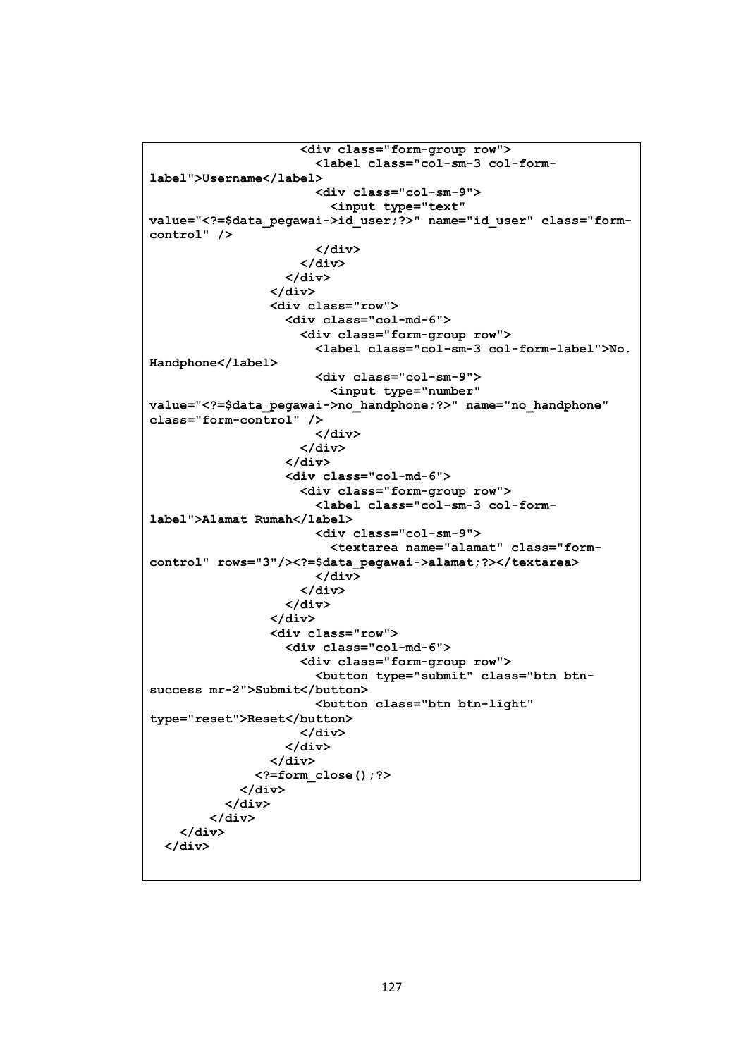```
                    <div class="form-group row">
                      <label class="col-sm-3 col-form-
label">Username</label>
                      <div class="col-sm-9">
                        <input type="text"
value="<?=$data_pegawai->id_user;?>" name="id_user" class="form-
control" />
                      </div>
                    </div>
                  </div>
                </div>
                <div class="row">
                  <div class="col-md-6">
                    <div class="form-group row">
                      <label class="col-sm-3 col-form-label">No.
Handphone</label>
                      <div class="col-sm-9">
                        <input type="number"
value="<?=$data_pegawai->no_handphone;?>" name="no_handphone"
class="form-control" />
                      </div>
                    </div>
                  </div>
                  <div class="col-md-6">
                    <div class="form-group row">
                      <label class="col-sm-3 col-form-
label">Alamat Rumah</label>
                      <div class="col-sm-9">
                        <textarea name="alamat" class="form-
control" rows="3"/><?=$data_pegawai->alamat;?></textarea>
                      </div>
                    </div>
                  </div>
                </div>
                <div class="row">
                  <div class="col-md-6">
                    <div class="form-group row">
                      <button type="submit" class="btn btn-
success mr-2">Submit</button>
                      <button class="btn btn-light"
type="reset">Reset</button>
                    </div>
                  </div>
                </div>
              <?=form_close();?>
            </div>
          </div>
        </div>
    </div>
  </div>
```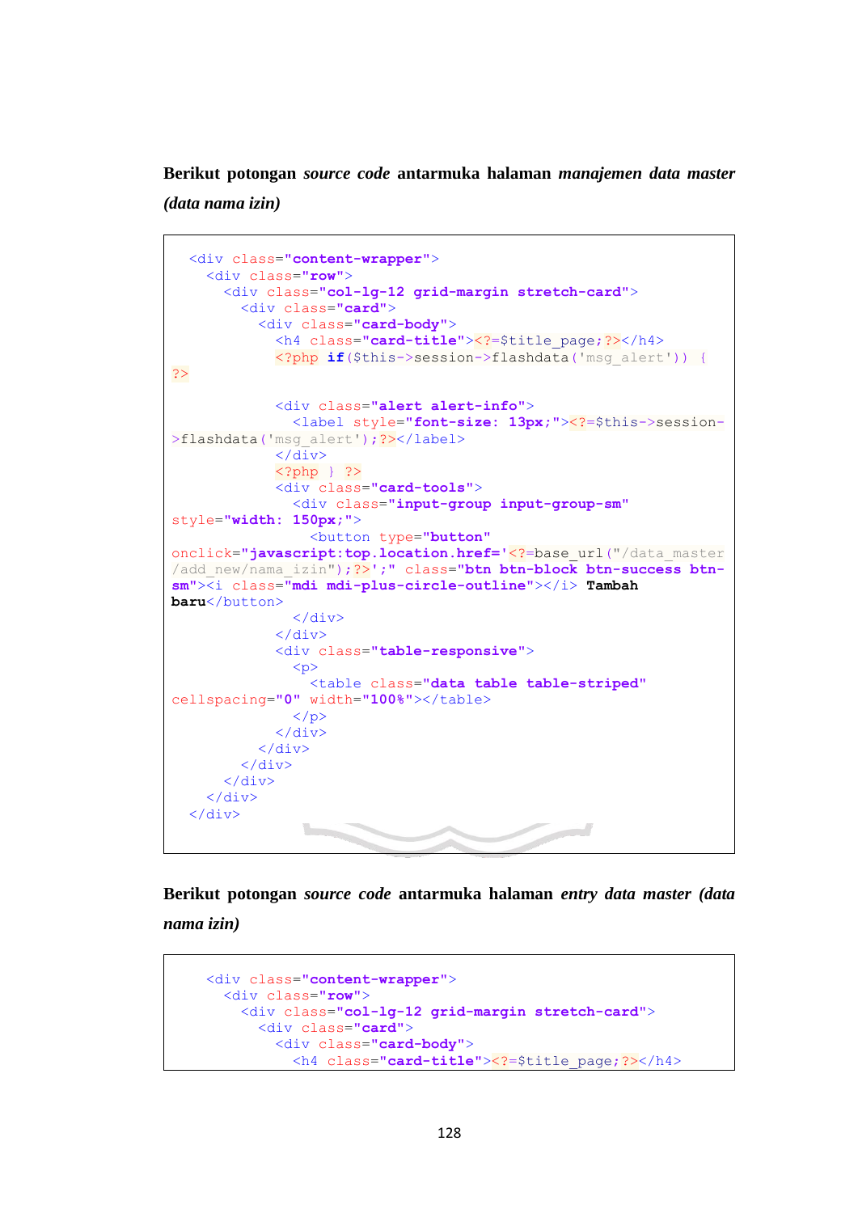**Berikut potongan *source code* antarmuka halaman *manajemen data master (data nama izin)***

```
<div class="content-wrapper">
  <div class="row">
    <div class="col-lg-12 grid-margin stretch-card">
      <div class="card">
        <div class="card-body">
          <h4 class="card-title"><?=$title_page;?></h4>
          <?php if($this->session->flashdata('msg_alert')) {
?>

          <div class="alert alert-info">
            <label style="font-size: 13px;"><?=$this->session-
>flashdata('msg_alert');?></label>
          </div>
          <?php } ?>
          <div class="card-tools">
            <div class="input-group input-group-sm"
style="width: 150px;">
              <button type="button"
onclick="javascript:top.location.href='<?=base_url("/data_master
/add_new/nama_izin");?>';" class="btn btn-block btn-success btn-
sm"><i class="mdi mdi-plus-circle-outline"></i> Tambah
baru</button>
            </div>
          </div>
          <div class="table-responsive">
            <p>
              <table class="data table table-striped"
cellspacing="0" width="100%"></table>
            </p>
          </div>
        </div>
      </div>
    </div>
  </div>
</div>
```

**Berikut potongan *source code* antarmuka halaman *entry data master (data nama izin)***

```
  <div class="content-wrapper">
    <div class="row">
      <div class="col-lg-12 grid-margin stretch-card">
        <div class="card">
          <div class="card-body">
            <h4 class="card-title"><?=$title_page;?></h4>
```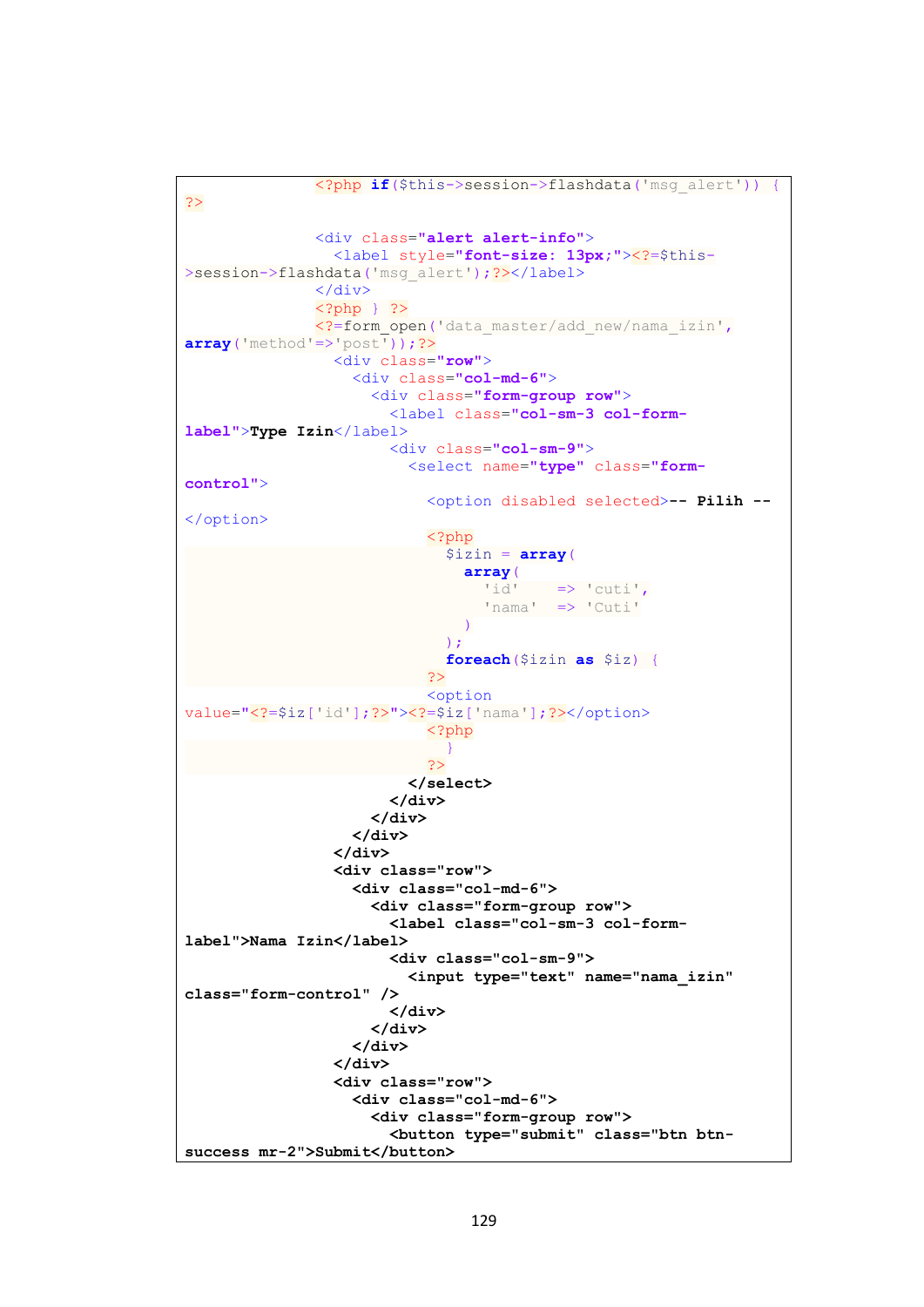```
            <?php if($this->session->flashdata('msg_alert')) {
?>

            <div class="alert alert-info">
              <label style="font-size: 13px;"><?=$this-
>session->flashdata('msg_alert');?></label>
            </div>
            <?php } ?>
            <?=form_open('data_master/add_new/nama_izin',
array('method'=>'post'));?>
              <div class="row">
                <div class="col-md-6">
                  <div class="form-group row">
                    <label class="col-sm-3 col-form-
label">Type Izin</label>
                    <div class="col-sm-9">
                      <select name="type" class="form-
control">
                        <option disabled selected>-- Pilih --
</option>
                        <?php
                          $izin = array(
                            array(
                              'id'    => 'cuti',
                              'nama'  => 'Cuti'
                            )
                          );
                          foreach($izin as $iz) {
                        ?>
                        <option
value="<?=$iz['id'];?>"><?=$iz['nama'];?></option>
                        <?php
                          }
                        ?>
                      </select>
                    </div>
                  </div>
                </div>
              </div>
              <div class="row">
                <div class="col-md-6">
                  <div class="form-group row">
                    <label class="col-sm-3 col-form-
label">Nama Izin</label>
                    <div class="col-sm-9">
                      <input type="text" name="nama_izin"
class="form-control" />
                    </div>
                  </div>
                </div>
              </div>
              <div class="row">
                <div class="col-md-6">
                  <div class="form-group row">
                    <button type="submit" class="btn btn-
success mr-2">Submit</button>
```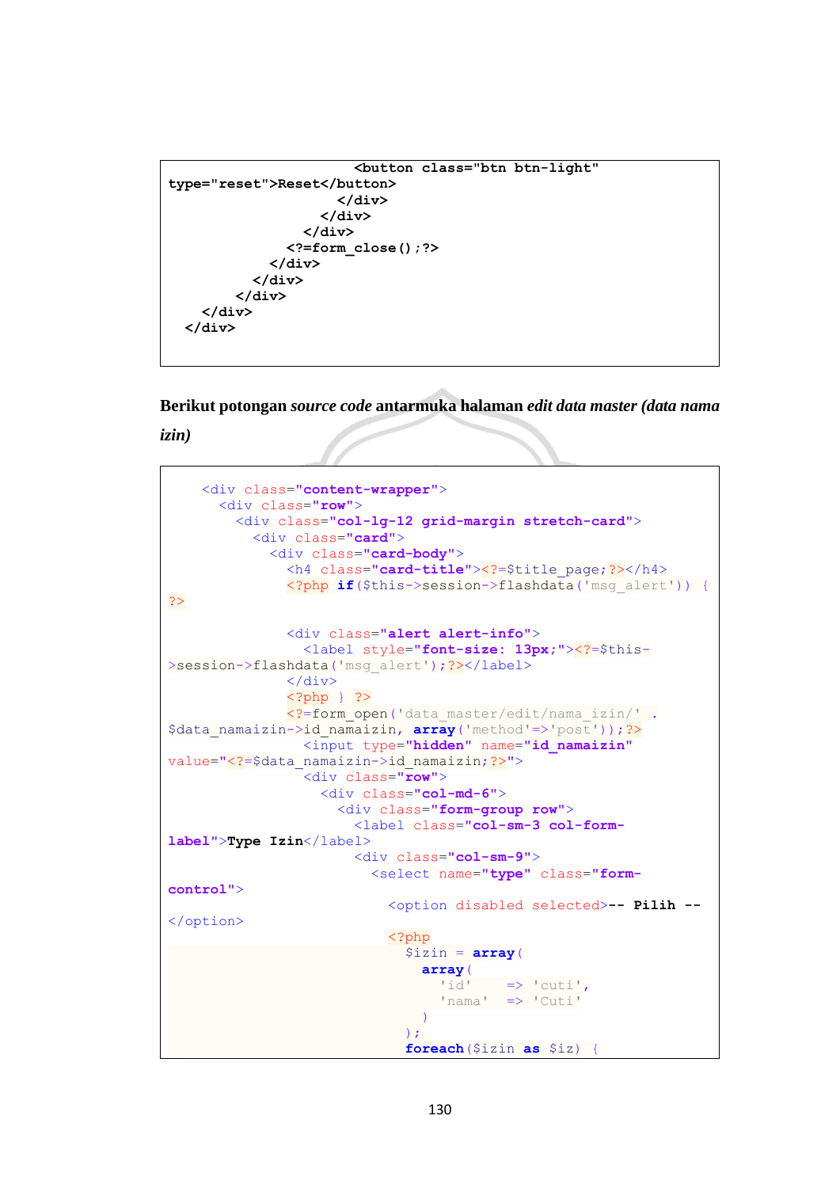```
                    <button class="btn btn-light"
type="reset">Reset</button>
                  </div>
                </div>
              </div>
            <?=form_close();?>
          </div>
        </div>
      </div>
    </div>
  </div>
```

**Berikut potongan *source code* antarmuka halaman *edit data master (data nama izin)***

```
    <div class="content-wrapper">
      <div class="row">
        <div class="col-lg-12 grid-margin stretch-card">
          <div class="card">
            <div class="card-body">
              <h4 class="card-title"><?=$title_page;?></h4>
              <?php if($this->session->flashdata('msg_alert')) {
?>

              <div class="alert alert-info">
                <label style="font-size: 13px;"><?=$this-
>session->flashdata('msg_alert');?></label>
              </div>
              <?php } ?>
              <?=form_open('data_master/edit/nama_izin/' .
$data_namaizin->id_namaizin, array('method'=>'post'));?>
                <input type="hidden" name="id_namaizin"
value="<?=$data_namaizin->id_namaizin;?>">
                <div class="row">
                  <div class="col-md-6">
                    <div class="form-group row">
                      <label class="col-sm-3 col-form-
label">Type Izin</label>
                      <div class="col-sm-9">
                        <select name="type" class="form-
control">
                          <option disabled selected>-- Pilih --
</option>
                          <?php
                            $izin = array(
                              array(
                                'id'    => 'cuti',
                                'nama'  => 'Cuti'
                              )
                            );
                            foreach($izin as $iz) {
```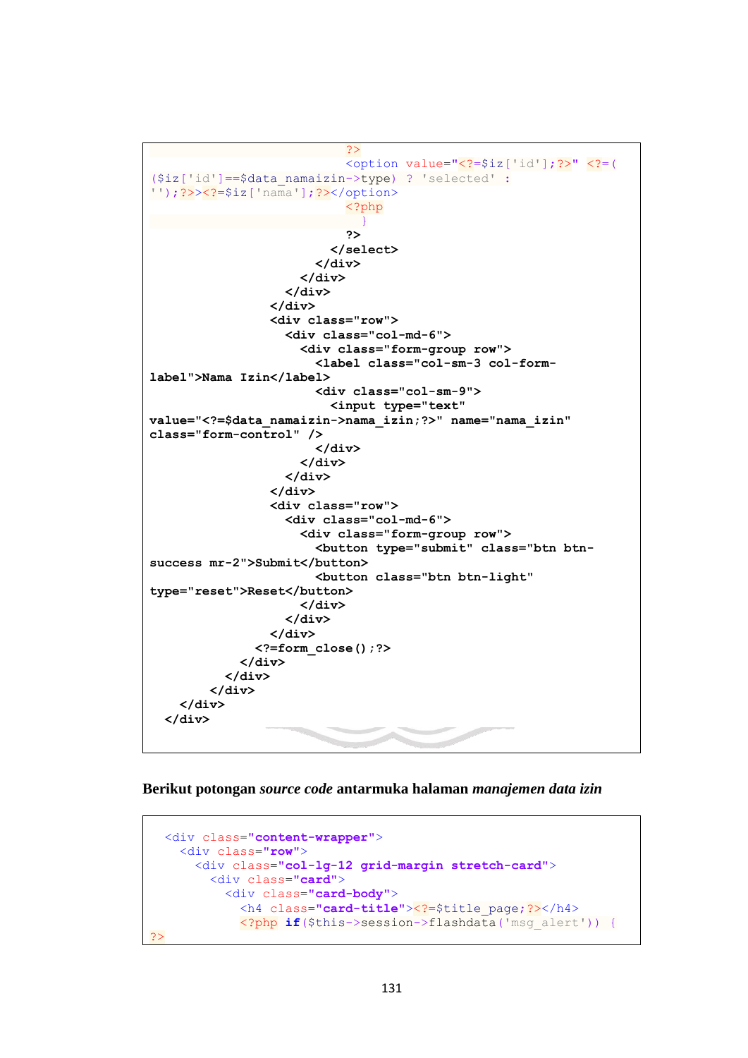```
                                 ?>
                                 <option value="<?=$iz['id'];?>" <?=(
($iz['id']==$data_namaizin->type) ? 'selected' :
'');?>><?=$iz['nama'];?></option>
                                 <?php
                                   }
                                 ?>
                               </select>
                             </div>
                           </div>
                         </div>
                       </div>
                       <div class="row">
                         <div class="col-md-6">
                           <div class="form-group row">
                             <label class="col-sm-3 col-form-
label">Nama Izin</label>
                             <div class="col-sm-9">
                               <input type="text"
value="<?=$data_namaizin->nama_izin;?>" name="nama_izin"
class="form-control" />
                             </div>
                           </div>
                         </div>
                       </div>
                       <div class="row">
                         <div class="col-md-6">
                           <div class="form-group row">
                             <button type="submit" class="btn btn-
success mr-2">Submit</button>
                             <button class="btn btn-light"
type="reset">Reset</button>
                           </div>
                         </div>
                       </div>
                     <?=form_close();?>
                   </div>
                 </div>
               </div>
           </div>
         </div>
```

**Berikut potongan *source code* antarmuka halaman *manajemen data izin***

```
  <div class="content-wrapper">
    <div class="row">
      <div class="col-lg-12 grid-margin stretch-card">
        <div class="card">
          <div class="card-body">
            <h4 class="card-title"><?=$title_page;?></h4>
            <?php if($this->session->flashdata('msg_alert')) {
?>
```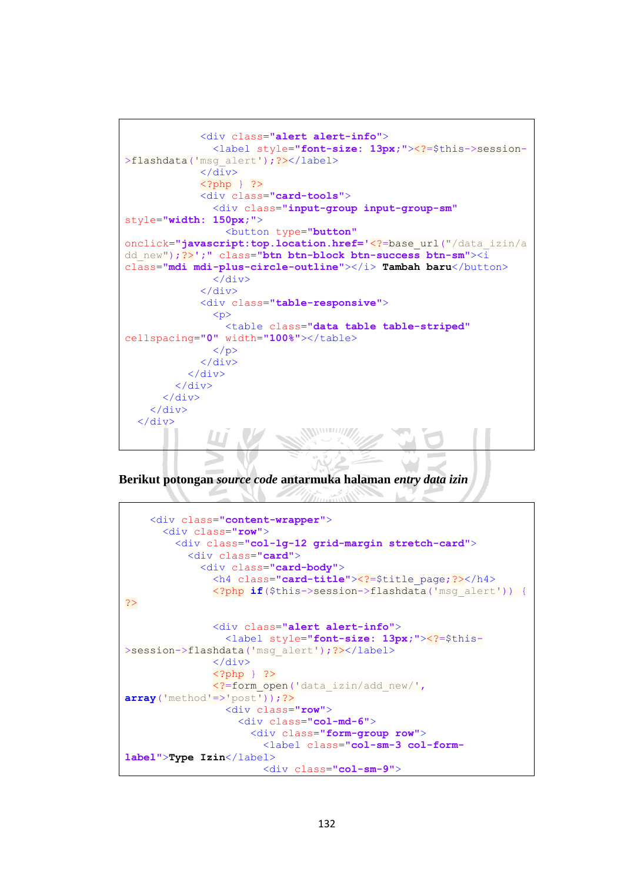```
            <div class="alert alert-info">
              <label style="font-size: 13px;"><?=$this->session->flashdata('msg_alert');?></label>
            </div>
            <?php } ?>
            <div class="card-tools">
              <div class="input-group input-group-sm" style="width: 150px;">
                <button type="button" onclick="javascript:top.location.href='<?=base_url("/data_izin/add_new");?>';" class="btn btn-block btn-success btn-sm"><i class="mdi mdi-plus-circle-outline"></i> Tambah baru</button>
              </div>
            </div>
            <div class="table-responsive">
              <p>
                <table class="data table table-striped" cellspacing="0" width="100%"></table>
              </p>
            </div>
          </div>
        </div>
      </div>
    </div>
  </div>
```

**Berikut potongan *source code* antarmuka halaman *entry data izin***

```
    <div class="content-wrapper">
      <div class="row">
        <div class="col-lg-12 grid-margin stretch-card">
          <div class="card">
            <div class="card-body">
              <h4 class="card-title"><?=$title_page;?></h4>
              <?php if($this->session->flashdata('msg_alert')) { ?>

              <div class="alert alert-info">
                <label style="font-size: 13px;"><?=$this->session->flashdata('msg_alert');?></label>
              </div>
              <?php } ?>
              <?=form_open('data_izin/add_new/', array('method'=>'post'));?>
                <div class="row">
                  <div class="col-md-6">
                    <div class="form-group row">
                      <label class="col-sm-3 col-form-label">Type Izin</label>
                      <div class="col-sm-9">
```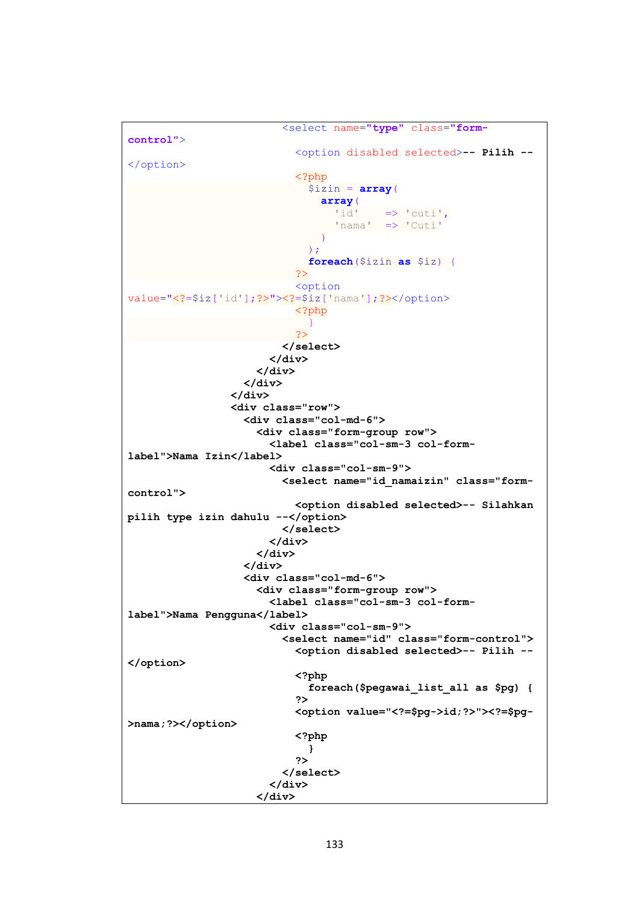```
                        <select name="type" class="form-
control">
                          <option disabled selected>-- Pilih --
</option>
                          <?php
                            $izin = array(
                              array(
                                'id'    => 'cuti',
                                'nama'  => 'Cuti'
                              )
                            );
                            foreach($izin as $iz) {
                          ?>
                          <option
value="<?=$iz['id'];?>"><?=$iz['nama'];?></option>
                          <?php
                            }
                          ?>
                        </select>
                      </div>
                    </div>
                  </div>
                </div>
                <div class="row">
                  <div class="col-md-6">
                    <div class="form-group row">
                      <label class="col-sm-3 col-form-
label">Nama Izin</label>
                      <div class="col-sm-9">
                        <select name="id_namaizin" class="form-
control">
                          <option disabled selected>-- Silahkan
pilih type izin dahulu --</option>
                        </select>
                      </div>
                    </div>
                  </div>
                  <div class="col-md-6">
                    <div class="form-group row">
                      <label class="col-sm-3 col-form-
label">Nama Pengguna</label>
                      <div class="col-sm-9">
                        <select name="id" class="form-control">
                          <option disabled selected>-- Pilih --
</option>
                          <?php
                            foreach($pegawai_list_all as $pg) {
                          ?>
                          <option value="<?=$pg->id;?>"><?=$pg-
>nama;?></option>
                          <?php
                            }
                          ?>
                        </select>
                      </div>
                    </div>
```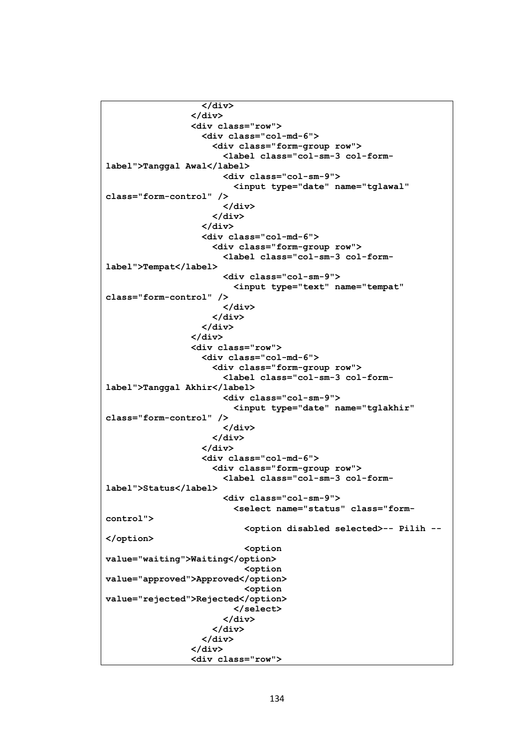```
                </div>
              </div>
              <div class="row">
                <div class="col-md-6">
                  <div class="form-group row">
                    <label class="col-sm-3 col-form-
label">Tanggal Awal</label>
                    <div class="col-sm-9">
                      <input type="date" name="tglawal"
class="form-control" />
                    </div>
                  </div>
                </div>
                <div class="col-md-6">
                  <div class="form-group row">
                    <label class="col-sm-3 col-form-
label">Tempat</label>
                    <div class="col-sm-9">
                      <input type="text" name="tempat"
class="form-control" />
                    </div>
                  </div>
                </div>
              </div>
              <div class="row">
                <div class="col-md-6">
                  <div class="form-group row">
                    <label class="col-sm-3 col-form-
label">Tanggal Akhir</label>
                    <div class="col-sm-9">
                      <input type="date" name="tglakhir"
class="form-control" />
                    </div>
                  </div>
                </div>
                <div class="col-md-6">
                  <div class="form-group row">
                    <label class="col-sm-3 col-form-
label">Status</label>
                    <div class="col-sm-9">
                      <select name="status" class="form-
control">
                        <option disabled selected>-- Pilih --
</option>
                        <option
value="waiting">Waiting</option>
                        <option
value="approved">Approved</option>
                        <option
value="rejected">Rejected</option>
                      </select>
                    </div>
                  </div>
                </div>
              </div>
              <div class="row">
```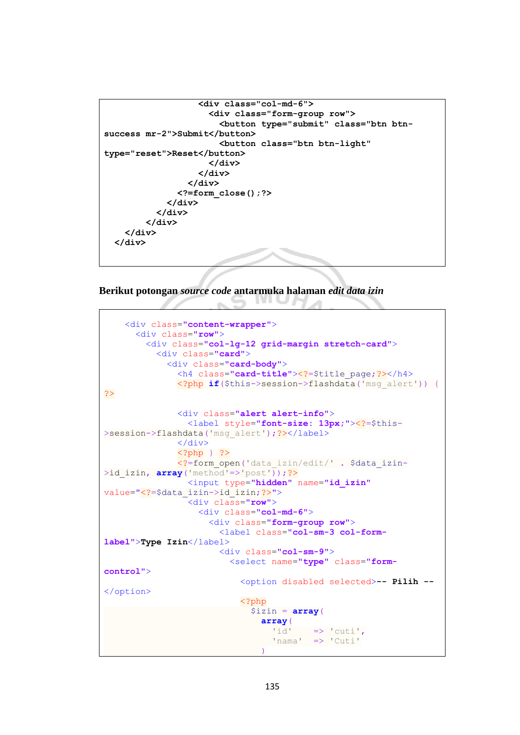```
                   <div class="col-md-6">
                     <div class="form-group row">
                       <button type="submit" class="btn btn-
success mr-2">Submit</button>
                       <button class="btn btn-light"
type="reset">Reset</button>
                     </div>
                   </div>
                 </div>
               <?=form_close();?>
             </div>
           </div>
         </div>
     </div>
   </div>
```

**Berikut potongan *source code* antarmuka halaman *edit data izin***

```
    <div class="content-wrapper">
      <div class="row">
        <div class="col-lg-12 grid-margin stretch-card">
          <div class="card">
            <div class="card-body">
              <h4 class="card-title"><?=$title_page;?></h4>
              <?php if($this->session->flashdata('msg_alert')) {
?>

              <div class="alert alert-info">
                <label style="font-size: 13px;"><?=$this-
>session->flashdata('msg_alert');?></label>
              </div>
              <?php } ?>
              <?=form_open('data_izin/edit/' . $data_izin-
>id_izin, array('method'=>'post'));?>
                <input type="hidden" name="id_izin"
value="<?=$data_izin->id_izin;?>">
                <div class="row">
                  <div class="col-md-6">
                    <div class="form-group row">
                      <label class="col-sm-3 col-form-
label">Type Izin</label>
                      <div class="col-sm-9">
                        <select name="type" class="form-
control">
                          <option disabled selected>-- Pilih --
</option>
                          <?php
                            $izin = array(
                              array(
                                'id'    => 'cuti',
                                'nama'  => 'Cuti'
                              )
```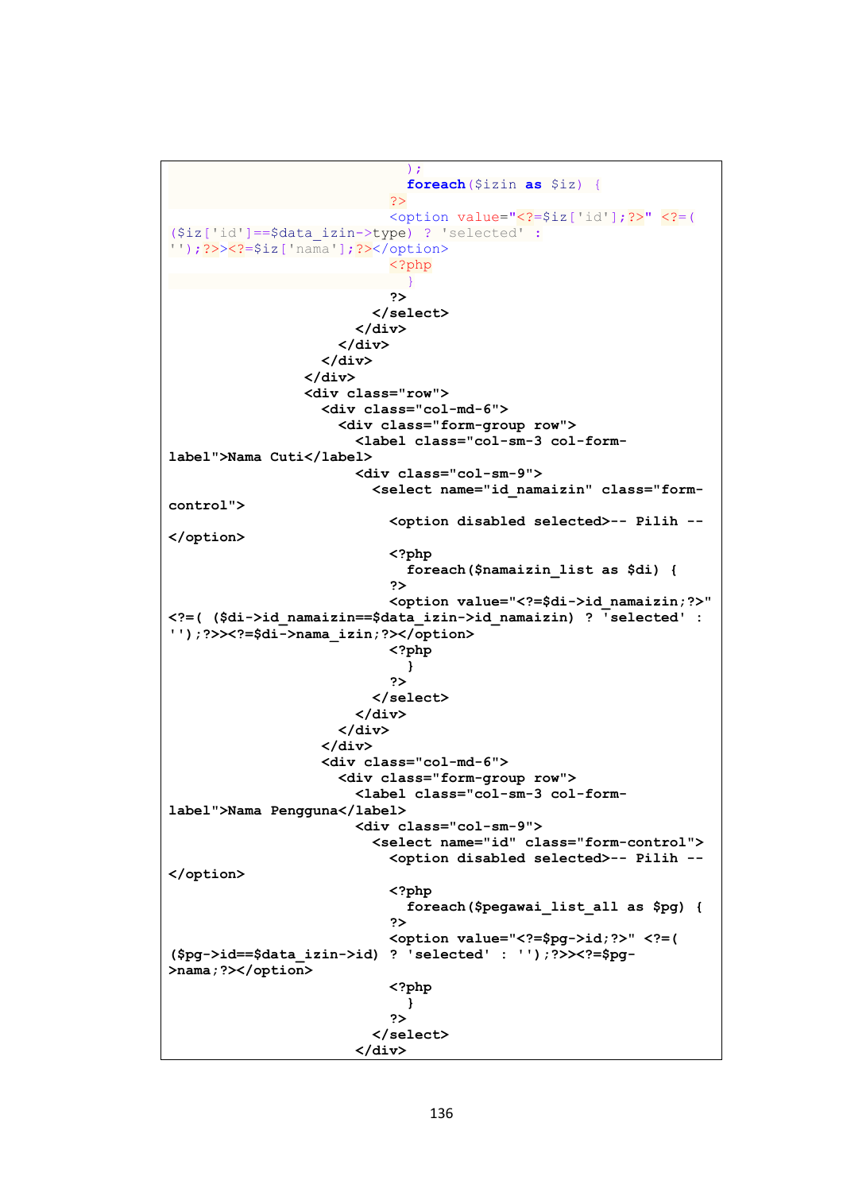```
                            );
                            foreach($izin as $iz) {
                          ?>
                          <option value="<?=$iz['id'];?>" <?=(
($iz['id']==$data_izin->type) ? 'selected' :
'');?>><?=$iz['nama'];?></option>
                          <?php
                            }
                          ?>
                        </select>
                      </div>
                    </div>
                  </div>
                </div>
                <div class="row">
                  <div class="col-md-6">
                    <div class="form-group row">
                      <label class="col-sm-3 col-form-
label">Nama Cuti</label>
                      <div class="col-sm-9">
                        <select name="id_namaizin" class="form-
control">
                          <option disabled selected>-- Pilih --
</option>
                          <?php
                            foreach($namaizin_list as $di) {
                          ?>
                          <option value="<?=$di->id_namaizin;?>"
<?=( ($di->id_namaizin==$data_izin->id_namaizin) ? 'selected' :
'');?>><?=$di->nama_izin;?></option>
                          <?php
                            }
                          ?>
                        </select>
                      </div>
                    </div>
                  </div>
                  <div class="col-md-6">
                    <div class="form-group row">
                      <label class="col-sm-3 col-form-
label">Nama Pengguna</label>
                      <div class="col-sm-9">
                        <select name="id" class="form-control">
                          <option disabled selected>-- Pilih --
</option>
                          <?php
                            foreach($pegawai_list_all as $pg) {
                          ?>
                          <option value="<?=$pg->id;?>" <?=(
($pg->id==$data_izin->id) ? 'selected' : '');?>><?=$pg-
>nama;?></option>
                          <?php
                            }
                          ?>
                        </select>
                      </div>
```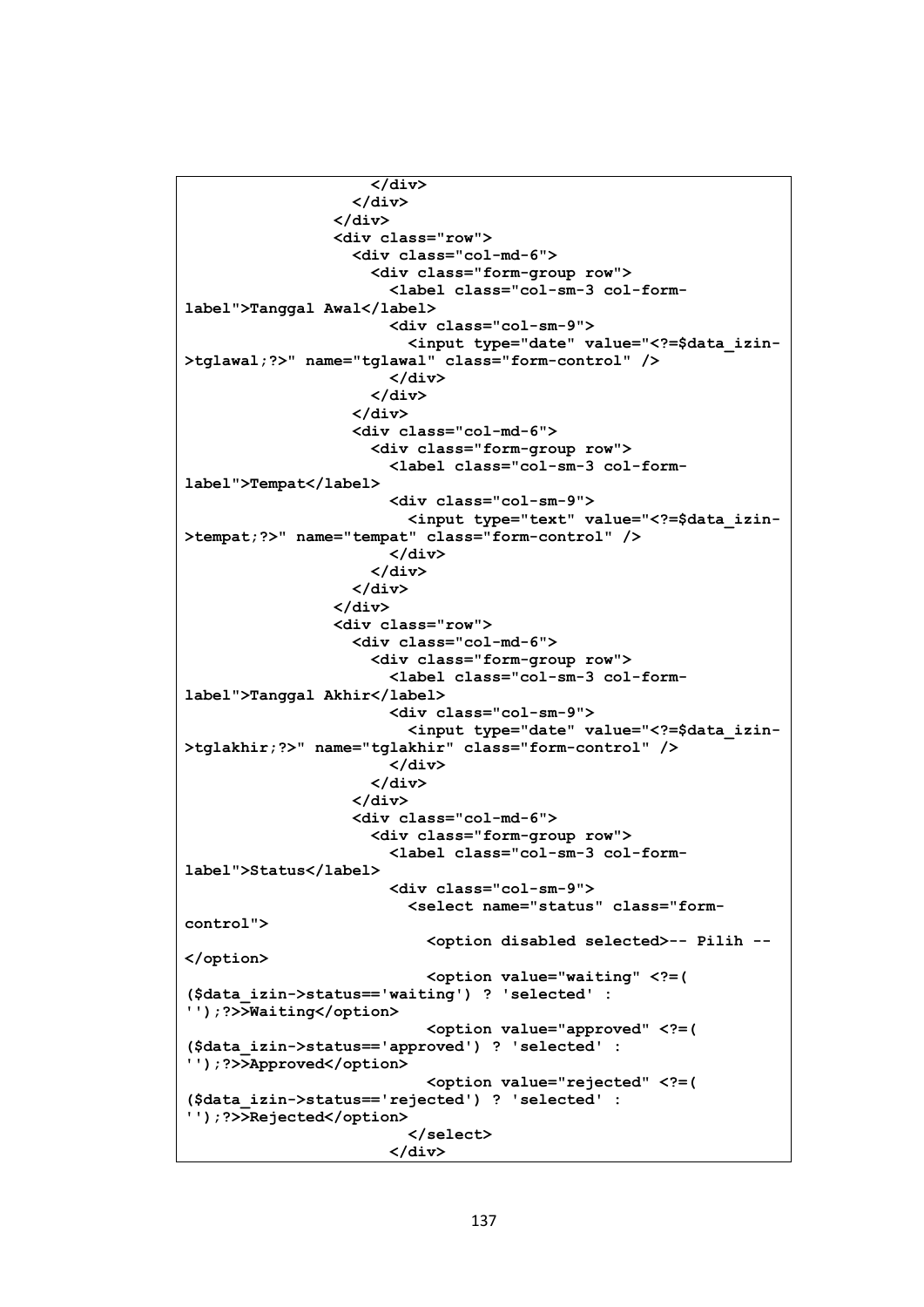```
                    </div>
                  </div>
                </div>
                <div class="row">
                  <div class="col-md-6">
                    <div class="form-group row">
                      <label class="col-sm-3 col-form-
label">Tanggal Awal</label>
                      <div class="col-sm-9">
                        <input type="date" value="<?=$data_izin-
>tglawal;?>" name="tglawal" class="form-control" />
                      </div>
                    </div>
                  </div>
                  <div class="col-md-6">
                    <div class="form-group row">
                      <label class="col-sm-3 col-form-
label">Tempat</label>
                      <div class="col-sm-9">
                        <input type="text" value="<?=$data_izin-
>tempat;?>" name="tempat" class="form-control" />
                      </div>
                    </div>
                  </div>
                </div>
                <div class="row">
                  <div class="col-md-6">
                    <div class="form-group row">
                      <label class="col-sm-3 col-form-
label">Tanggal Akhir</label>
                      <div class="col-sm-9">
                        <input type="date" value="<?=$data_izin-
>tglakhir;?>" name="tglakhir" class="form-control" />
                      </div>
                    </div>
                  </div>
                  <div class="col-md-6">
                    <div class="form-group row">
                      <label class="col-sm-3 col-form-
label">Status</label>
                      <div class="col-sm-9">
                        <select name="status" class="form-
control">
                          <option disabled selected>-- Pilih --
</option>
                          <option value="waiting" <?=(
($data_izin->status=='waiting') ? 'selected' :
'');?>>Waiting</option>
                          <option value="approved" <?=(
($data_izin->status=='approved') ? 'selected' :
'');?>>Approved</option>
                          <option value="rejected" <?=(
($data_izin->status=='rejected') ? 'selected' :
'');?>>Rejected</option>
                        </select>
                      </div>
```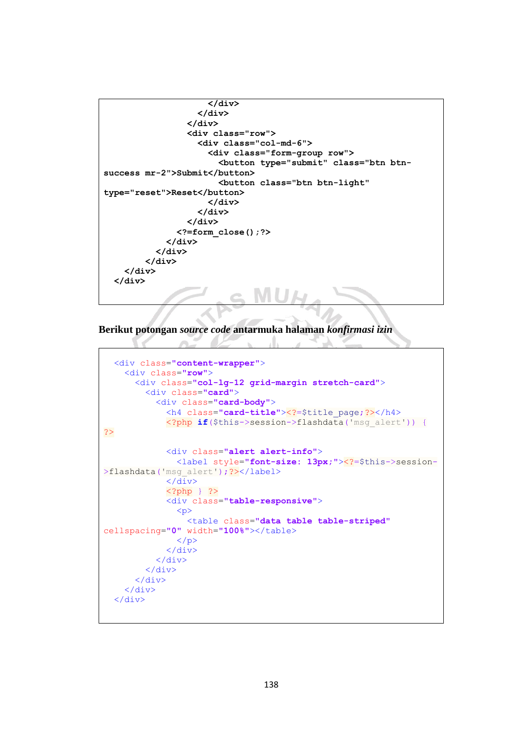```
                    </div>
                  </div>
                </div>
                <div class="row">
                  <div class="col-md-6">
                    <div class="form-group row">
                      <button type="submit" class="btn btn-
success mr-2">Submit</button>
                      <button class="btn btn-light"
type="reset">Reset</button>
                    </div>
                  </div>
                </div>
              <?=form_close();?>
            </div>
          </div>
        </div>
    </div>
  </div>
```

Berikut potongan *source code* antarmuka halaman *konfirmasi izin*

```
  <div class="content-wrapper">
    <div class="row">
      <div class="col-lg-12 grid-margin stretch-card">
        <div class="card">
          <div class="card-body">
            <h4 class="card-title"><?=$title_page;?></h4>
            <?php if($this->session->flashdata('msg_alert')) {
?>

            <div class="alert alert-info">
              <label style="font-size: 13px;"><?=$this->session-
>flashdata('msg_alert');?></label>
            </div>
            <?php } ?>
            <div class="table-responsive">
              <p>
                <table class="data table table-striped"
cellspacing="0" width="100%"></table>
              </p>
            </div>
          </div>
        </div>
      </div>
    </div>
  </div>
```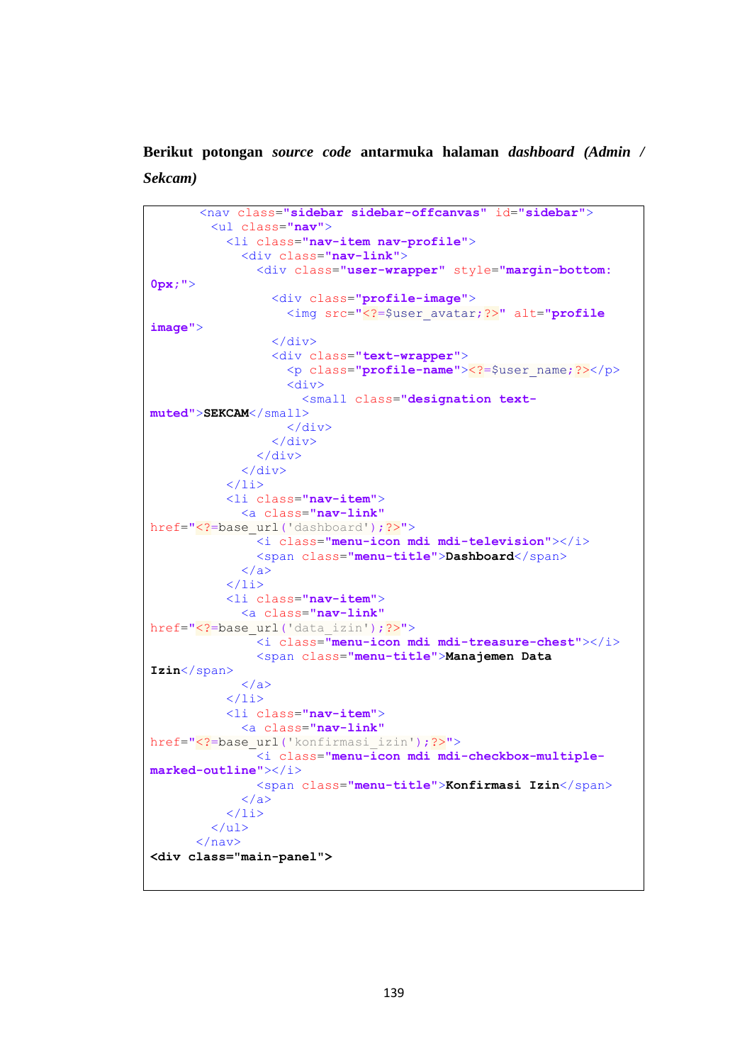**Berikut potongan *source code* antarmuka halaman *dashboard (Admin / Sekcam)***

```
      <nav class="sidebar sidebar-offcanvas" id="sidebar">
        <ul class="nav">
          <li class="nav-item nav-profile">
            <div class="nav-link">
              <div class="user-wrapper" style="margin-bottom:
0px;">
                <div class="profile-image">
                  <img src="<?=$user_avatar;?>" alt="profile
image">
                </div>
                <div class="text-wrapper">
                  <p class="profile-name"><?=$user_name;?></p>
                  <div>
                    <small class="designation text-
muted">SEKCAM</small>
                  </div>
                </div>
              </div>
            </div>
          </li>
          <li class="nav-item">
            <a class="nav-link"
href="<?=base_url('dashboard');?>">
              <i class="menu-icon mdi mdi-television"></i>
              <span class="menu-title">Dashboard</span>
            </a>
          </li>
          <li class="nav-item">
            <a class="nav-link"
href="<?=base_url('data_izin');?>">
              <i class="menu-icon mdi mdi-treasure-chest"></i>
              <span class="menu-title">Manajemen Data
Izin</span>
            </a>
          </li>
          <li class="nav-item">
            <a class="nav-link"
href="<?=base_url('konfirmasi_izin');?>">
              <i class="menu-icon mdi mdi-checkbox-multiple-
marked-outline"></i>
              <span class="menu-title">Konfirmasi Izin</span>
            </a>
          </li>
        </ul>
      </nav>
<div class="main-panel">
```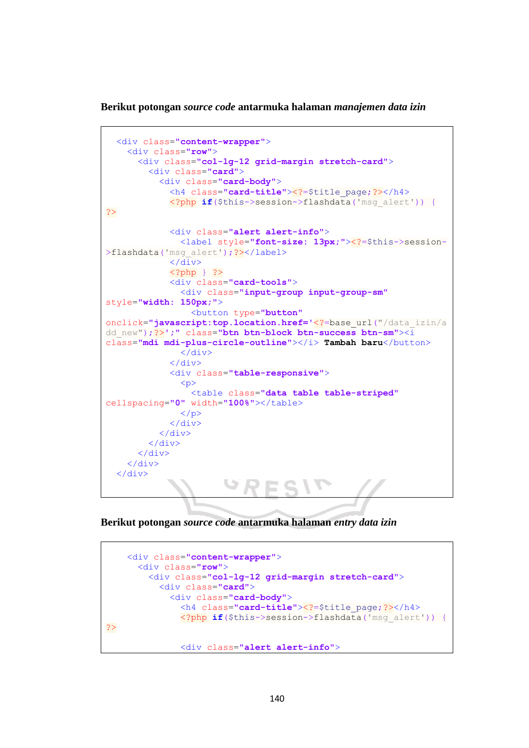Berikut potongan *source code* antarmuka halaman *manajemen data izin*

```
<div class="content-wrapper">
  <div class="row">
    <div class="col-lg-12 grid-margin stretch-card">
      <div class="card">
        <div class="card-body">
          <h4 class="card-title"><?=$title_page;?></h4>
          <?php if($this->session->flashdata('msg_alert')) {
?>

          <div class="alert alert-info">
            <label style="font-size: 13px;"><?=$this->session-
>flashdata('msg_alert');?></label>
          </div>
          <?php } ?>
          <div class="card-tools">
            <div class="input-group input-group-sm"
style="width: 150px;">
              <button type="button"
onclick="javascript:top.location.href='<?=base_url("/data_izin/a
dd_new");?>';" class="btn btn-block btn-success btn-sm"><i
class="mdi mdi-plus-circle-outline"></i> Tambah baru</button>
            </div>
          </div>
          <div class="table-responsive">
            <p>
              <table class="data table table-striped"
cellspacing="0" width="100%"></table>
            </p>
          </div>
        </div>
      </div>
    </div>
  </div>
</div>
```

Berikut potongan *source code* antarmuka halaman *entry data izin*

```
    <div class="content-wrapper">
      <div class="row">
        <div class="col-lg-12 grid-margin stretch-card">
          <div class="card">
            <div class="card-body">
              <h4 class="card-title"><?=$title_page;?></h4>
              <?php if($this->session->flashdata('msg_alert')) {
?>

              <div class="alert alert-info">
```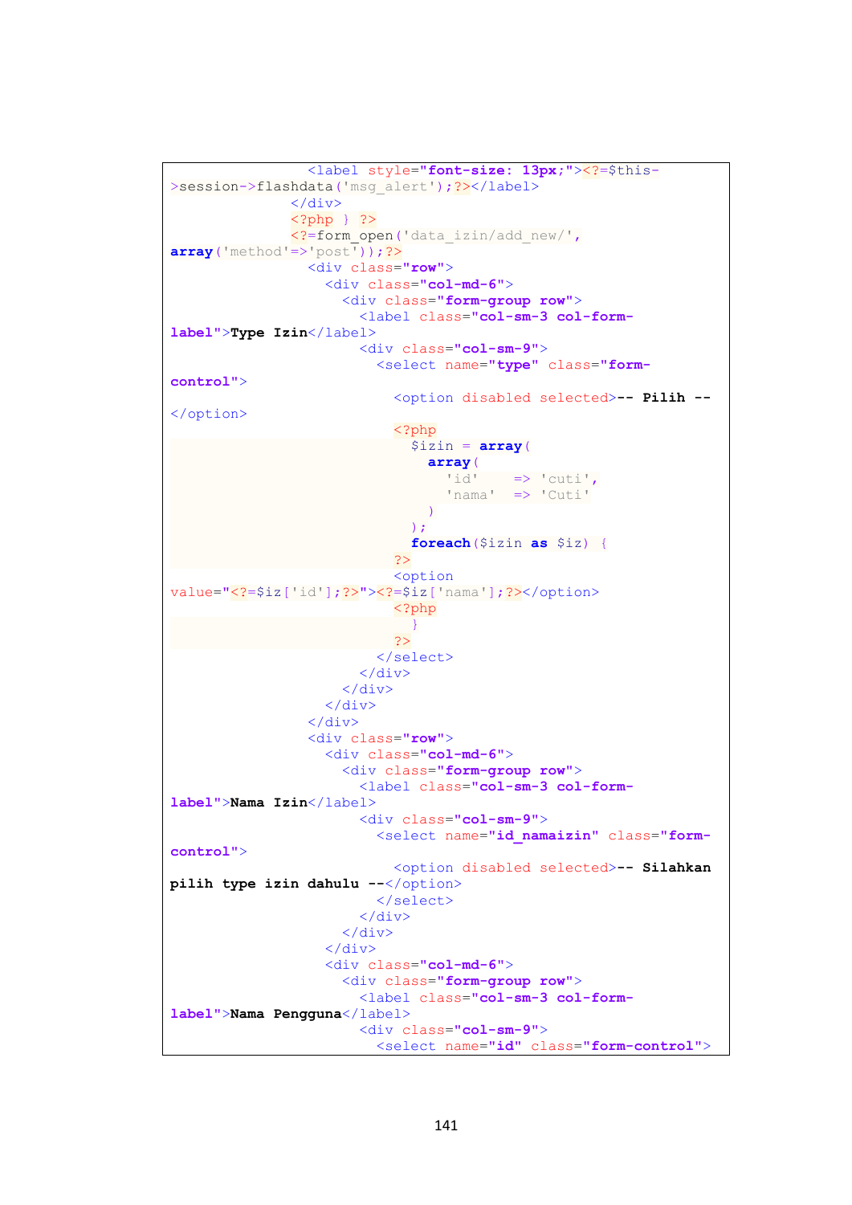```
                <label style="font-size: 13px;"><?=$this->session->flashdata('msg_alert');?></label>
              </div>
              <?php } ?>
              <?=form_open('data_izin/add_new/', array('method'=>'post'));?>
                <div class="row">
                  <div class="col-md-6">
                    <div class="form-group row">
                      <label class="col-sm-3 col-form-label">Type Izin</label>
                      <div class="col-sm-9">
                        <select name="type" class="form-control">
                          <option disabled selected>-- Pilih --</option>
                          <?php
                            $izin = array(
                              array(
                                'id'    => 'cuti',
                                'nama'  => 'Cuti'
                              )
                            );
                            foreach($izin as $iz) {
                          ?>
                          <option value="<?=$iz['id'];?>"><?=$iz['nama'];?></option>
                          <?php
                            }
                          ?>
                        </select>
                      </div>
                    </div>
                  </div>
                </div>
                <div class="row">
                  <div class="col-md-6">
                    <div class="form-group row">
                      <label class="col-sm-3 col-form-label">Nama Izin</label>
                      <div class="col-sm-9">
                        <select name="id_namaizin" class="form-control">
                          <option disabled selected>-- Silahkan pilih type izin dahulu --</option>
                        </select>
                      </div>
                    </div>
                  </div>
                  <div class="col-md-6">
                    <div class="form-group row">
                      <label class="col-sm-3 col-form-label">Nama Pengguna</label>
                      <div class="col-sm-9">
                        <select name="id" class="form-control">
```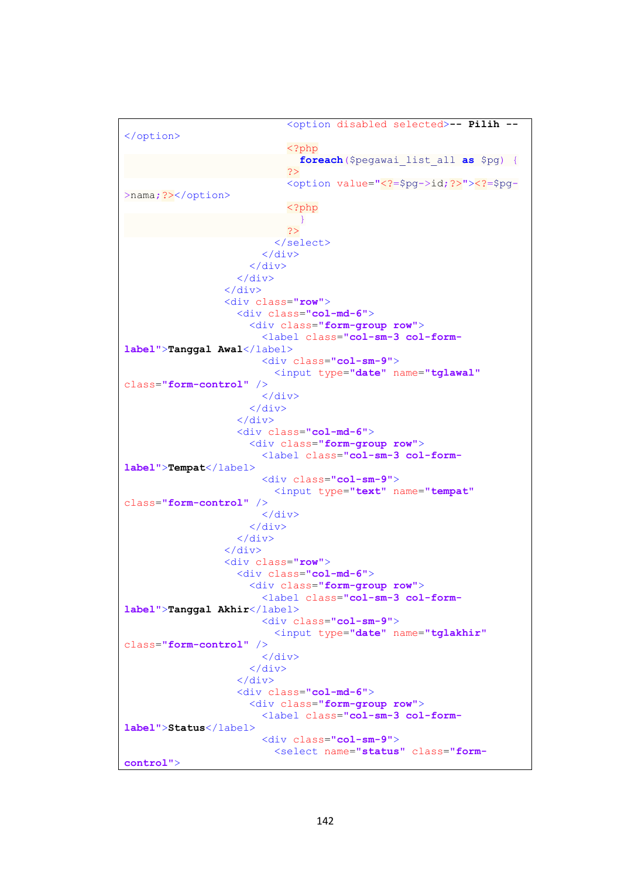```
                            <option disabled selected>-- Pilih --
</option>
                            <?php
                              foreach($pegawai_list_all as $pg) {
                            ?>
                            <option value="<?=$pg->id;?>"><?=$pg->nama;?></option>
                            <?php
                              }
                            ?>
                          </select>
                        </div>
                      </div>
                    </div>
                  </div>
                  <div class="row">
                    <div class="col-md-6">
                      <div class="form-group row">
                        <label class="col-sm-3 col-form-label">Tanggal Awal</label>
                        <div class="col-sm-9">
                          <input type="date" name="tglawal" class="form-control" />
                        </div>
                      </div>
                    </div>
                    <div class="col-md-6">
                      <div class="form-group row">
                        <label class="col-sm-3 col-form-label">Tempat</label>
                        <div class="col-sm-9">
                          <input type="text" name="tempat" class="form-control" />
                        </div>
                      </div>
                    </div>
                  </div>
                  <div class="row">
                    <div class="col-md-6">
                      <div class="form-group row">
                        <label class="col-sm-3 col-form-label">Tanggal Akhir</label>
                        <div class="col-sm-9">
                          <input type="date" name="tglakhir" class="form-control" />
                        </div>
                      </div>
                    </div>
                    <div class="col-md-6">
                      <div class="form-group row">
                        <label class="col-sm-3 col-form-label">Status</label>
                        <div class="col-sm-9">
                          <select name="status" class="form-control">
```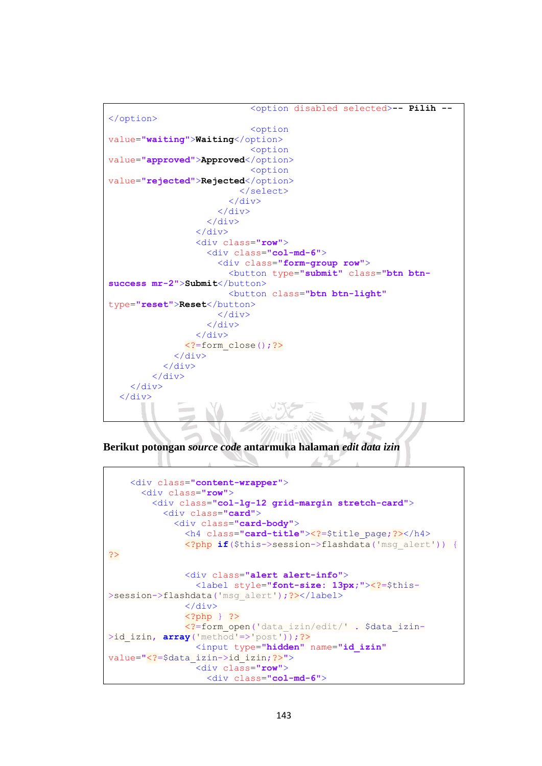```
                          <option disabled selected>-- Pilih --
</option>
                          <option
value="waiting">Waiting</option>
                          <option
value="approved">Approved</option>
                          <option
value="rejected">Rejected</option>
                        </select>
                      </div>
                    </div>
                  </div>
                </div>
                <div class="row">
                  <div class="col-md-6">
                    <div class="form-group row">
                      <button type="submit" class="btn btn-
success mr-2">Submit</button>
                      <button class="btn btn-light"
type="reset">Reset</button>
                    </div>
                  </div>
                </div>
              <?=form_close();?>
            </div>
          </div>
        </div>
    </div>
  </div>
```

**Berikut potongan *source code* antarmuka halaman *edit data izin***

```
    <div class="content-wrapper">
      <div class="row">
        <div class="col-lg-12 grid-margin stretch-card">
          <div class="card">
            <div class="card-body">
              <h4 class="card-title"><?=$title_page;?></h4>
              <?php if($this->session->flashdata('msg_alert')) {
?>

              <div class="alert alert-info">
                <label style="font-size: 13px;"><?=$this-
>session->flashdata('msg_alert');?></label>
              </div>
              <?php } ?>
              <?=form_open('data_izin/edit/' . $data_izin-
>id_izin, array('method'=>'post'));?>
                <input type="hidden" name="id_izin"
value="<?=$data_izin->id_izin;?>">
                <div class="row">
                  <div class="col-md-6">
```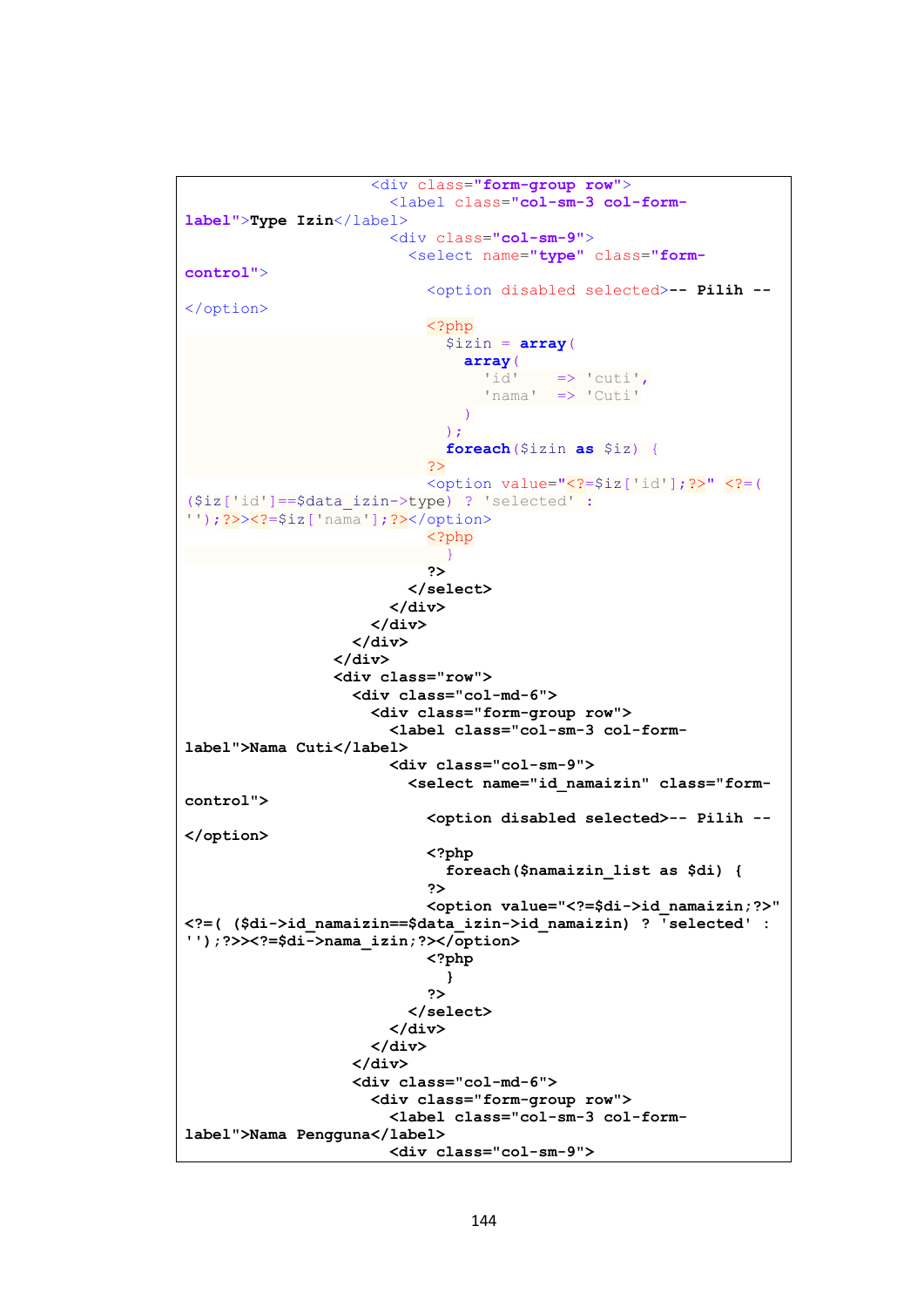```
                    <div class="form-group row">
                      <label class="col-sm-3 col-form-
label">Type Izin</label>
                      <div class="col-sm-9">
                        <select name="type" class="form-
control">
                          <option disabled selected>-- Pilih --
</option>
                          <?php
                            $izin = array(
                              array(
                                'id'    => 'cuti',
                                'nama'  => 'Cuti'
                              )
                            );
                            foreach($izin as $iz) {
                          ?>
                          <option value="<?=$iz['id'];?>" <?=(
($iz['id']==$data_izin->type) ? 'selected' :
'');?>><?=$iz['nama'];?></option>
                          <?php
                            }
                          ?>
                        </select>
                      </div>
                    </div>
                  </div>
                </div>
                <div class="row">
                  <div class="col-md-6">
                    <div class="form-group row">
                      <label class="col-sm-3 col-form-
label">Nama Cuti</label>
                      <div class="col-sm-9">
                        <select name="id_namaizin" class="form-
control">
                          <option disabled selected>-- Pilih --
</option>
                          <?php
                            foreach($namaizin_list as $di) {
                          ?>
                          <option value="<?=$di->id_namaizin;?>"
<?=( ($di->id_namaizin==$data_izin->id_namaizin) ? 'selected' :
'');?>><?=$di->nama_izin;?></option>
                          <?php
                            }
                          ?>
                        </select>
                      </div>
                    </div>
                  </div>
                  <div class="col-md-6">
                    <div class="form-group row">
                      <label class="col-sm-3 col-form-
label">Nama Pengguna</label>
                      <div class="col-sm-9">
```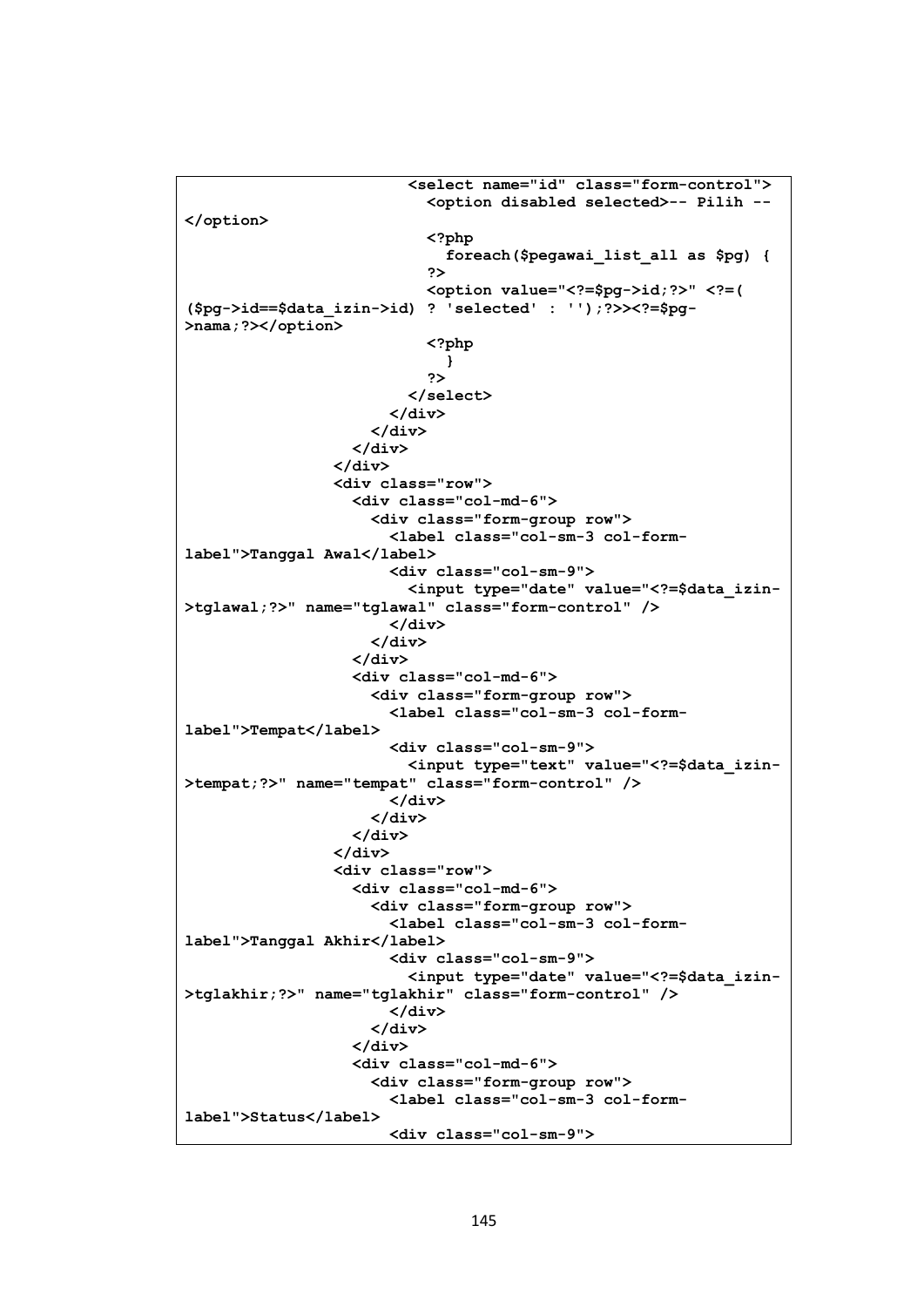```
                      <select name="id" class="form-control">
                        <option disabled selected>-- Pilih --
</option>
                        <?php
                          foreach($pegawai_list_all as $pg) {
                        ?>
                        <option value="<?=$pg->id;?>" <?=(
($pg->id==$data_izin->id) ? 'selected' : '');?>><?=$pg-
>nama;?></option>
                        <?php
                          }
                        ?>
                      </select>
                    </div>
                  </div>
                </div>
              </div>
              <div class="row">
                <div class="col-md-6">
                  <div class="form-group row">
                    <label class="col-sm-3 col-form-
label">Tanggal Awal</label>
                    <div class="col-sm-9">
                      <input type="date" value="<?=$data_izin-
>tglawal;?>" name="tglawal" class="form-control" />
                    </div>
                  </div>
                </div>
                <div class="col-md-6">
                  <div class="form-group row">
                    <label class="col-sm-3 col-form-
label">Tempat</label>
                    <div class="col-sm-9">
                      <input type="text" value="<?=$data_izin-
>tempat;?>" name="tempat" class="form-control" />
                    </div>
                  </div>
                </div>
              </div>
              <div class="row">
                <div class="col-md-6">
                  <div class="form-group row">
                    <label class="col-sm-3 col-form-
label">Tanggal Akhir</label>
                    <div class="col-sm-9">
                      <input type="date" value="<?=$data_izin-
>tglakhir;?>" name="tglakhir" class="form-control" />
                    </div>
                  </div>
                </div>
                <div class="col-md-6">
                  <div class="form-group row">
                    <label class="col-sm-3 col-form-
label">Status</label>
                    <div class="col-sm-9">
```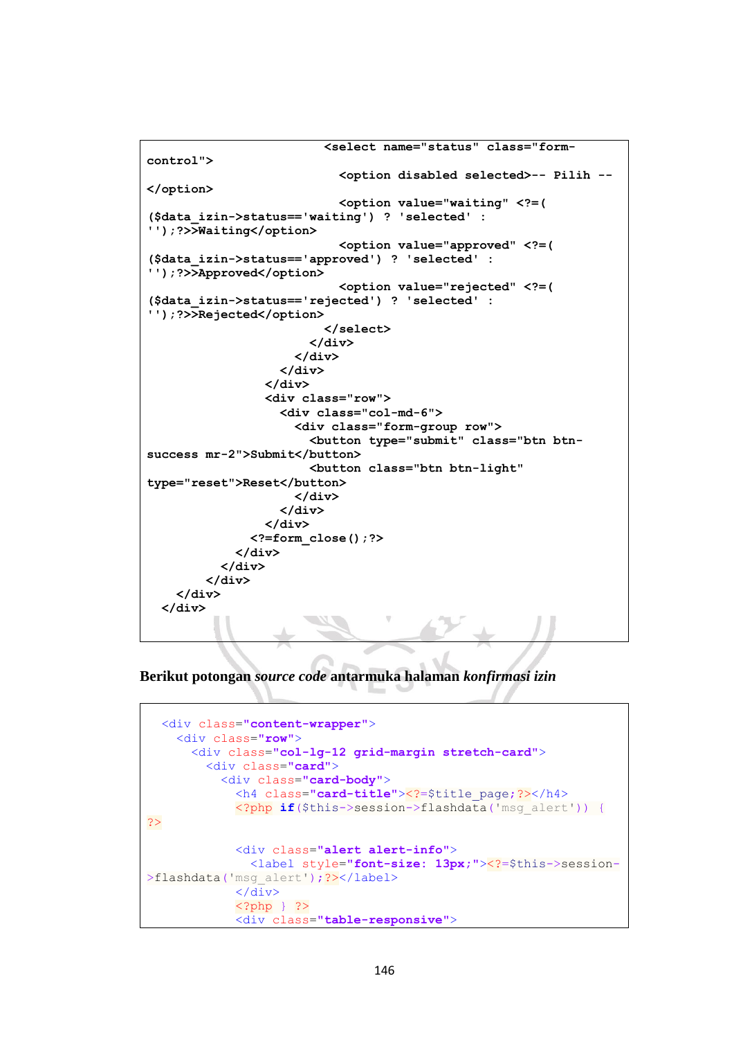```
                         <select name="status" class="form-
control">
                           <option disabled selected>-- Pilih --
</option>
                           <option value="waiting" <?=(
($data_izin->status=='waiting') ? 'selected' :
'');?>>Waiting</option>
                           <option value="approved" <?=(
($data_izin->status=='approved') ? 'selected' :
'');?>>Approved</option>
                           <option value="rejected" <?=(
($data_izin->status=='rejected') ? 'selected' :
'');?>>Rejected</option>
                         </select>
                       </div>
                     </div>
                   </div>
                 </div>
                 <div class="row">
                   <div class="col-md-6">
                     <div class="form-group row">
                       <button type="submit" class="btn btn-
success mr-2">Submit</button>
                       <button class="btn btn-light"
type="reset">Reset</button>
                     </div>
                   </div>
                 </div>
               <?=form_close();?>
             </div>
           </div>
         </div>
     </div>
   </div>
```

Berikut potongan *source code* antarmuka halaman *konfirmasi izin*

```
  <div class="content-wrapper">
    <div class="row">
      <div class="col-lg-12 grid-margin stretch-card">
        <div class="card">
          <div class="card-body">
            <h4 class="card-title"><?=$title_page;?></h4>
            <?php if($this->session->flashdata('msg_alert')) {
?>

            <div class="alert alert-info">
              <label style="font-size: 13px;"><?=$this->session-
>flashdata('msg_alert');?></label>
            </div>
            <?php } ?>
            <div class="table-responsive">
```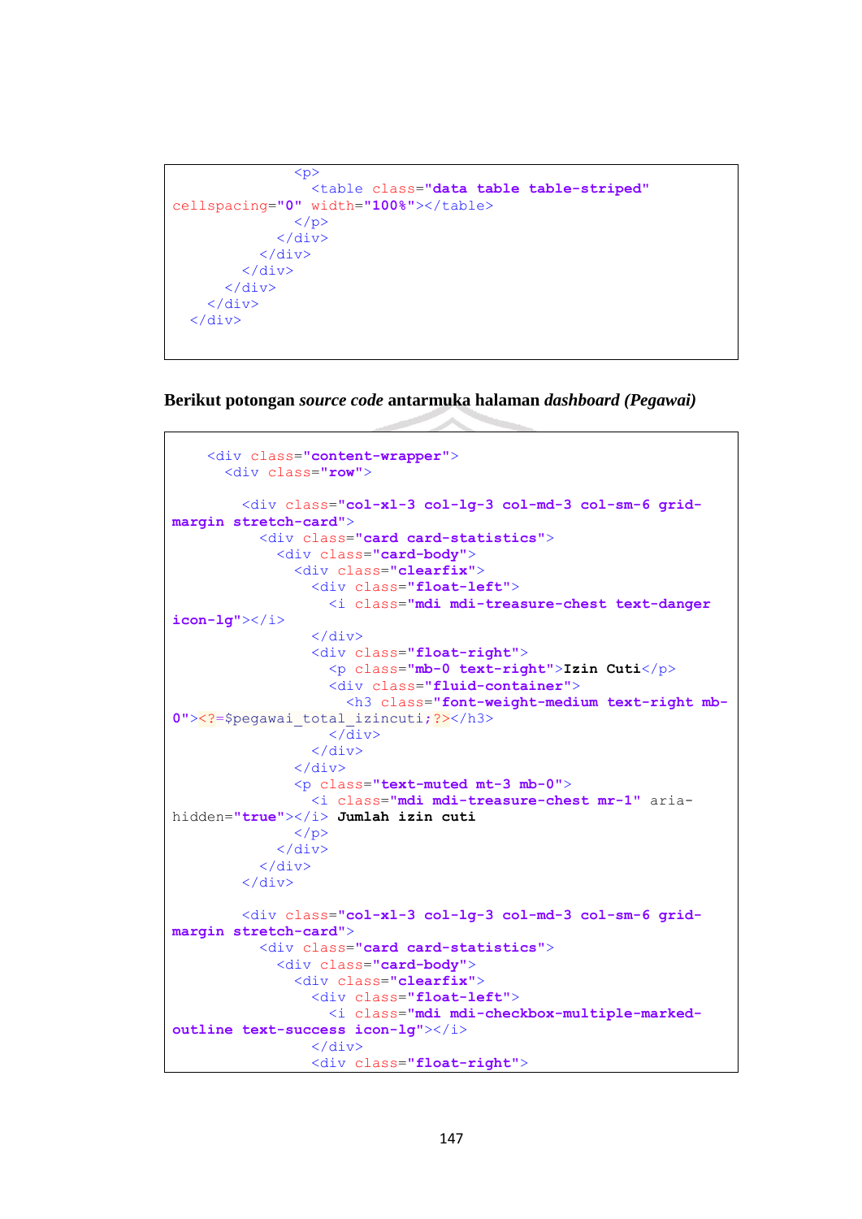```
              <p>
                <table class="data table table-striped"
cellspacing="0" width="100%"></table>
              </p>
            </div>
          </div>
        </div>
      </div>
    </div>
  </div>
```

Berikut potongan *source code* antarmuka halaman *dashboard (Pegawai)*

```
    <div class="content-wrapper">
      <div class="row">

        <div class="col-xl-3 col-lg-3 col-md-3 col-sm-6 grid-
margin stretch-card">
          <div class="card card-statistics">
            <div class="card-body">
              <div class="clearfix">
                <div class="float-left">
                  <i class="mdi mdi-treasure-chest text-danger
icon-lg"></i>
                </div>
                <div class="float-right">
                  <p class="mb-0 text-right">Izin Cuti</p>
                  <div class="fluid-container">
                    <h3 class="font-weight-medium text-right mb-
0"><?=$pegawai_total_izincuti;?></h3>
                  </div>
                </div>
              </div>
              <p class="text-muted mt-3 mb-0">
                <i class="mdi mdi-treasure-chest mr-1" aria-
hidden="true"></i> Jumlah izin cuti
              </p>
            </div>
          </div>
        </div>

        <div class="col-xl-3 col-lg-3 col-md-3 col-sm-6 grid-
margin stretch-card">
          <div class="card card-statistics">
            <div class="card-body">
              <div class="clearfix">
                <div class="float-left">
                  <i class="mdi mdi-checkbox-multiple-marked-
outline text-success icon-lg"></i>
                </div>
                <div class="float-right">
```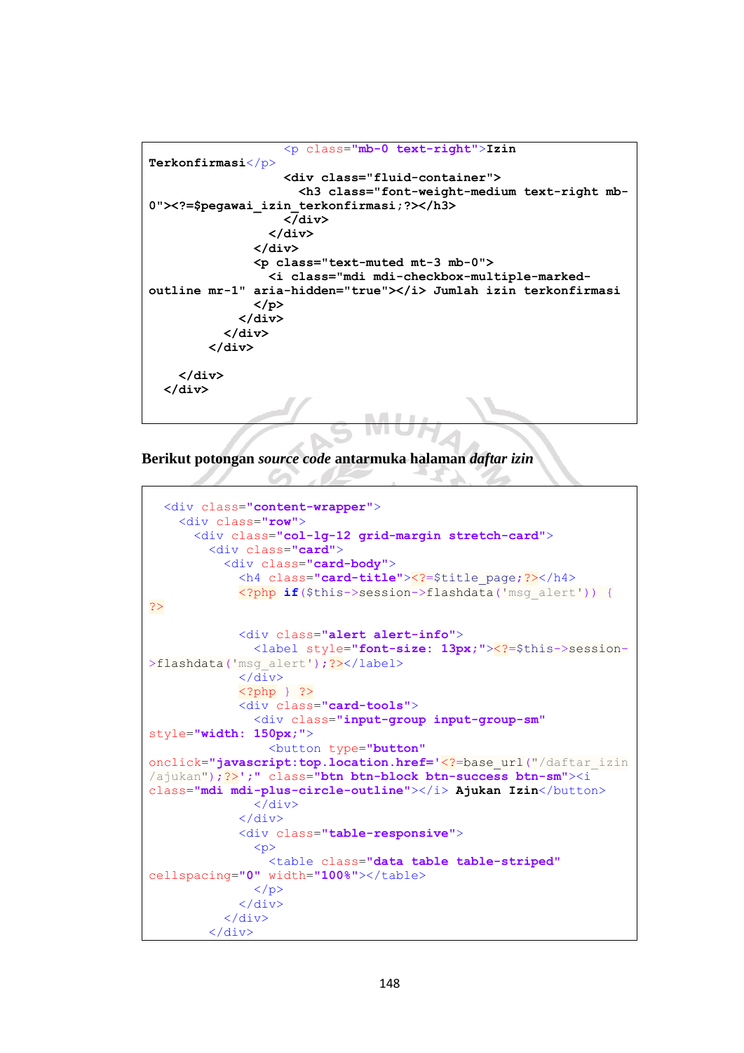```
                  <p class="mb-0 text-right">Izin
Terkonfirmasi</p>
                  <div class="fluid-container">
                    <h3 class="font-weight-medium text-right mb-
0"><?=$pegawai_izin_terkonfirmasi;?></h3>
                  </div>
                </div>
              </div>
              <p class="text-muted mt-3 mb-0">
                <i class="mdi mdi-checkbox-multiple-marked-
outline mr-1" aria-hidden="true"></i> Jumlah izin terkonfirmasi
              </p>
            </div>
          </div>
        </div>

    </div>
  </div>
```

**Berikut potongan *source code* antarmuka halaman *daftar izin***

```
  <div class="content-wrapper">
    <div class="row">
      <div class="col-lg-12 grid-margin stretch-card">
        <div class="card">
          <div class="card-body">
            <h4 class="card-title"><?=$title_page;?></h4>
            <?php if($this->session->flashdata('msg_alert')) {
?>

            <div class="alert alert-info">
              <label style="font-size: 13px;"><?=$this->session-
>flashdata('msg_alert');?></label>
            </div>
            <?php } ?>
            <div class="card-tools">
              <div class="input-group input-group-sm"
style="width: 150px;">
                <button type="button"
onclick="javascript:top.location.href='<?=base_url("/daftar_izin
/ajukan");?>';" class="btn btn-block btn-success btn-sm"><i
class="mdi mdi-plus-circle-outline"></i> Ajukan Izin</button>
              </div>
            </div>
            <div class="table-responsive">
              <p>
                <table class="data table table-striped"
cellspacing="0" width="100%"></table>
              </p>
            </div>
          </div>
        </div>
```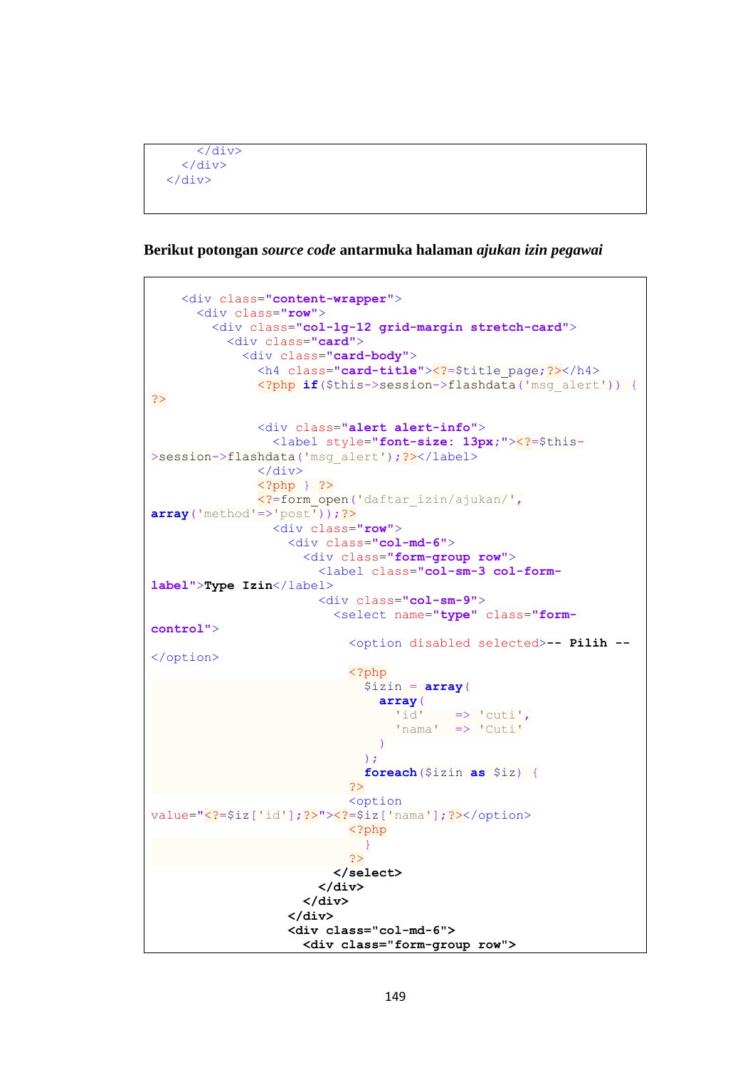```
      </div>
    </div>
  </div>
```

**Berikut potongan *source code* antarmuka halaman *ajukan izin pegawai***

```
    <div class="content-wrapper">
      <div class="row">
        <div class="col-lg-12 grid-margin stretch-card">
          <div class="card">
            <div class="card-body">
              <h4 class="card-title"><?=$title_page;?></h4>
              <?php if($this->session->flashdata('msg_alert')) {
?>

              <div class="alert alert-info">
                <label style="font-size: 13px;"><?=$this-
>session->flashdata('msg_alert');?></label>
              </div>
              <?php } ?>
              <?=form_open('daftar_izin/ajukan/',
array('method'=>'post'));?>
                <div class="row">
                  <div class="col-md-6">
                    <div class="form-group row">
                      <label class="col-sm-3 col-form-
label">Type Izin</label>
                      <div class="col-sm-9">
                        <select name="type" class="form-
control">
                          <option disabled selected>-- Pilih --
</option>
                          <?php
                            $izin = array(
                              array(
                                'id'    => 'cuti',
                                'nama'  => 'Cuti'
                              )
                            );
                            foreach($izin as $iz) {
                          ?>
                          <option
value="<?=$iz['id'];?>"><?=$iz['nama'];?></option>
                          <?php
                            }
                          ?>
                        </select>
                      </div>
                    </div>
                  </div>
                  <div class="col-md-6">
                    <div class="form-group row">
```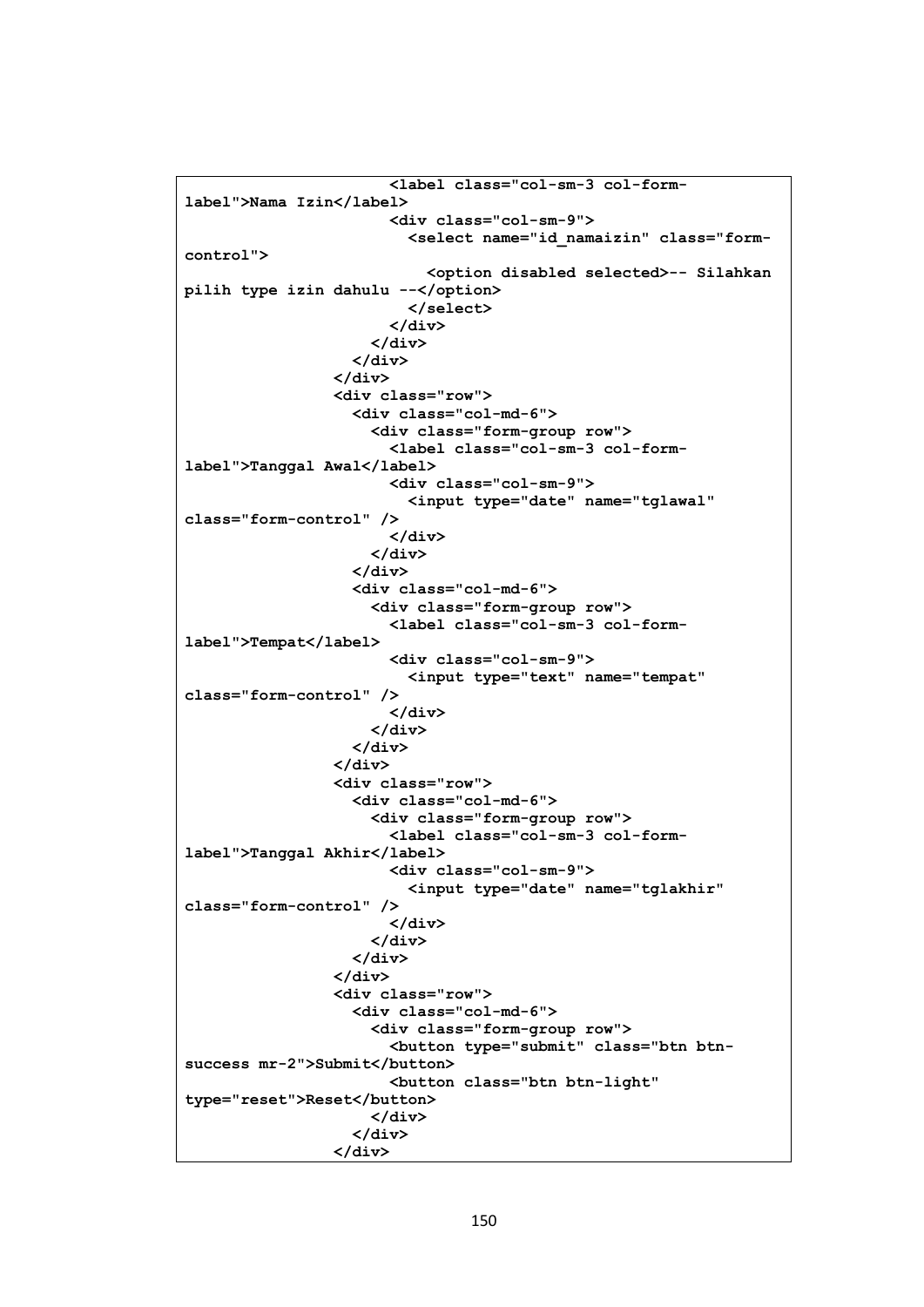```
                      <label class="col-sm-3 col-form-
label">Nama Izin</label>
                      <div class="col-sm-9">
                        <select name="id_namaizin" class="form-
control">
                          <option disabled selected>-- Silahkan
pilih type izin dahulu --</option>
                        </select>
                      </div>
                    </div>
                  </div>
                </div>
                <div class="row">
                  <div class="col-md-6">
                    <div class="form-group row">
                      <label class="col-sm-3 col-form-
label">Tanggal Awal</label>
                      <div class="col-sm-9">
                        <input type="date" name="tglawal"
class="form-control" />
                      </div>
                    </div>
                  </div>
                  <div class="col-md-6">
                    <div class="form-group row">
                      <label class="col-sm-3 col-form-
label">Tempat</label>
                      <div class="col-sm-9">
                        <input type="text" name="tempat"
class="form-control" />
                      </div>
                    </div>
                  </div>
                </div>
                <div class="row">
                  <div class="col-md-6">
                    <div class="form-group row">
                      <label class="col-sm-3 col-form-
label">Tanggal Akhir</label>
                      <div class="col-sm-9">
                        <input type="date" name="tglakhir"
class="form-control" />
                      </div>
                    </div>
                  </div>
                </div>
                <div class="row">
                  <div class="col-md-6">
                    <div class="form-group row">
                      <button type="submit" class="btn btn-
success mr-2">Submit</button>
                      <button class="btn btn-light"
type="reset">Reset</button>
                    </div>
                  </div>
                </div>
```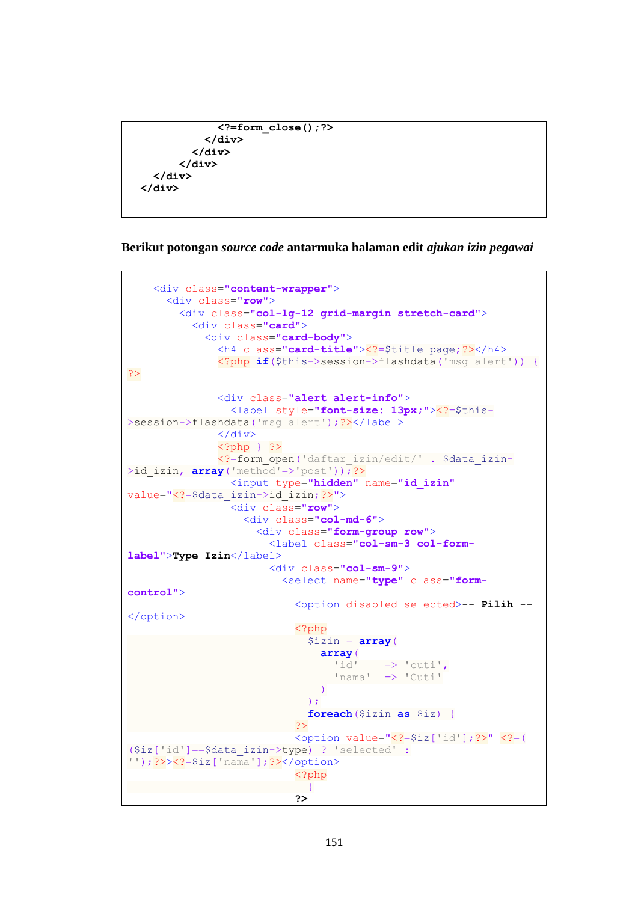```
            <?=form_close();?>
          </div>
        </div>
      </div>
    </div>
  </div>
```

**Berikut potongan *source code* antarmuka halaman edit *ajukan izin pegawai***

```
    <div class="content-wrapper">
      <div class="row">
        <div class="col-lg-12 grid-margin stretch-card">
          <div class="card">
            <div class="card-body">
              <h4 class="card-title"><?=$title_page;?></h4>
              <?php if($this->session->flashdata('msg_alert')) {
?>

              <div class="alert alert-info">
                <label style="font-size: 13px;"><?=$this-
>session->flashdata('msg_alert');?></label>
              </div>
              <?php } ?>
              <?=form_open('daftar_izin/edit/' . $data_izin-
>id_izin, array('method'=>'post'));?>
                <input type="hidden" name="id_izin"
value="<?=$data_izin->id_izin;?>">
                <div class="row">
                  <div class="col-md-6">
                    <div class="form-group row">
                      <label class="col-sm-3 col-form-
label">Type Izin</label>
                      <div class="col-sm-9">
                        <select name="type" class="form-
control">
                          <option disabled selected>-- Pilih --
</option>
                          <?php
                            $izin = array(
                              array(
                                'id'    => 'cuti',
                                'nama'  => 'Cuti'
                              )
                            );
                            foreach($izin as $iz) {
                          ?>
                          <option value="<?=$iz['id'];?>" <?=(
($iz['id']==$data_izin->type) ? 'selected' :
'');?>><?=$iz['nama'];?></option>
                          <?php
                            }
                          ?>
```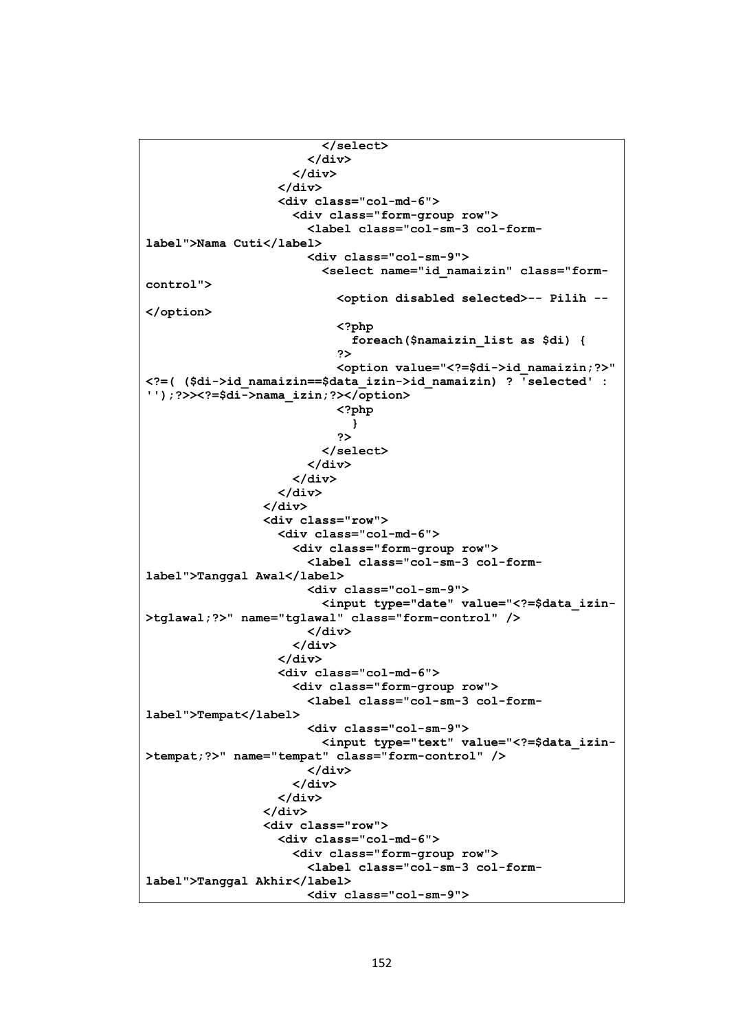```
                        </select>
                      </div>
                    </div>
                  </div>
                  <div class="col-md-6">
                    <div class="form-group row">
                      <label class="col-sm-3 col-form-
label">Nama Cuti</label>
                      <div class="col-sm-9">
                        <select name="id_namaizin" class="form-
control">
                          <option disabled selected>-- Pilih --
</option>
                          <?php
                            foreach($namaizin_list as $di) {
                          ?>
                          <option value="<?=$di->id_namaizin;?>"
<?=( ($di->id_namaizin==$data_izin->id_namaizin) ? 'selected' :
'');?>><?=$di->nama_izin;?></option>
                          <?php
                            }
                          ?>
                        </select>
                      </div>
                    </div>
                  </div>
                </div>
                <div class="row">
                  <div class="col-md-6">
                    <div class="form-group row">
                      <label class="col-sm-3 col-form-
label">Tanggal Awal</label>
                      <div class="col-sm-9">
                        <input type="date" value="<?=$data_izin-
>tglawal;?>" name="tglawal" class="form-control" />
                      </div>
                    </div>
                  </div>
                  <div class="col-md-6">
                    <div class="form-group row">
                      <label class="col-sm-3 col-form-
label">Tempat</label>
                      <div class="col-sm-9">
                        <input type="text" value="<?=$data_izin-
>tempat;?>" name="tempat" class="form-control" />
                      </div>
                    </div>
                  </div>
                </div>
                <div class="row">
                  <div class="col-md-6">
                    <div class="form-group row">
                      <label class="col-sm-3 col-form-
label">Tanggal Akhir</label>
                      <div class="col-sm-9">
```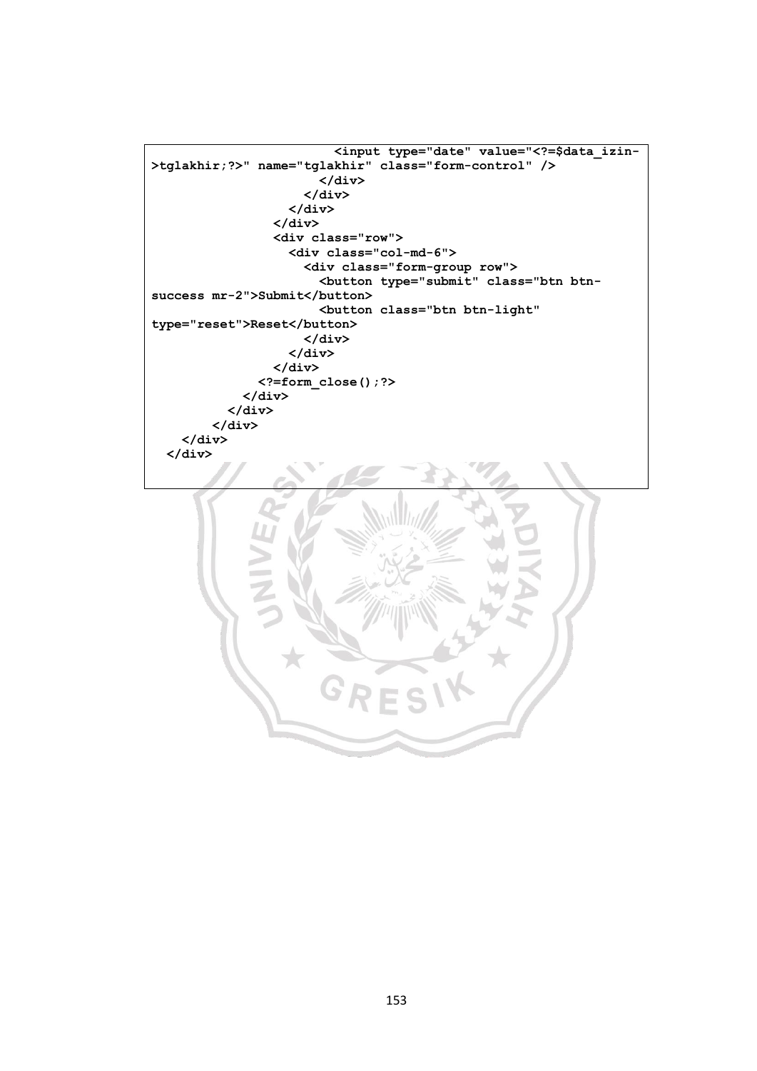```
                        <input type="date" value="<?=$data_izin-
>tglakhir;?>" name="tglakhir" class="form-control" />
                      </div>
                    </div>
                  </div>
                </div>
                <div class="row">
                  <div class="col-md-6">
                    <div class="form-group row">
                      <button type="submit" class="btn btn-
success mr-2">Submit</button>
                      <button class="btn btn-light"
type="reset">Reset</button>
                    </div>
                  </div>
                </div>
              <?=form_close();?>
            </div>
          </div>
        </div>
    </div>
  </div>
```